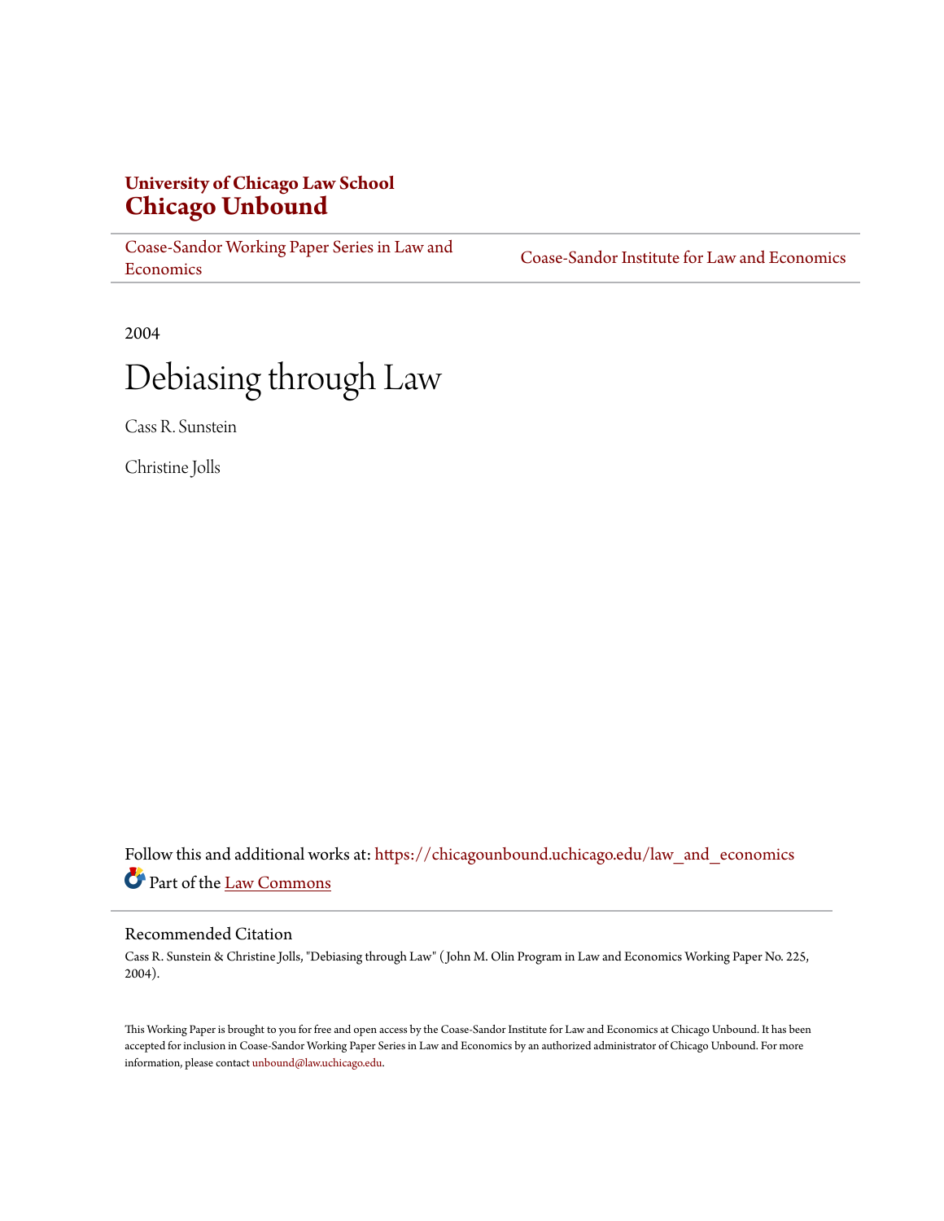**University of Chicago Law School**
**Chicago Unbound**

Coase-Sandor Working Paper Series in Law and Economics | Coase-Sandor Institute for Law and Economics

2004

# Debiasing through Law

Cass R. Sunstein

Christine Jolls

Follow this and additional works at: https://chicagounbound.uchicago.edu/law_and_economics

Part of the Law Commons

## Recommended Citation

Cass R. Sunstein & Christine Jolls, "Debiasing through Law" ( John M. Olin Program in Law and Economics Working Paper No. 225, 2004).

This Working Paper is brought to you for free and open access by the Coase-Sandor Institute for Law and Economics at Chicago Unbound. It has been accepted for inclusion in Coase-Sandor Working Paper Series in Law and Economics by an authorized administrator of Chicago Unbound. For more information, please contact unbound@law.uchicago.edu.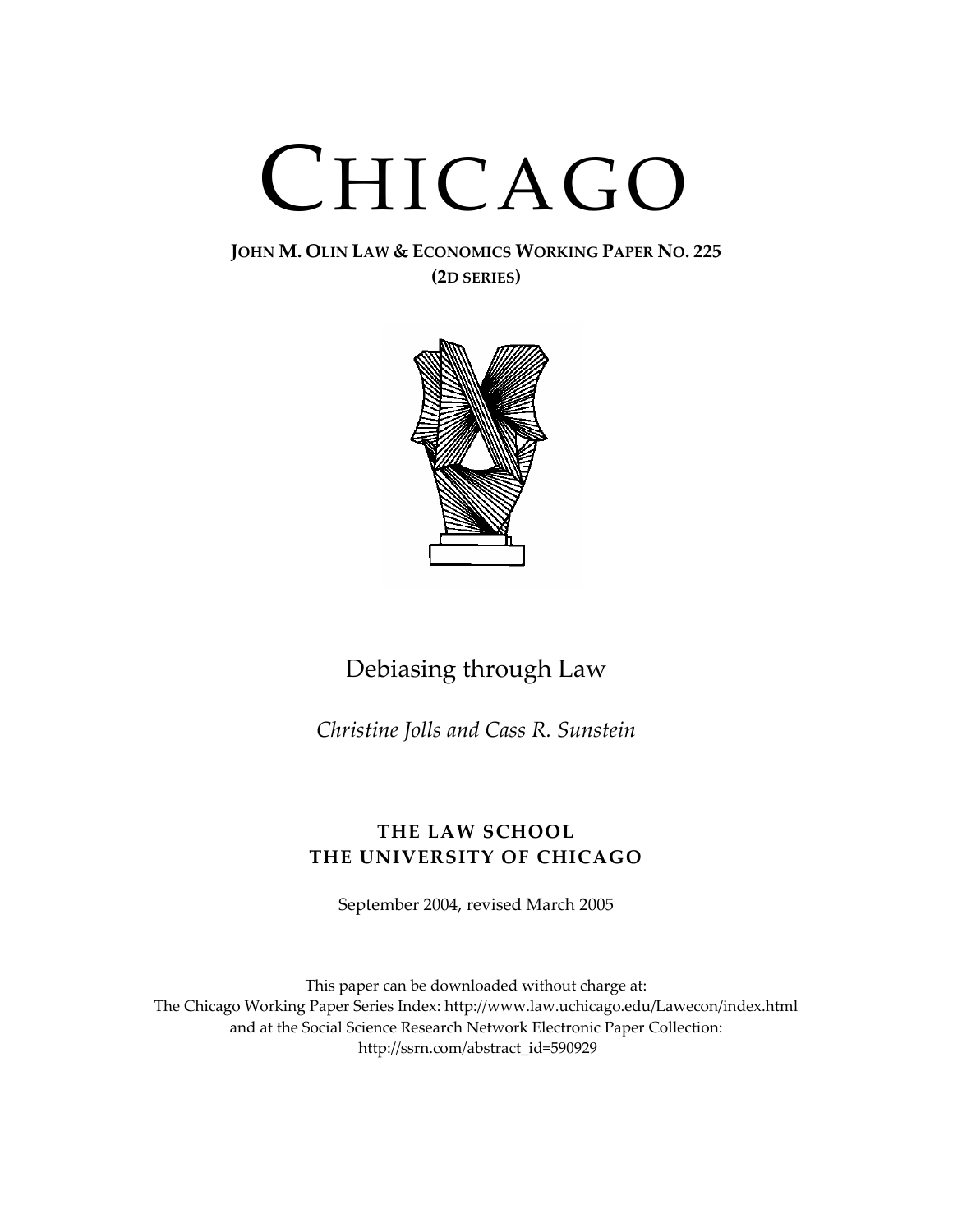# CHICAGO

**JOHN M. OLIN LAW & ECONOMICS WORKING PAPER NO. 225**
**(2D SERIES)**

## Debiasing through Law

*Christine Jolls and Cass R. Sunstein*

**THE LAW SCHOOL**
**THE UNIVERSITY OF CHICAGO**

September 2004, revised March 2005

This paper can be downloaded without charge at:
The Chicago Working Paper Series Index: http://www.law.uchicago.edu/Lawecon/index.html
and at the Social Science Research Network Electronic Paper Collection:
http://ssrn.com/abstract_id=590929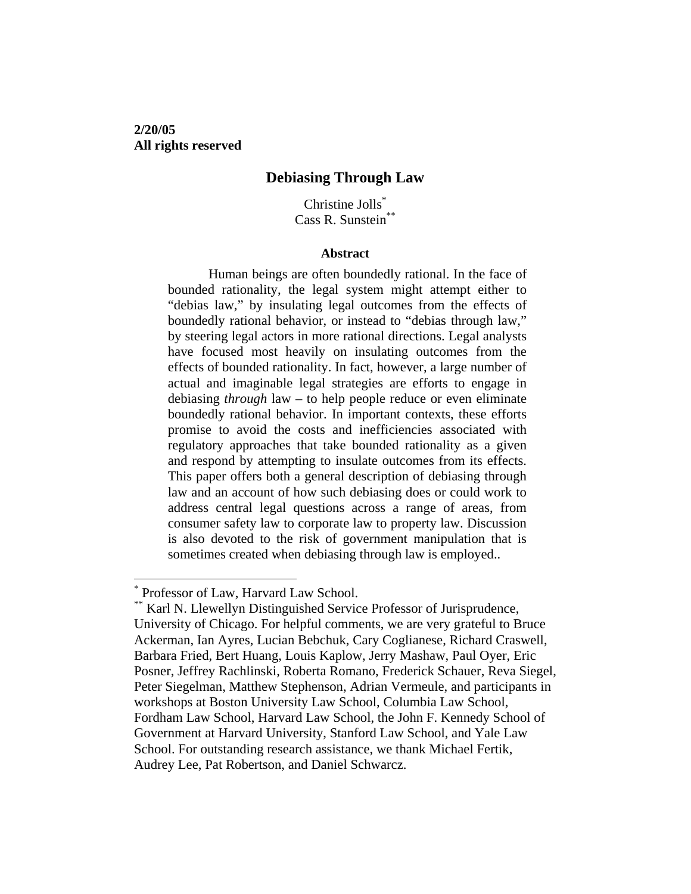**2/20/05**
**All rights reserved**

# Debiasing Through Law

Christine Jolls[*]
Cass R. Sunstein[**]

### Abstract

Human beings are often boundedly rational. In the face of bounded rationality, the legal system might attempt either to "debias law," by insulating legal outcomes from the effects of boundedly rational behavior, or instead to "debias through law," by steering legal actors in more rational directions. Legal analysts have focused most heavily on insulating outcomes from the effects of bounded rationality. In fact, however, a large number of actual and imaginable legal strategies are efforts to engage in debiasing *through* law – to help people reduce or even eliminate boundedly rational behavior. In important contexts, these efforts promise to avoid the costs and inefficiencies associated with regulatory approaches that take bounded rationality as a given and respond by attempting to insulate outcomes from its effects. This paper offers both a general description of debiasing through law and an account of how such debiasing does or could work to address central legal questions across a range of areas, from consumer safety law to corporate law to property law. Discussion is also devoted to the risk of government manipulation that is sometimes created when debiasing through law is employed..

---

[*] Professor of Law, Harvard Law School.

[**] Karl N. Llewellyn Distinguished Service Professor of Jurisprudence, University of Chicago. For helpful comments, we are very grateful to Bruce Ackerman, Ian Ayres, Lucian Bebchuk, Cary Coglianese, Richard Craswell, Barbara Fried, Bert Huang, Louis Kaplow, Jerry Mashaw, Paul Oyer, Eric Posner, Jeffrey Rachlinski, Roberta Romano, Frederick Schauer, Reva Siegel, Peter Siegelman, Matthew Stephenson, Adrian Vermeule, and participants in workshops at Boston University Law School, Columbia Law School, Fordham Law School, Harvard Law School, the John F. Kennedy School of Government at Harvard University, Stanford Law School, and Yale Law School. For outstanding research assistance, we thank Michael Fertik, Audrey Lee, Pat Robertson, and Daniel Schwarcz.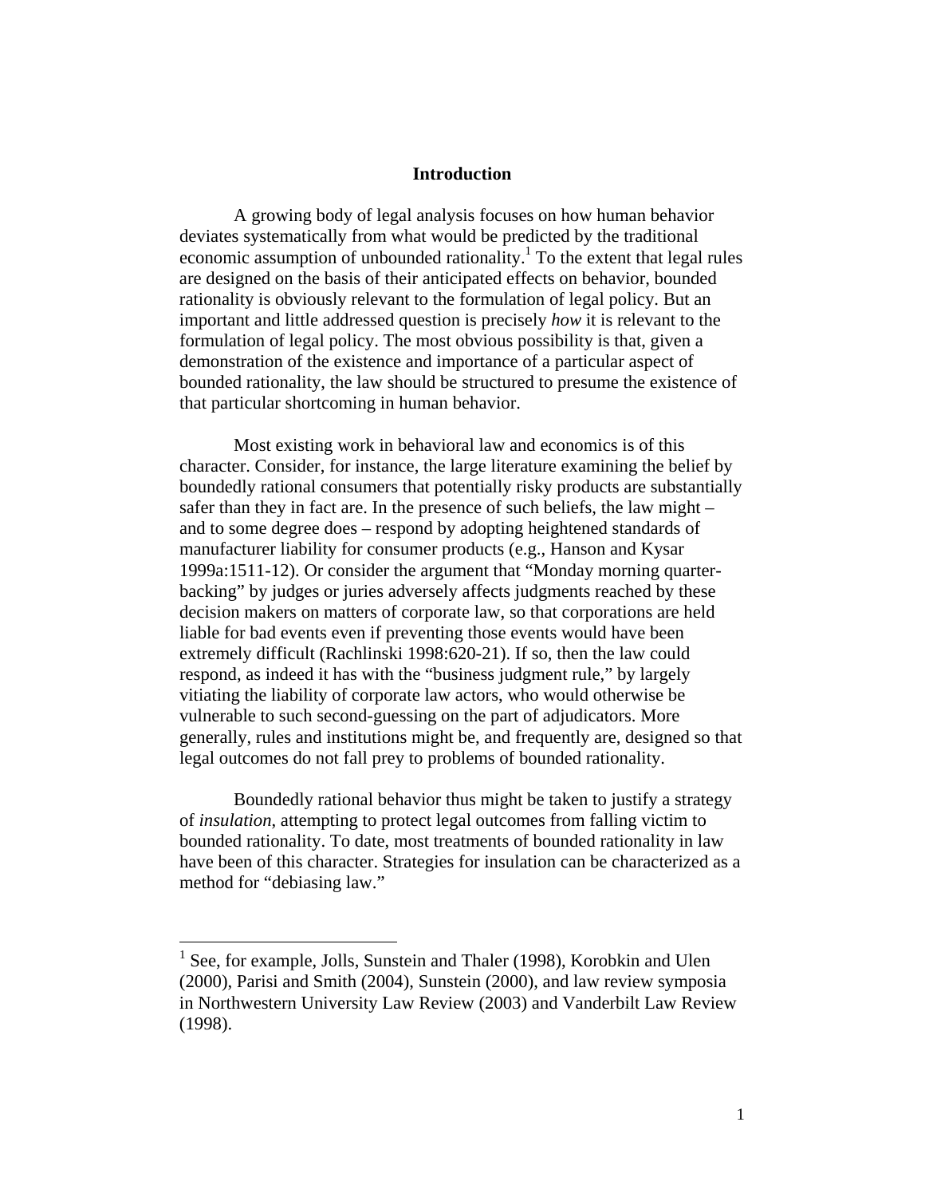## Introduction

A growing body of legal analysis focuses on how human behavior deviates systematically from what would be predicted by the traditional economic assumption of unbounded rationality.[1] To the extent that legal rules are designed on the basis of their anticipated effects on behavior, bounded rationality is obviously relevant to the formulation of legal policy. But an important and little addressed question is precisely *how* it is relevant to the formulation of legal policy. The most obvious possibility is that, given a demonstration of the existence and importance of a particular aspect of bounded rationality, the law should be structured to presume the existence of that particular shortcoming in human behavior.

Most existing work in behavioral law and economics is of this character. Consider, for instance, the large literature examining the belief by boundedly rational consumers that potentially risky products are substantially safer than they in fact are. In the presence of such beliefs, the law might – and to some degree does – respond by adopting heightened standards of manufacturer liability for consumer products (e.g., Hanson and Kysar 1999a:1511-12). Or consider the argument that "Monday morning quarter-backing" by judges or juries adversely affects judgments reached by these decision makers on matters of corporate law, so that corporations are held liable for bad events even if preventing those events would have been extremely difficult (Rachlinski 1998:620-21). If so, then the law could respond, as indeed it has with the "business judgment rule," by largely vitiating the liability of corporate law actors, who would otherwise be vulnerable to such second-guessing on the part of adjudicators. More generally, rules and institutions might be, and frequently are, designed so that legal outcomes do not fall prey to problems of bounded rationality.

Boundedly rational behavior thus might be taken to justify a strategy of *insulation*, attempting to protect legal outcomes from falling victim to bounded rationality. To date, most treatments of bounded rationality in law have been of this character. Strategies for insulation can be characterized as a method for "debiasing law."

[1] See, for example, Jolls, Sunstein and Thaler (1998), Korobkin and Ulen (2000), Parisi and Smith (2004), Sunstein (2000), and law review symposia in Northwestern University Law Review (2003) and Vanderbilt Law Review (1998).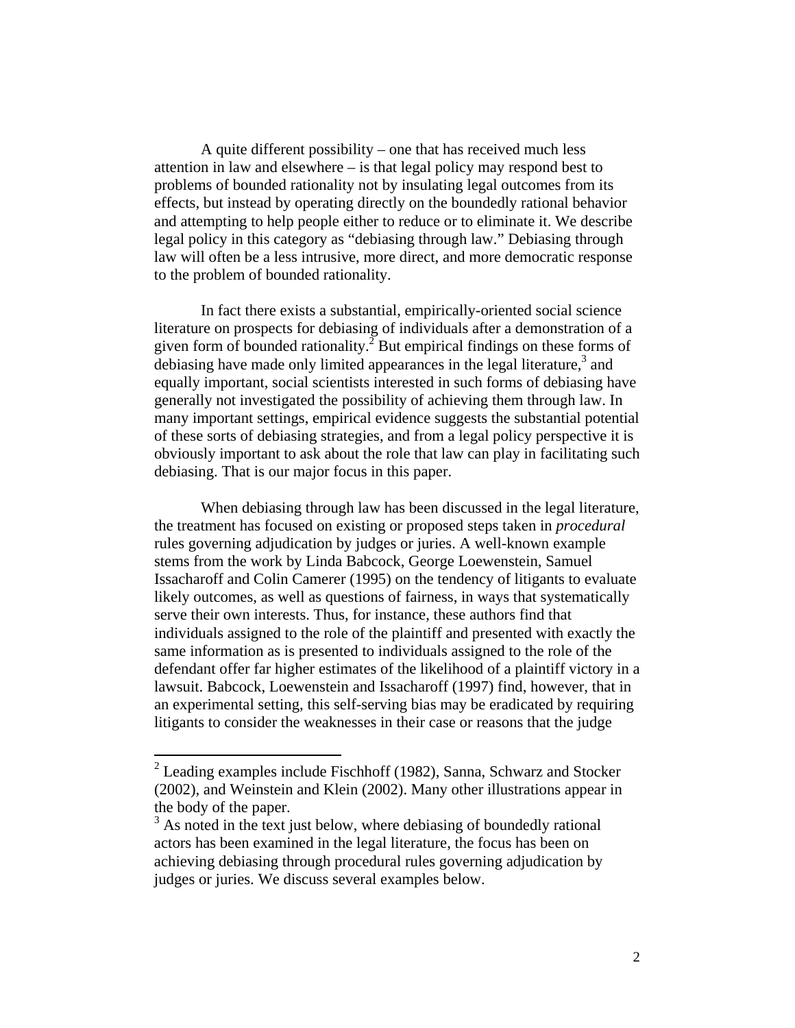A quite different possibility – one that has received much less attention in law and elsewhere – is that legal policy may respond best to problems of bounded rationality not by insulating legal outcomes from its effects, but instead by operating directly on the boundedly rational behavior and attempting to help people either to reduce or to eliminate it. We describe legal policy in this category as "debiasing through law." Debiasing through law will often be a less intrusive, more direct, and more democratic response to the problem of bounded rationality.

In fact there exists a substantial, empirically-oriented social science literature on prospects for debiasing of individuals after a demonstration of a given form of bounded rationality.[2] But empirical findings on these forms of debiasing have made only limited appearances in the legal literature,[3] and equally important, social scientists interested in such forms of debiasing have generally not investigated the possibility of achieving them through law. In many important settings, empirical evidence suggests the substantial potential of these sorts of debiasing strategies, and from a legal policy perspective it is obviously important to ask about the role that law can play in facilitating such debiasing. That is our major focus in this paper.

When debiasing through law has been discussed in the legal literature, the treatment has focused on existing or proposed steps taken in *procedural* rules governing adjudication by judges or juries. A well-known example stems from the work by Linda Babcock, George Loewenstein, Samuel Issacharoff and Colin Camerer (1995) on the tendency of litigants to evaluate likely outcomes, as well as questions of fairness, in ways that systematically serve their own interests. Thus, for instance, these authors find that individuals assigned to the role of the plaintiff and presented with exactly the same information as is presented to individuals assigned to the role of the defendant offer far higher estimates of the likelihood of a plaintiff victory in a lawsuit. Babcock, Loewenstein and Issacharoff (1997) find, however, that in an experimental setting, this self-serving bias may be eradicated by requiring litigants to consider the weaknesses in their case or reasons that the judge

[2] Leading examples include Fischhoff (1982), Sanna, Schwarz and Stocker (2002), and Weinstein and Klein (2002). Many other illustrations appear in the body of the paper.

[3] As noted in the text just below, where debiasing of boundedly rational actors has been examined in the legal literature, the focus has been on achieving debiasing through procedural rules governing adjudication by judges or juries. We discuss several examples below.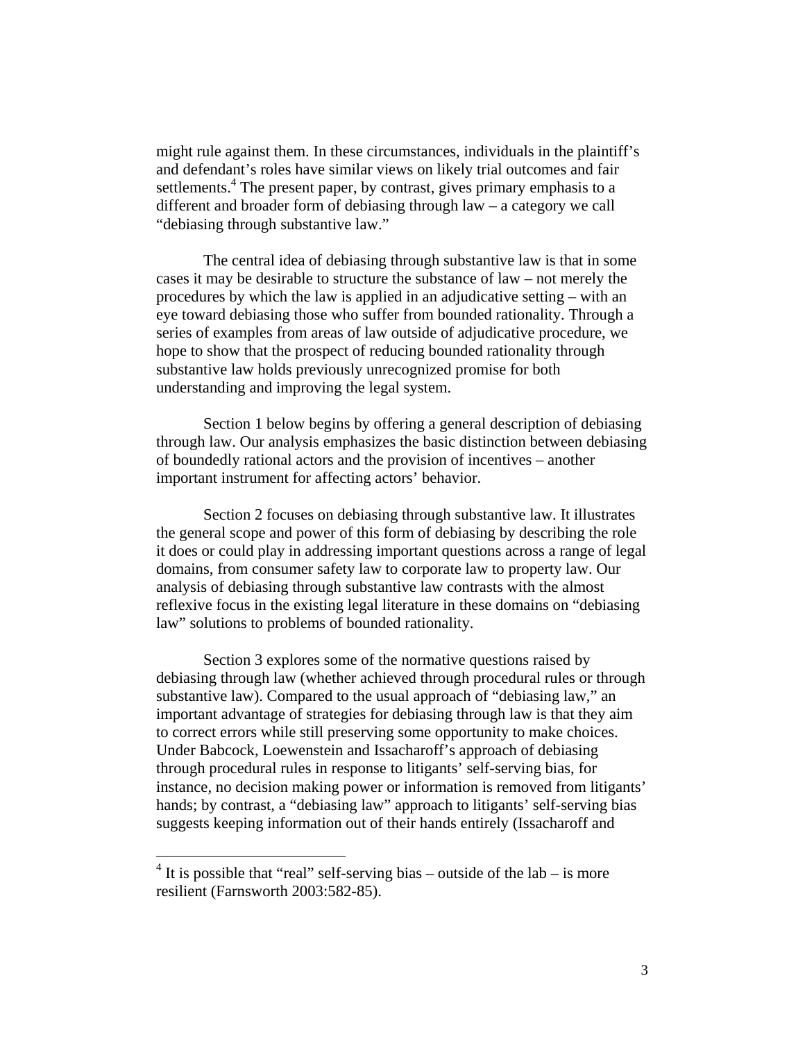might rule against them. In these circumstances, individuals in the plaintiff's and defendant's roles have similar views on likely trial outcomes and fair settlements.[4] The present paper, by contrast, gives primary emphasis to a different and broader form of debiasing through law – a category we call "debiasing through substantive law."

The central idea of debiasing through substantive law is that in some cases it may be desirable to structure the substance of law – not merely the procedures by which the law is applied in an adjudicative setting – with an eye toward debiasing those who suffer from bounded rationality. Through a series of examples from areas of law outside of adjudicative procedure, we hope to show that the prospect of reducing bounded rationality through substantive law holds previously unrecognized promise for both understanding and improving the legal system.

Section 1 below begins by offering a general description of debiasing through law. Our analysis emphasizes the basic distinction between debiasing of boundedly rational actors and the provision of incentives – another important instrument for affecting actors' behavior.

Section 2 focuses on debiasing through substantive law. It illustrates the general scope and power of this form of debiasing by describing the role it does or could play in addressing important questions across a range of legal domains, from consumer safety law to corporate law to property law. Our analysis of debiasing through substantive law contrasts with the almost reflexive focus in the existing legal literature in these domains on "debiasing law" solutions to problems of bounded rationality.

Section 3 explores some of the normative questions raised by debiasing through law (whether achieved through procedural rules or through substantive law). Compared to the usual approach of "debiasing law," an important advantage of strategies for debiasing through law is that they aim to correct errors while still preserving some opportunity to make choices. Under Babcock, Loewenstein and Issacharoff's approach of debiasing through procedural rules in response to litigants' self-serving bias, for instance, no decision making power or information is removed from litigants' hands; by contrast, a "debiasing law" approach to litigants' self-serving bias suggests keeping information out of their hands entirely (Issacharoff and

---

[4] It is possible that "real" self-serving bias – outside of the lab – is more resilient (Farnsworth 2003:582-85).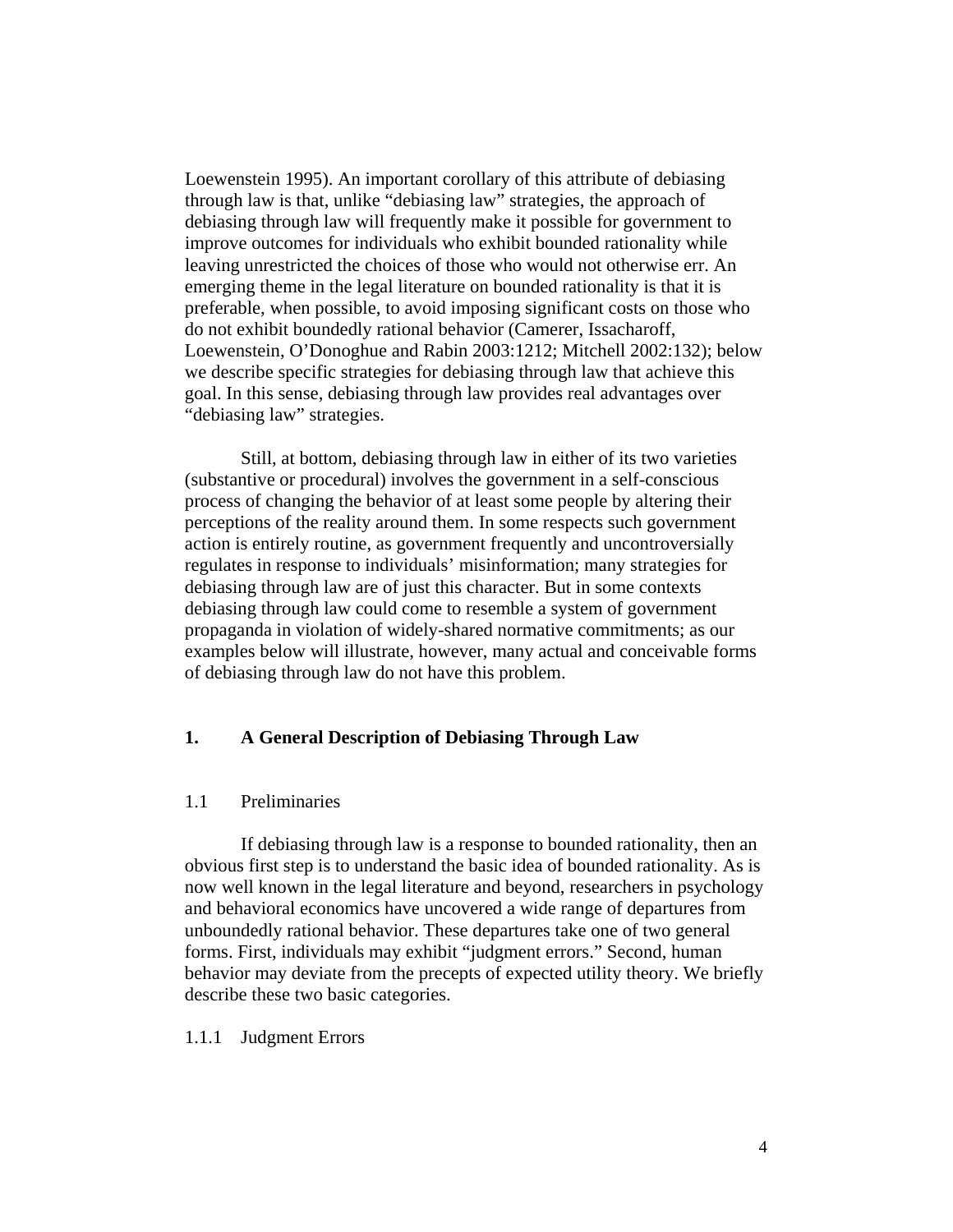Loewenstein 1995). An important corollary of this attribute of debiasing through law is that, unlike "debiasing law" strategies, the approach of debiasing through law will frequently make it possible for government to improve outcomes for individuals who exhibit bounded rationality while leaving unrestricted the choices of those who would not otherwise err. An emerging theme in the legal literature on bounded rationality is that it is preferable, when possible, to avoid imposing significant costs on those who do not exhibit boundedly rational behavior (Camerer, Issacharoff, Loewenstein, O'Donoghue and Rabin 2003:1212; Mitchell 2002:132); below we describe specific strategies for debiasing through law that achieve this goal. In this sense, debiasing through law provides real advantages over "debiasing law" strategies.

Still, at bottom, debiasing through law in either of its two varieties (substantive or procedural) involves the government in a self-conscious process of changing the behavior of at least some people by altering their perceptions of the reality around them. In some respects such government action is entirely routine, as government frequently and uncontroversially regulates in response to individuals' misinformation; many strategies for debiasing through law are of just this character. But in some contexts debiasing through law could come to resemble a system of government propaganda in violation of widely-shared normative commitments; as our examples below will illustrate, however, many actual and conceivable forms of debiasing through law do not have this problem.

## 1. A General Description of Debiasing Through Law

### 1.1 Preliminaries

If debiasing through law is a response to bounded rationality, then an obvious first step is to understand the basic idea of bounded rationality. As is now well known in the legal literature and beyond, researchers in psychology and behavioral economics have uncovered a wide range of departures from unboundedly rational behavior. These departures take one of two general forms. First, individuals may exhibit "judgment errors." Second, human behavior may deviate from the precepts of expected utility theory. We briefly describe these two basic categories.

#### 1.1.1 Judgment Errors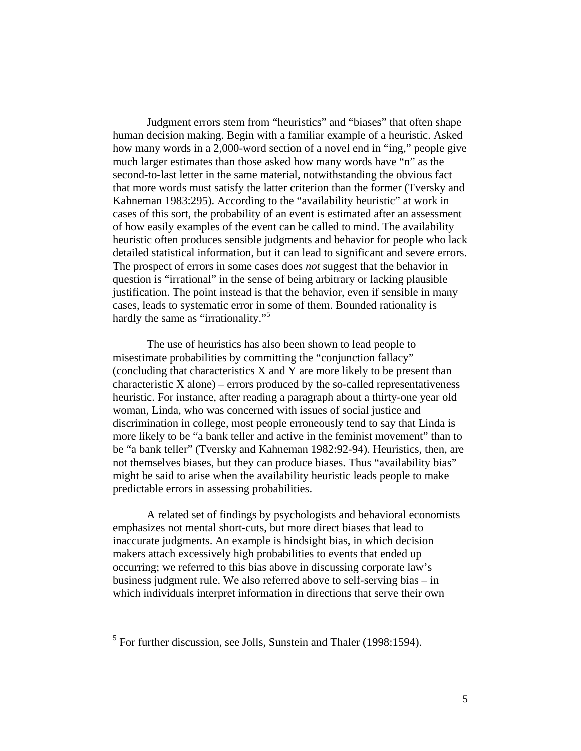Judgment errors stem from "heuristics" and "biases" that often shape human decision making. Begin with a familiar example of a heuristic. Asked how many words in a 2,000-word section of a novel end in "ing," people give much larger estimates than those asked how many words have "n" as the second-to-last letter in the same material, notwithstanding the obvious fact that more words must satisfy the latter criterion than the former (Tversky and Kahneman 1983:295). According to the "availability heuristic" at work in cases of this sort, the probability of an event is estimated after an assessment of how easily examples of the event can be called to mind. The availability heuristic often produces sensible judgments and behavior for people who lack detailed statistical information, but it can lead to significant and severe errors. The prospect of errors in some cases does *not* suggest that the behavior in question is "irrational" in the sense of being arbitrary or lacking plausible justification. The point instead is that the behavior, even if sensible in many cases, leads to systematic error in some of them. Bounded rationality is hardly the same as "irrationality."[5]

The use of heuristics has also been shown to lead people to misestimate probabilities by committing the "conjunction fallacy" (concluding that characteristics X and Y are more likely to be present than characteristic X alone) – errors produced by the so-called representativeness heuristic. For instance, after reading a paragraph about a thirty-one year old woman, Linda, who was concerned with issues of social justice and discrimination in college, most people erroneously tend to say that Linda is more likely to be "a bank teller and active in the feminist movement" than to be "a bank teller" (Tversky and Kahneman 1982:92-94). Heuristics, then, are not themselves biases, but they can produce biases. Thus "availability bias" might be said to arise when the availability heuristic leads people to make predictable errors in assessing probabilities.

A related set of findings by psychologists and behavioral economists emphasizes not mental short-cuts, but more direct biases that lead to inaccurate judgments. An example is hindsight bias, in which decision makers attach excessively high probabilities to events that ended up occurring; we referred to this bias above in discussing corporate law's business judgment rule. We also referred above to self-serving bias – in which individuals interpret information in directions that serve their own

[5] For further discussion, see Jolls, Sunstein and Thaler (1998:1594).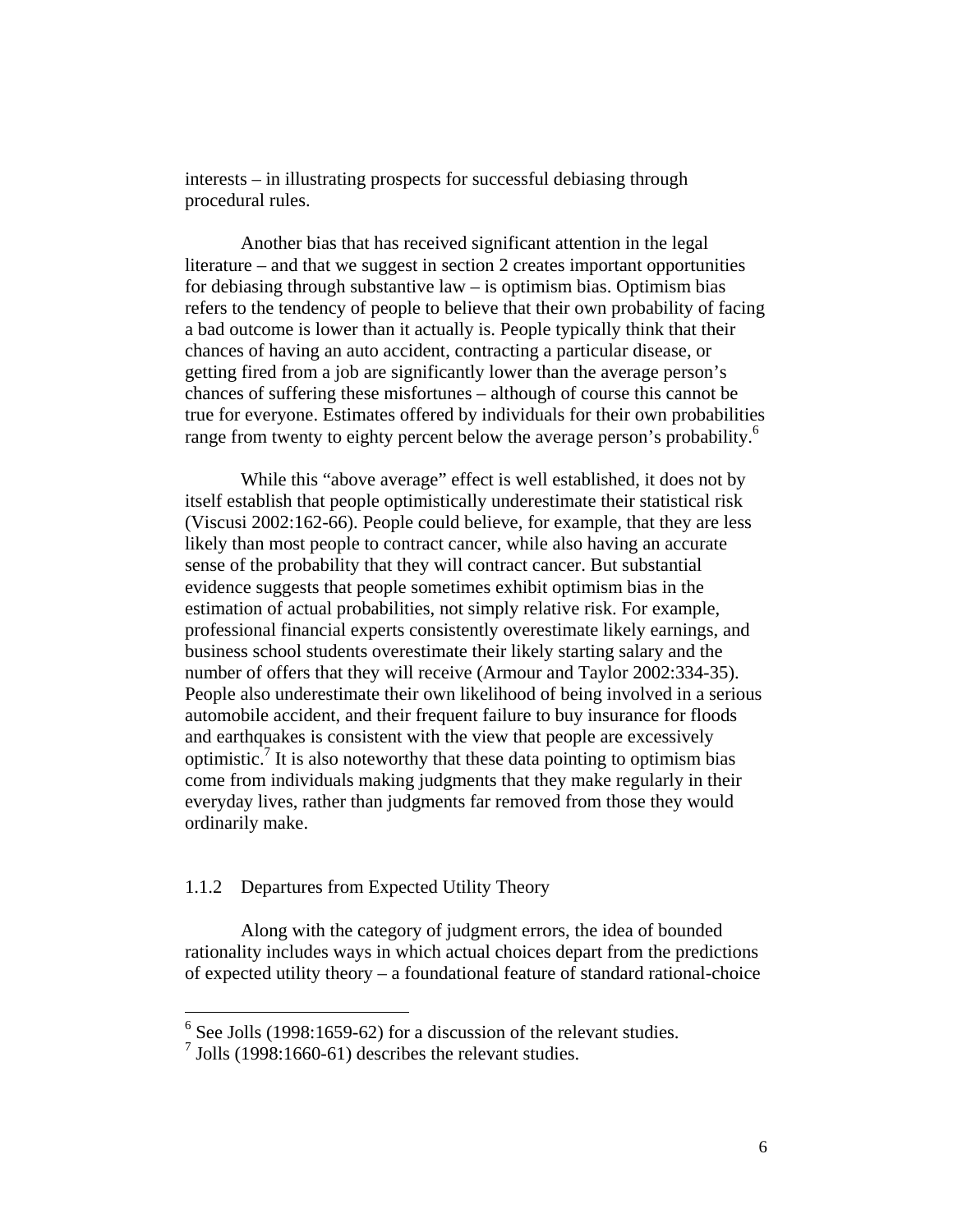interests – in illustrating prospects for successful debiasing through procedural rules.

Another bias that has received significant attention in the legal literature – and that we suggest in section 2 creates important opportunities for debiasing through substantive law – is optimism bias. Optimism bias refers to the tendency of people to believe that their own probability of facing a bad outcome is lower than it actually is. People typically think that their chances of having an auto accident, contracting a particular disease, or getting fired from a job are significantly lower than the average person's chances of suffering these misfortunes – although of course this cannot be true for everyone. Estimates offered by individuals for their own probabilities range from twenty to eighty percent below the average person's probability.[6]

While this "above average" effect is well established, it does not by itself establish that people optimistically underestimate their statistical risk (Viscusi 2002:162-66). People could believe, for example, that they are less likely than most people to contract cancer, while also having an accurate sense of the probability that they will contract cancer. But substantial evidence suggests that people sometimes exhibit optimism bias in the estimation of actual probabilities, not simply relative risk. For example, professional financial experts consistently overestimate likely earnings, and business school students overestimate their likely starting salary and the number of offers that they will receive (Armour and Taylor 2002:334-35). People also underestimate their own likelihood of being involved in a serious automobile accident, and their frequent failure to buy insurance for floods and earthquakes is consistent with the view that people are excessively optimistic.[7] It is also noteworthy that these data pointing to optimism bias come from individuals making judgments that they make regularly in their everyday lives, rather than judgments far removed from those they would ordinarily make.

### 1.1.2 Departures from Expected Utility Theory

Along with the category of judgment errors, the idea of bounded rationality includes ways in which actual choices depart from the predictions of expected utility theory – a foundational feature of standard rational-choice

---

[6] See Jolls (1998:1659-62) for a discussion of the relevant studies.

[7] Jolls (1998:1660-61) describes the relevant studies.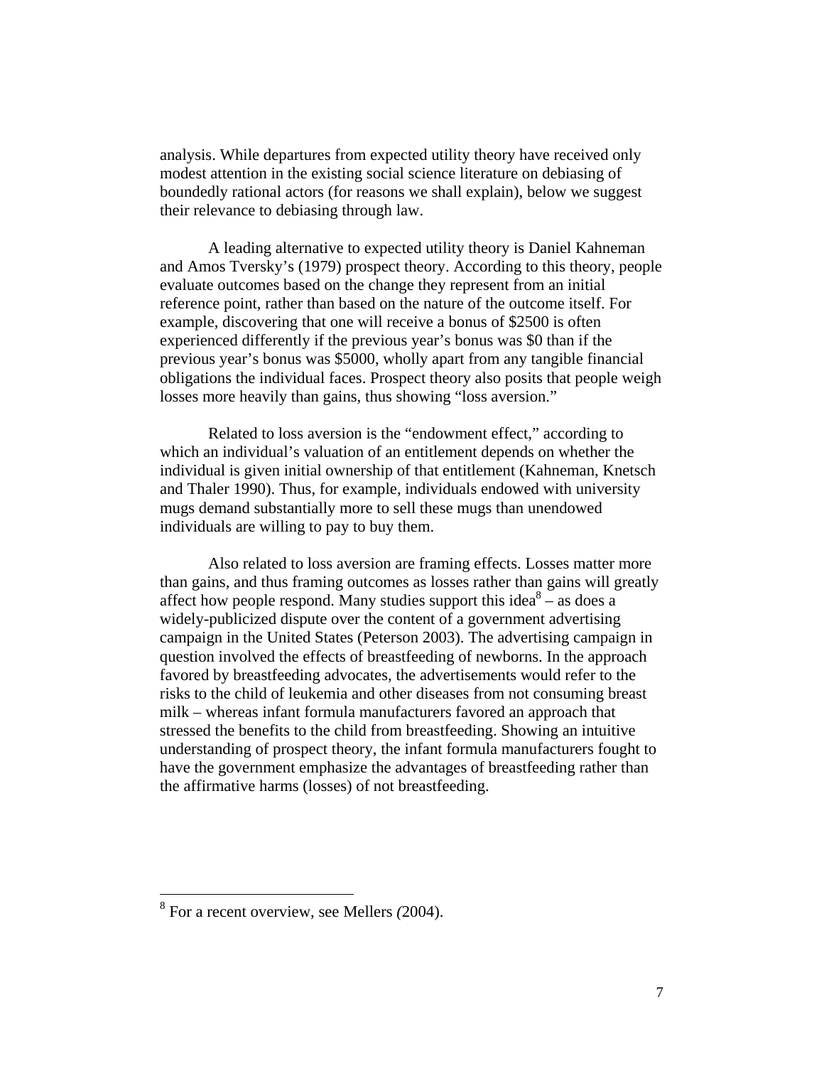analysis. While departures from expected utility theory have received only modest attention in the existing social science literature on debiasing of boundedly rational actors (for reasons we shall explain), below we suggest their relevance to debiasing through law.

A leading alternative to expected utility theory is Daniel Kahneman and Amos Tversky's (1979) prospect theory. According to this theory, people evaluate outcomes based on the change they represent from an initial reference point, rather than based on the nature of the outcome itself. For example, discovering that one will receive a bonus of $2500 is often experienced differently if the previous year's bonus was $0 than if the previous year's bonus was $5000, wholly apart from any tangible financial obligations the individual faces. Prospect theory also posits that people weigh losses more heavily than gains, thus showing "loss aversion."

Related to loss aversion is the "endowment effect," according to which an individual's valuation of an entitlement depends on whether the individual is given initial ownership of that entitlement (Kahneman, Knetsch and Thaler 1990). Thus, for example, individuals endowed with university mugs demand substantially more to sell these mugs than unendowed individuals are willing to pay to buy them.

Also related to loss aversion are framing effects. Losses matter more than gains, and thus framing outcomes as losses rather than gains will greatly affect how people respond. Many studies support this idea[8] – as does a widely-publicized dispute over the content of a government advertising campaign in the United States (Peterson 2003). The advertising campaign in question involved the effects of breastfeeding of newborns. In the approach favored by breastfeeding advocates, the advertisements would refer to the risks to the child of leukemia and other diseases from not consuming breast milk – whereas infant formula manufacturers favored an approach that stressed the benefits to the child from breastfeeding. Showing an intuitive understanding of prospect theory, the infant formula manufacturers fought to have the government emphasize the advantages of breastfeeding rather than the affirmative harms (losses) of not breastfeeding.

---

[8] For a recent overview, see Mellers (2004).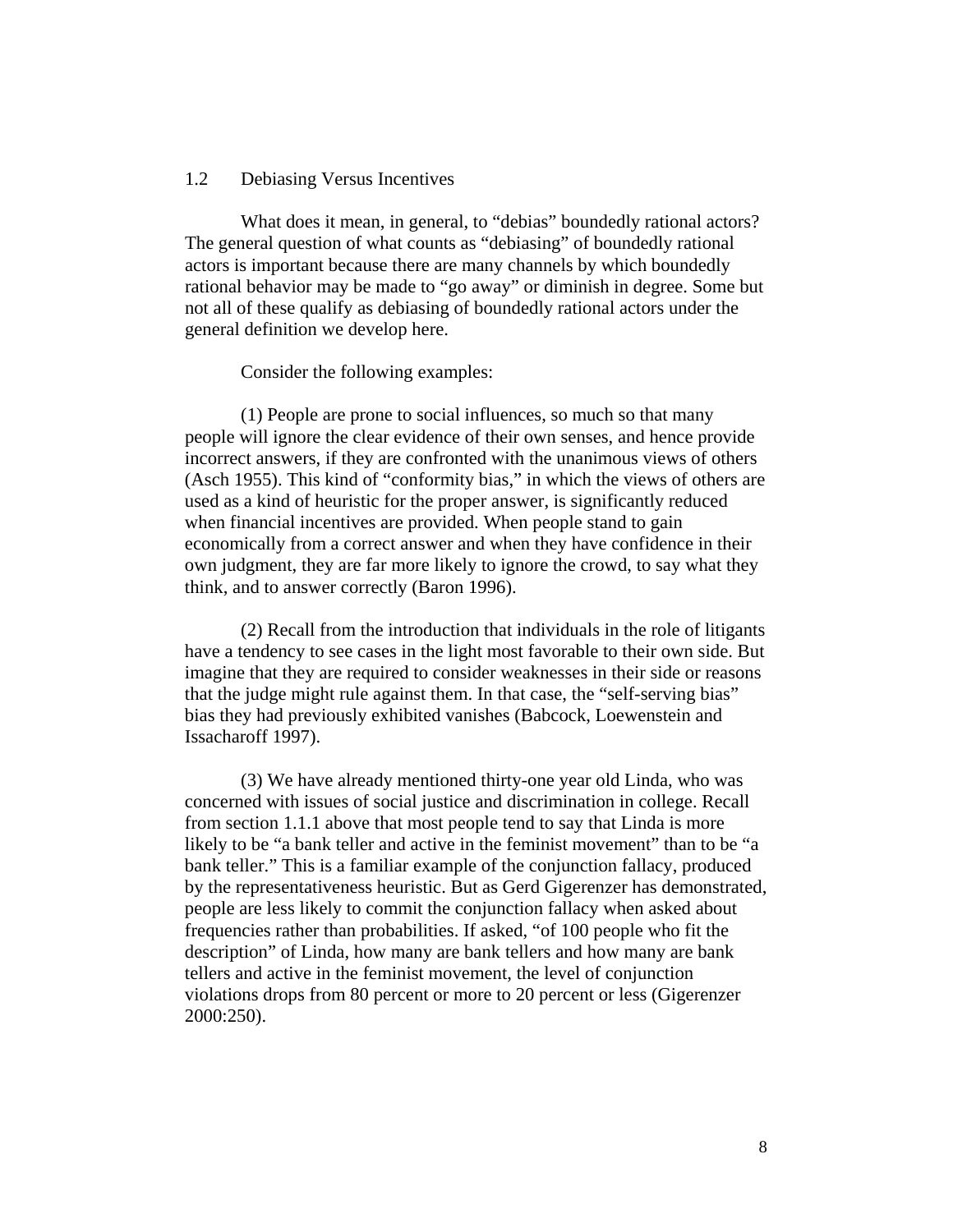## 1.2 Debiasing Versus Incentives

What does it mean, in general, to "debias" boundedly rational actors? The general question of what counts as "debiasing" of boundedly rational actors is important because there are many channels by which boundedly rational behavior may be made to "go away" or diminish in degree. Some but not all of these qualify as debiasing of boundedly rational actors under the general definition we develop here.

Consider the following examples:

(1) People are prone to social influences, so much so that many people will ignore the clear evidence of their own senses, and hence provide incorrect answers, if they are confronted with the unanimous views of others (Asch 1955). This kind of "conformity bias," in which the views of others are used as a kind of heuristic for the proper answer, is significantly reduced when financial incentives are provided. When people stand to gain economically from a correct answer and when they have confidence in their own judgment, they are far more likely to ignore the crowd, to say what they think, and to answer correctly (Baron 1996).

(2) Recall from the introduction that individuals in the role of litigants have a tendency to see cases in the light most favorable to their own side. But imagine that they are required to consider weaknesses in their side or reasons that the judge might rule against them. In that case, the "self-serving bias" bias they had previously exhibited vanishes (Babcock, Loewenstein and Issacharoff 1997).

(3) We have already mentioned thirty-one year old Linda, who was concerned with issues of social justice and discrimination in college. Recall from section 1.1.1 above that most people tend to say that Linda is more likely to be "a bank teller and active in the feminist movement" than to be "a bank teller." This is a familiar example of the conjunction fallacy, produced by the representativeness heuristic. But as Gerd Gigerenzer has demonstrated, people are less likely to commit the conjunction fallacy when asked about frequencies rather than probabilities. If asked, "of 100 people who fit the description" of Linda, how many are bank tellers and how many are bank tellers and active in the feminist movement, the level of conjunction violations drops from 80 percent or more to 20 percent or less (Gigerenzer 2000:250).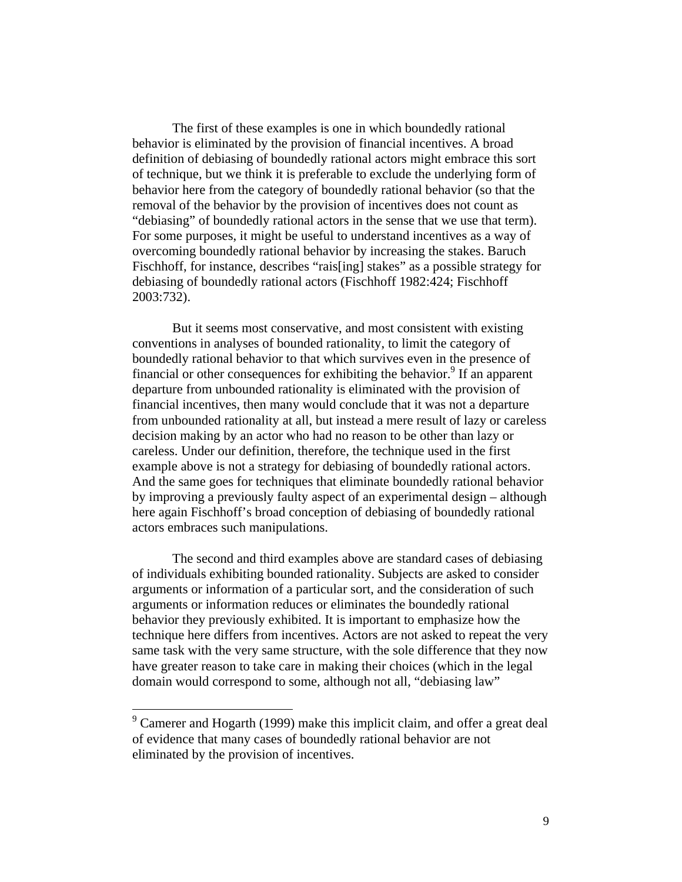The first of these examples is one in which boundedly rational behavior is eliminated by the provision of financial incentives. A broad definition of debiasing of boundedly rational actors might embrace this sort of technique, but we think it is preferable to exclude the underlying form of behavior here from the category of boundedly rational behavior (so that the removal of the behavior by the provision of incentives does not count as "debiasing" of boundedly rational actors in the sense that we use that term). For some purposes, it might be useful to understand incentives as a way of overcoming boundedly rational behavior by increasing the stakes. Baruch Fischhoff, for instance, describes "rais[ing] stakes" as a possible strategy for debiasing of boundedly rational actors (Fischhoff 1982:424; Fischhoff 2003:732).

But it seems most conservative, and most consistent with existing conventions in analyses of bounded rationality, to limit the category of boundedly rational behavior to that which survives even in the presence of financial or other consequences for exhibiting the behavior.[9] If an apparent departure from unbounded rationality is eliminated with the provision of financial incentives, then many would conclude that it was not a departure from unbounded rationality at all, but instead a mere result of lazy or careless decision making by an actor who had no reason to be other than lazy or careless. Under our definition, therefore, the technique used in the first example above is not a strategy for debiasing of boundedly rational actors. And the same goes for techniques that eliminate boundedly rational behavior by improving a previously faulty aspect of an experimental design – although here again Fischhoff's broad conception of debiasing of boundedly rational actors embraces such manipulations.

The second and third examples above are standard cases of debiasing of individuals exhibiting bounded rationality. Subjects are asked to consider arguments or information of a particular sort, and the consideration of such arguments or information reduces or eliminates the boundedly rational behavior they previously exhibited. It is important to emphasize how the technique here differs from incentives. Actors are not asked to repeat the very same task with the very same structure, with the sole difference that they now have greater reason to take care in making their choices (which in the legal domain would correspond to some, although not all, "debiasing law"

[9] Camerer and Hogarth (1999) make this implicit claim, and offer a great deal of evidence that many cases of boundedly rational behavior are not eliminated by the provision of incentives.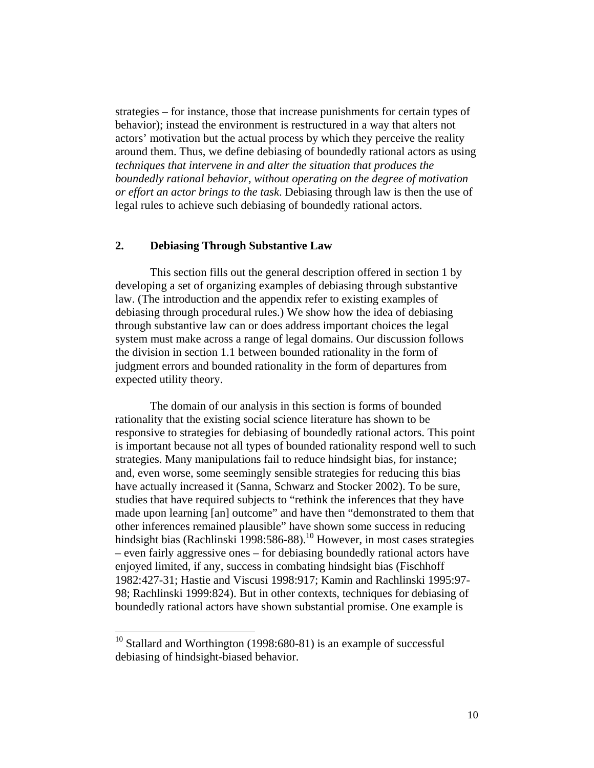strategies – for instance, those that increase punishments for certain types of behavior); instead the environment is restructured in a way that alters not actors' motivation but the actual process by which they perceive the reality around them. Thus, we define debiasing of boundedly rational actors as using *techniques that intervene in and alter the situation that produces the boundedly rational behavior, without operating on the degree of motivation or effort an actor brings to the task*. Debiasing through law is then the use of legal rules to achieve such debiasing of boundedly rational actors.

## 2. Debiasing Through Substantive Law

This section fills out the general description offered in section 1 by developing a set of organizing examples of debiasing through substantive law. (The introduction and the appendix refer to existing examples of debiasing through procedural rules.) We show how the idea of debiasing through substantive law can or does address important choices the legal system must make across a range of legal domains. Our discussion follows the division in section 1.1 between bounded rationality in the form of judgment errors and bounded rationality in the form of departures from expected utility theory.

The domain of our analysis in this section is forms of bounded rationality that the existing social science literature has shown to be responsive to strategies for debiasing of boundedly rational actors. This point is important because not all types of bounded rationality respond well to such strategies. Many manipulations fail to reduce hindsight bias, for instance; and, even worse, some seemingly sensible strategies for reducing this bias have actually increased it (Sanna, Schwarz and Stocker 2002). To be sure, studies that have required subjects to "rethink the inferences that they have made upon learning [an] outcome" and have then "demonstrated to them that other inferences remained plausible" have shown some success in reducing hindsight bias (Rachlinski 1998:586-88).[10] However, in most cases strategies – even fairly aggressive ones – for debiasing boundedly rational actors have enjoyed limited, if any, success in combating hindsight bias (Fischhoff 1982:427-31; Hastie and Viscusi 1998:917; Kamin and Rachlinski 1995:97-98; Rachlinski 1999:824). But in other contexts, techniques for debiasing of boundedly rational actors have shown substantial promise. One example is

---

[10] Stallard and Worthington (1998:680-81) is an example of successful debiasing of hindsight-biased behavior.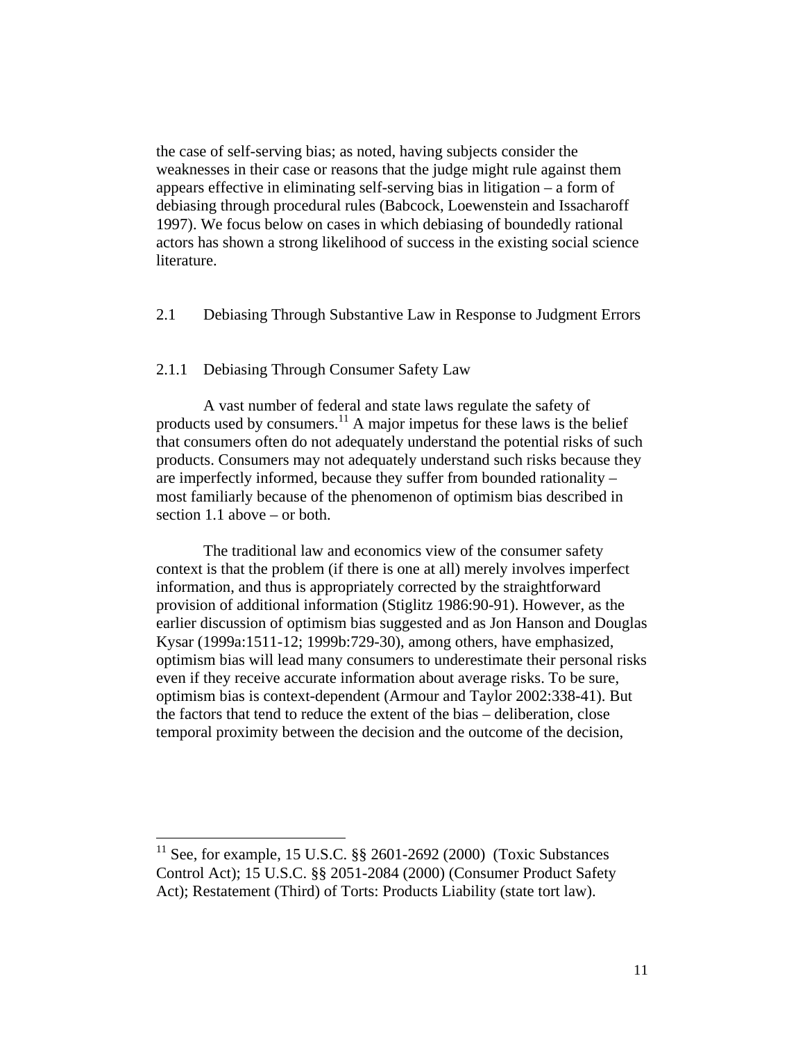the case of self-serving bias; as noted, having subjects consider the weaknesses in their case or reasons that the judge might rule against them appears effective in eliminating self-serving bias in litigation – a form of debiasing through procedural rules (Babcock, Loewenstein and Issacharoff 1997). We focus below on cases in which debiasing of boundedly rational actors has shown a strong likelihood of success in the existing social science literature.

## 2.1 Debiasing Through Substantive Law in Response to Judgment Errors

### 2.1.1 Debiasing Through Consumer Safety Law

A vast number of federal and state laws regulate the safety of products used by consumers.[11] A major impetus for these laws is the belief that consumers often do not adequately understand the potential risks of such products. Consumers may not adequately understand such risks because they are imperfectly informed, because they suffer from bounded rationality – most familiarly because of the phenomenon of optimism bias described in section 1.1 above – or both.

The traditional law and economics view of the consumer safety context is that the problem (if there is one at all) merely involves imperfect information, and thus is appropriately corrected by the straightforward provision of additional information (Stiglitz 1986:90-91). However, as the earlier discussion of optimism bias suggested and as Jon Hanson and Douglas Kysar (1999a:1511-12; 1999b:729-30), among others, have emphasized, optimism bias will lead many consumers to underestimate their personal risks even if they receive accurate information about average risks. To be sure, optimism bias is context-dependent (Armour and Taylor 2002:338-41). But the factors that tend to reduce the extent of the bias – deliberation, close temporal proximity between the decision and the outcome of the decision,

---

[11] See, for example, 15 U.S.C. §§ 2601-2692 (2000) (Toxic Substances Control Act); 15 U.S.C. §§ 2051-2084 (2000) (Consumer Product Safety Act); Restatement (Third) of Torts: Products Liability (state tort law).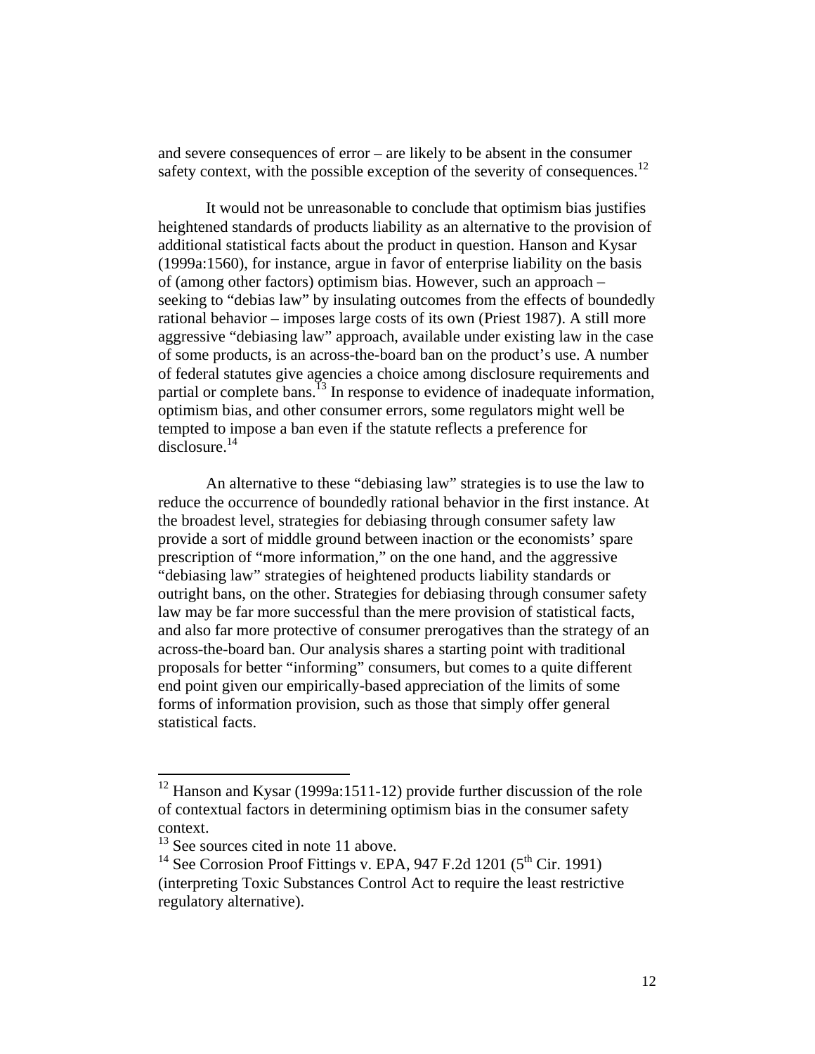and severe consequences of error – are likely to be absent in the consumer safety context, with the possible exception of the severity of consequences.[12]

It would not be unreasonable to conclude that optimism bias justifies heightened standards of products liability as an alternative to the provision of additional statistical facts about the product in question. Hanson and Kysar (1999a:1560), for instance, argue in favor of enterprise liability on the basis of (among other factors) optimism bias. However, such an approach – seeking to "debias law" by insulating outcomes from the effects of boundedly rational behavior – imposes large costs of its own (Priest 1987). A still more aggressive "debiasing law" approach, available under existing law in the case of some products, is an across-the-board ban on the product's use. A number of federal statutes give agencies a choice among disclosure requirements and partial or complete bans.[13] In response to evidence of inadequate information, optimism bias, and other consumer errors, some regulators might well be tempted to impose a ban even if the statute reflects a preference for disclosure.[14]

An alternative to these "debiasing law" strategies is to use the law to reduce the occurrence of boundedly rational behavior in the first instance. At the broadest level, strategies for debiasing through consumer safety law provide a sort of middle ground between inaction or the economists' spare prescription of "more information," on the one hand, and the aggressive "debiasing law" strategies of heightened products liability standards or outright bans, on the other. Strategies for debiasing through consumer safety law may be far more successful than the mere provision of statistical facts, and also far more protective of consumer prerogatives than the strategy of an across-the-board ban. Our analysis shares a starting point with traditional proposals for better "informing" consumers, but comes to a quite different end point given our empirically-based appreciation of the limits of some forms of information provision, such as those that simply offer general statistical facts.

---

[12] Hanson and Kysar (1999a:1511-12) provide further discussion of the role of contextual factors in determining optimism bias in the consumer safety context.

[13] See sources cited in note 11 above.

[14] See Corrosion Proof Fittings v. EPA, 947 F.2d 1201 (5th Cir. 1991) (interpreting Toxic Substances Control Act to require the least restrictive regulatory alternative).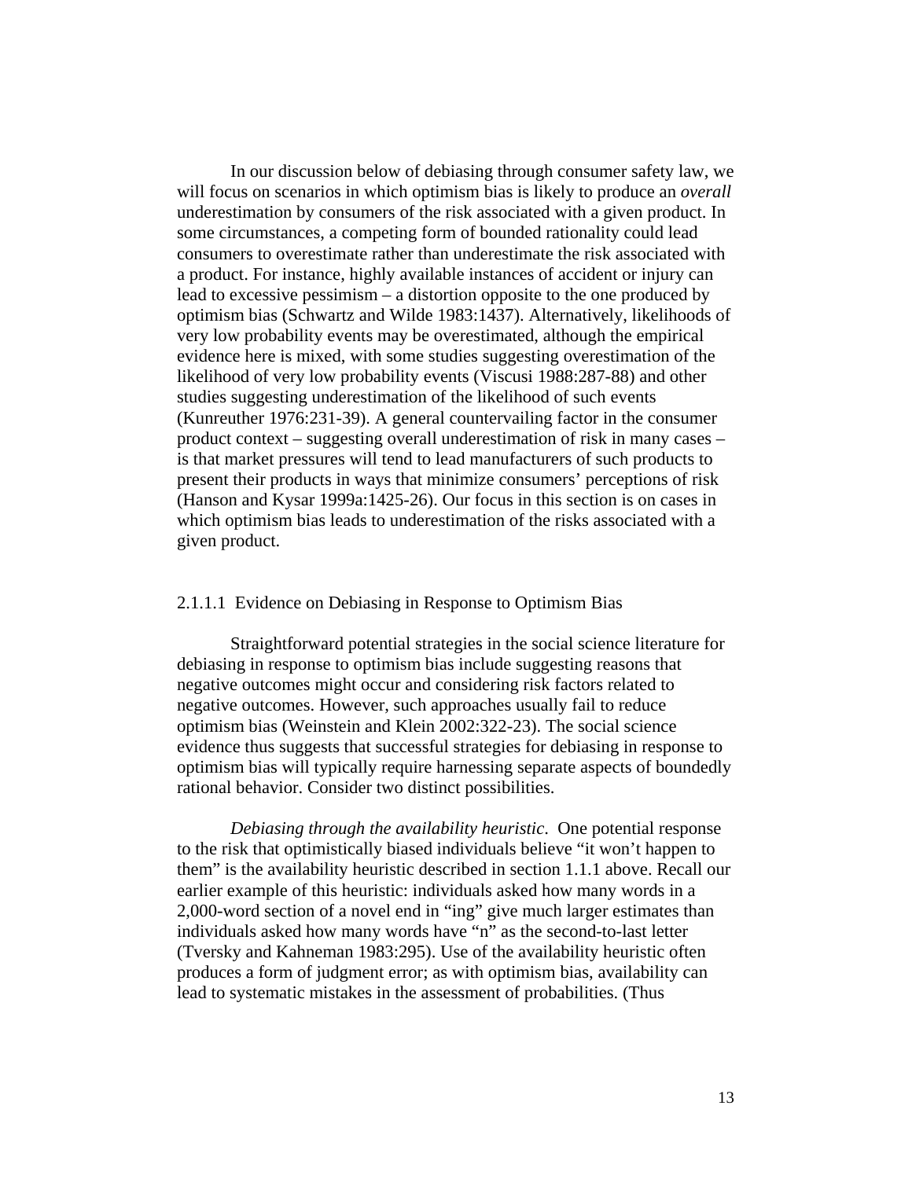In our discussion below of debiasing through consumer safety law, we will focus on scenarios in which optimism bias is likely to produce an *overall* underestimation by consumers of the risk associated with a given product. In some circumstances, a competing form of bounded rationality could lead consumers to overestimate rather than underestimate the risk associated with a product. For instance, highly available instances of accident or injury can lead to excessive pessimism – a distortion opposite to the one produced by optimism bias (Schwartz and Wilde 1983:1437). Alternatively, likelihoods of very low probability events may be overestimated, although the empirical evidence here is mixed, with some studies suggesting overestimation of the likelihood of very low probability events (Viscusi 1988:287-88) and other studies suggesting underestimation of the likelihood of such events (Kunreuther 1976:231-39). A general countervailing factor in the consumer product context – suggesting overall underestimation of risk in many cases – is that market pressures will tend to lead manufacturers of such products to present their products in ways that minimize consumers' perceptions of risk (Hanson and Kysar 1999a:1425-26). Our focus in this section is on cases in which optimism bias leads to underestimation of the risks associated with a given product.

#### 2.1.1.1 Evidence on Debiasing in Response to Optimism Bias

Straightforward potential strategies in the social science literature for debiasing in response to optimism bias include suggesting reasons that negative outcomes might occur and considering risk factors related to negative outcomes. However, such approaches usually fail to reduce optimism bias (Weinstein and Klein 2002:322-23). The social science evidence thus suggests that successful strategies for debiasing in response to optimism bias will typically require harnessing separate aspects of boundedly rational behavior. Consider two distinct possibilities.

*Debiasing through the availability heuristic*. One potential response to the risk that optimistically biased individuals believe "it won't happen to them" is the availability heuristic described in section 1.1.1 above. Recall our earlier example of this heuristic: individuals asked how many words in a 2,000-word section of a novel end in "ing" give much larger estimates than individuals asked how many words have "n" as the second-to-last letter (Tversky and Kahneman 1983:295). Use of the availability heuristic often produces a form of judgment error; as with optimism bias, availability can lead to systematic mistakes in the assessment of probabilities. (Thus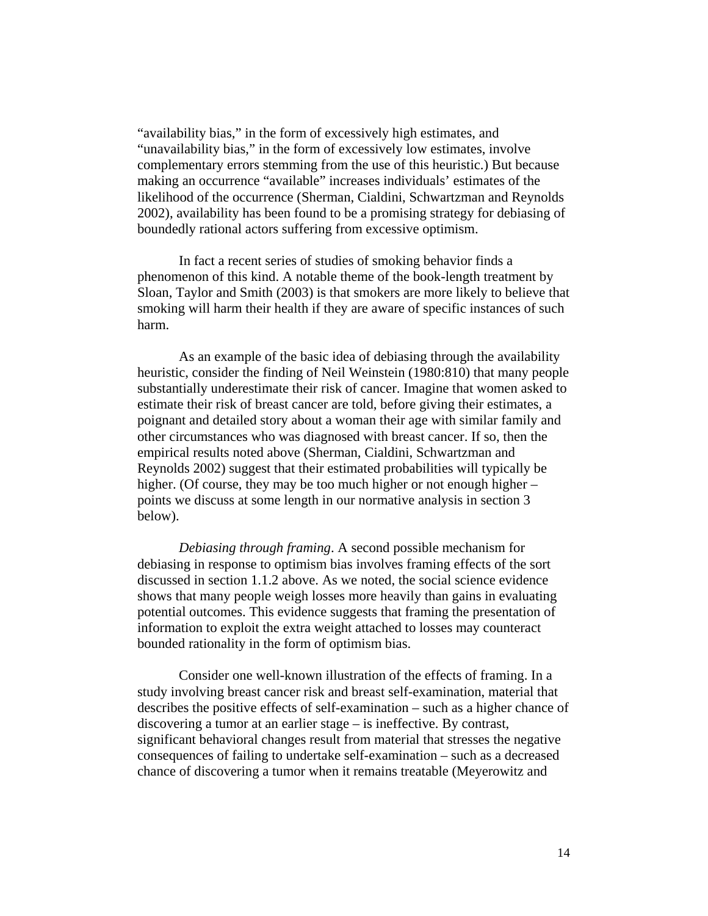"availability bias," in the form of excessively high estimates, and "unavailability bias," in the form of excessively low estimates, involve complementary errors stemming from the use of this heuristic.) But because making an occurrence "available" increases individuals' estimates of the likelihood of the occurrence (Sherman, Cialdini, Schwartzman and Reynolds 2002), availability has been found to be a promising strategy for debiasing of boundedly rational actors suffering from excessive optimism.

In fact a recent series of studies of smoking behavior finds a phenomenon of this kind. A notable theme of the book-length treatment by Sloan, Taylor and Smith (2003) is that smokers are more likely to believe that smoking will harm their health if they are aware of specific instances of such harm.

As an example of the basic idea of debiasing through the availability heuristic, consider the finding of Neil Weinstein (1980:810) that many people substantially underestimate their risk of cancer. Imagine that women asked to estimate their risk of breast cancer are told, before giving their estimates, a poignant and detailed story about a woman their age with similar family and other circumstances who was diagnosed with breast cancer. If so, then the empirical results noted above (Sherman, Cialdini, Schwartzman and Reynolds 2002) suggest that their estimated probabilities will typically be higher. (Of course, they may be too much higher or not enough higher – points we discuss at some length in our normative analysis in section 3 below).

*Debiasing through framing*. A second possible mechanism for debiasing in response to optimism bias involves framing effects of the sort discussed in section 1.1.2 above. As we noted, the social science evidence shows that many people weigh losses more heavily than gains in evaluating potential outcomes. This evidence suggests that framing the presentation of information to exploit the extra weight attached to losses may counteract bounded rationality in the form of optimism bias.

Consider one well-known illustration of the effects of framing. In a study involving breast cancer risk and breast self-examination, material that describes the positive effects of self-examination – such as a higher chance of discovering a tumor at an earlier stage – is ineffective. By contrast, significant behavioral changes result from material that stresses the negative consequences of failing to undertake self-examination – such as a decreased chance of discovering a tumor when it remains treatable (Meyerowitz and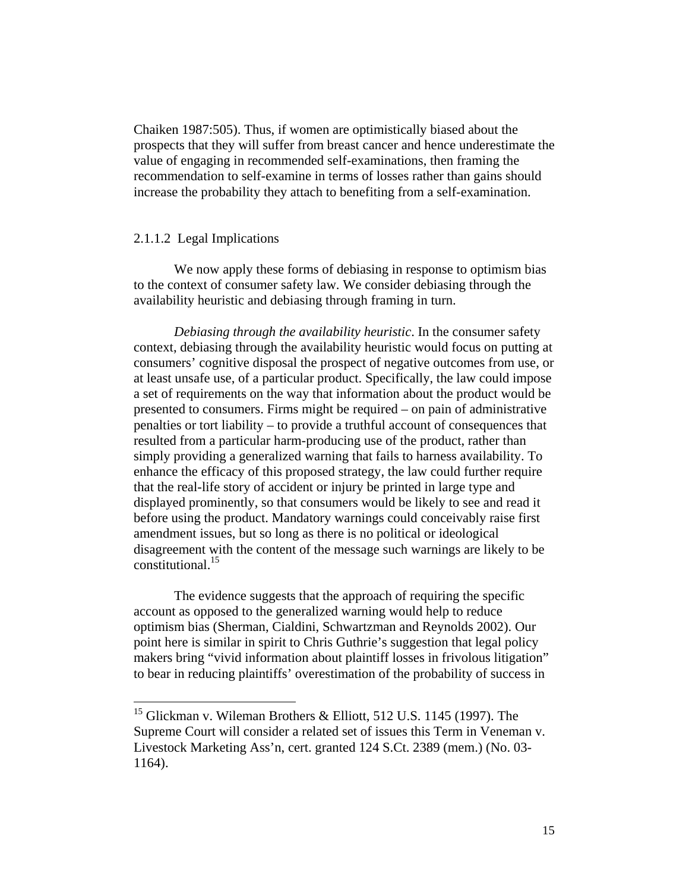Chaiken 1987:505). Thus, if women are optimistically biased about the prospects that they will suffer from breast cancer and hence underestimate the value of engaging in recommended self-examinations, then framing the recommendation to self-examine in terms of losses rather than gains should increase the probability they attach to benefiting from a self-examination.

#### 2.1.1.2 Legal Implications

We now apply these forms of debiasing in response to optimism bias to the context of consumer safety law. We consider debiasing through the availability heuristic and debiasing through framing in turn.

*Debiasing through the availability heuristic*. In the consumer safety context, debiasing through the availability heuristic would focus on putting at consumers' cognitive disposal the prospect of negative outcomes from use, or at least unsafe use, of a particular product. Specifically, the law could impose a set of requirements on the way that information about the product would be presented to consumers. Firms might be required – on pain of administrative penalties or tort liability – to provide a truthful account of consequences that resulted from a particular harm-producing use of the product, rather than simply providing a generalized warning that fails to harness availability. To enhance the efficacy of this proposed strategy, the law could further require that the real-life story of accident or injury be printed in large type and displayed prominently, so that consumers would be likely to see and read it before using the product. Mandatory warnings could conceivably raise first amendment issues, but so long as there is no political or ideological disagreement with the content of the message such warnings are likely to be constitutional.[15]

The evidence suggests that the approach of requiring the specific account as opposed to the generalized warning would help to reduce optimism bias (Sherman, Cialdini, Schwartzman and Reynolds 2002). Our point here is similar in spirit to Chris Guthrie's suggestion that legal policy makers bring "vivid information about plaintiff losses in frivolous litigation" to bear in reducing plaintiffs' overestimation of the probability of success in

---

[15] Glickman v. Wileman Brothers & Elliott, 512 U.S. 1145 (1997). The Supreme Court will consider a related set of issues this Term in Veneman v. Livestock Marketing Ass'n, cert. granted 124 S.Ct. 2389 (mem.) (No. 03-1164).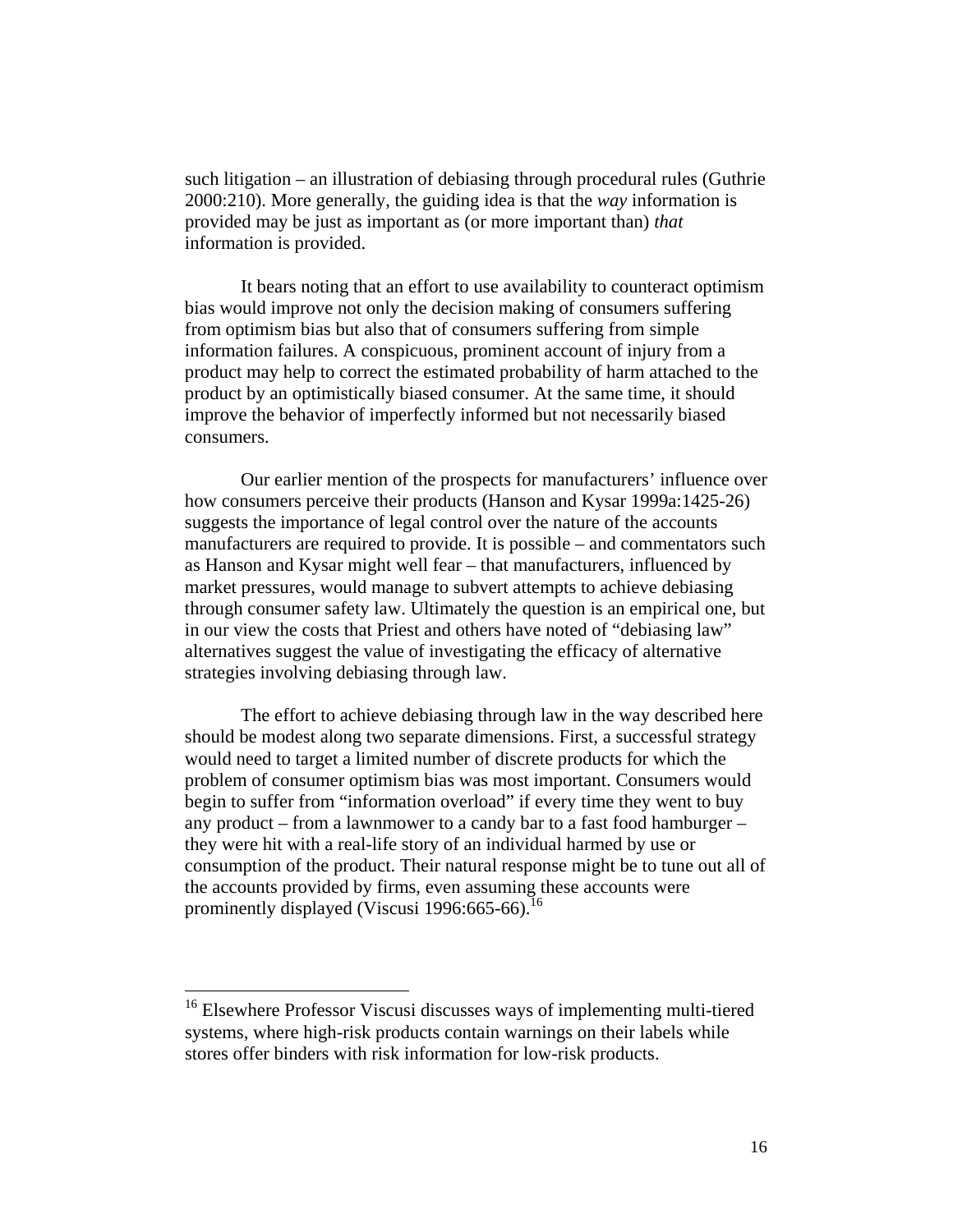such litigation – an illustration of debiasing through procedural rules (Guthrie 2000:210). More generally, the guiding idea is that the *way* information is provided may be just as important as (or more important than) *that* information is provided.

It bears noting that an effort to use availability to counteract optimism bias would improve not only the decision making of consumers suffering from optimism bias but also that of consumers suffering from simple information failures. A conspicuous, prominent account of injury from a product may help to correct the estimated probability of harm attached to the product by an optimistically biased consumer. At the same time, it should improve the behavior of imperfectly informed but not necessarily biased consumers.

Our earlier mention of the prospects for manufacturers' influence over how consumers perceive their products (Hanson and Kysar 1999a:1425-26) suggests the importance of legal control over the nature of the accounts manufacturers are required to provide. It is possible – and commentators such as Hanson and Kysar might well fear – that manufacturers, influenced by market pressures, would manage to subvert attempts to achieve debiasing through consumer safety law. Ultimately the question is an empirical one, but in our view the costs that Priest and others have noted of "debiasing law" alternatives suggest the value of investigating the efficacy of alternative strategies involving debiasing through law.

The effort to achieve debiasing through law in the way described here should be modest along two separate dimensions. First, a successful strategy would need to target a limited number of discrete products for which the problem of consumer optimism bias was most important. Consumers would begin to suffer from "information overload" if every time they went to buy any product – from a lawnmower to a candy bar to a fast food hamburger – they were hit with a real-life story of an individual harmed by use or consumption of the product. Their natural response might be to tune out all of the accounts provided by firms, even assuming these accounts were prominently displayed (Viscusi 1996:665-66).[16]

[16] Elsewhere Professor Viscusi discusses ways of implementing multi-tiered systems, where high-risk products contain warnings on their labels while stores offer binders with risk information for low-risk products.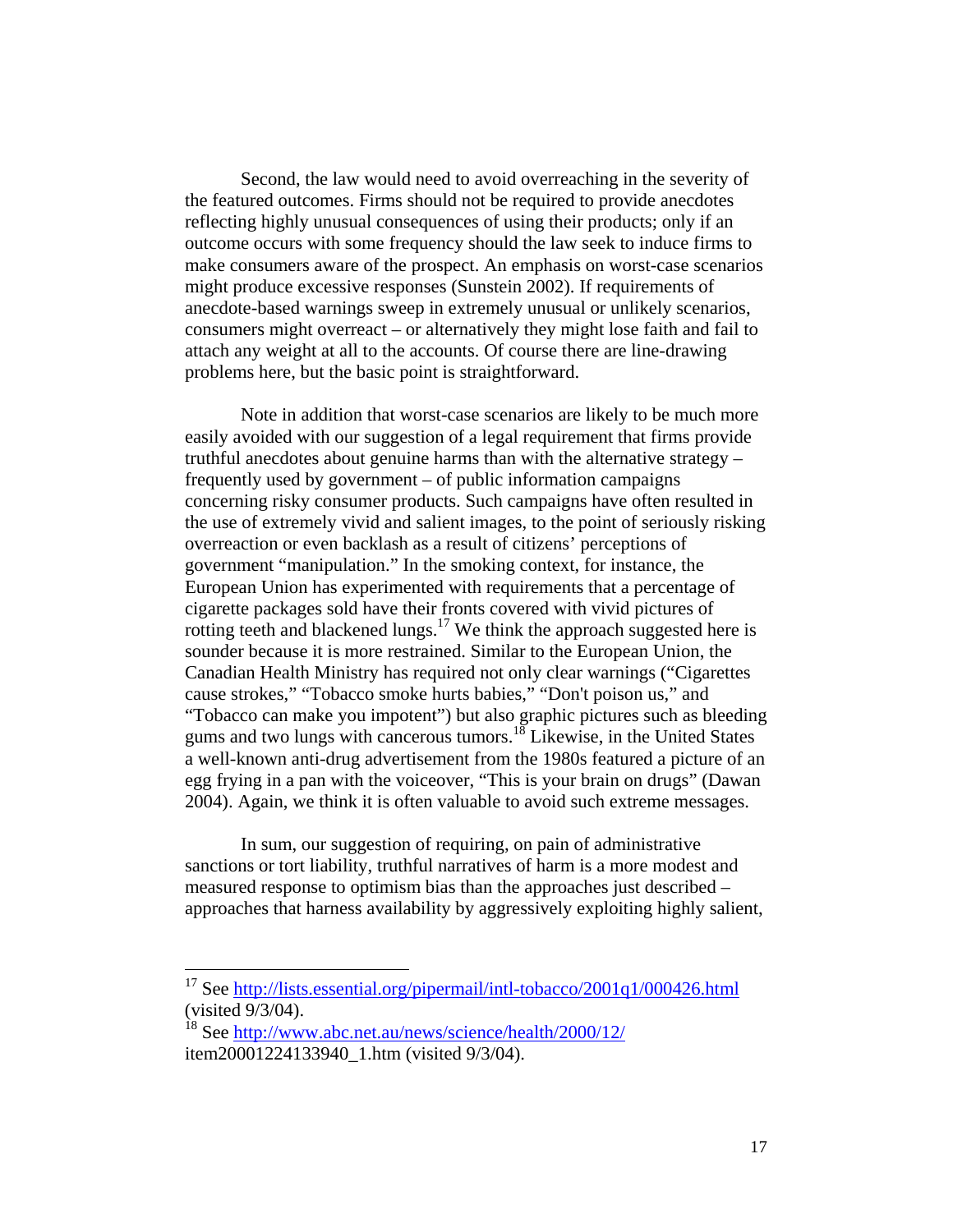Second, the law would need to avoid overreaching in the severity of the featured outcomes. Firms should not be required to provide anecdotes reflecting highly unusual consequences of using their products; only if an outcome occurs with some frequency should the law seek to induce firms to make consumers aware of the prospect. An emphasis on worst-case scenarios might produce excessive responses (Sunstein 2002). If requirements of anecdote-based warnings sweep in extremely unusual or unlikely scenarios, consumers might overreact – or alternatively they might lose faith and fail to attach any weight at all to the accounts. Of course there are line-drawing problems here, but the basic point is straightforward.

Note in addition that worst-case scenarios are likely to be much more easily avoided with our suggestion of a legal requirement that firms provide truthful anecdotes about genuine harms than with the alternative strategy – frequently used by government – of public information campaigns concerning risky consumer products. Such campaigns have often resulted in the use of extremely vivid and salient images, to the point of seriously risking overreaction or even backlash as a result of citizens' perceptions of government "manipulation." In the smoking context, for instance, the European Union has experimented with requirements that a percentage of cigarette packages sold have their fronts covered with vivid pictures of rotting teeth and blackened lungs.[17] We think the approach suggested here is sounder because it is more restrained. Similar to the European Union, the Canadian Health Ministry has required not only clear warnings ("Cigarettes cause strokes," "Tobacco smoke hurts babies," "Don't poison us," and "Tobacco can make you impotent") but also graphic pictures such as bleeding gums and two lungs with cancerous tumors.[18] Likewise, in the United States a well-known anti-drug advertisement from the 1980s featured a picture of an egg frying in a pan with the voiceover, "This is your brain on drugs" (Dawan 2004). Again, we think it is often valuable to avoid such extreme messages.

In sum, our suggestion of requiring, on pain of administrative sanctions or tort liability, truthful narratives of harm is a more modest and measured response to optimism bias than the approaches just described – approaches that harness availability by aggressively exploiting highly salient,

---

[17] See http://lists.essential.org/pipermail/intl-tobacco/2001q1/000426.html (visited 9/3/04).

[18] See http://www.abc.net.au/news/science/health/2000/12/item20001224133940_1.htm (visited 9/3/04).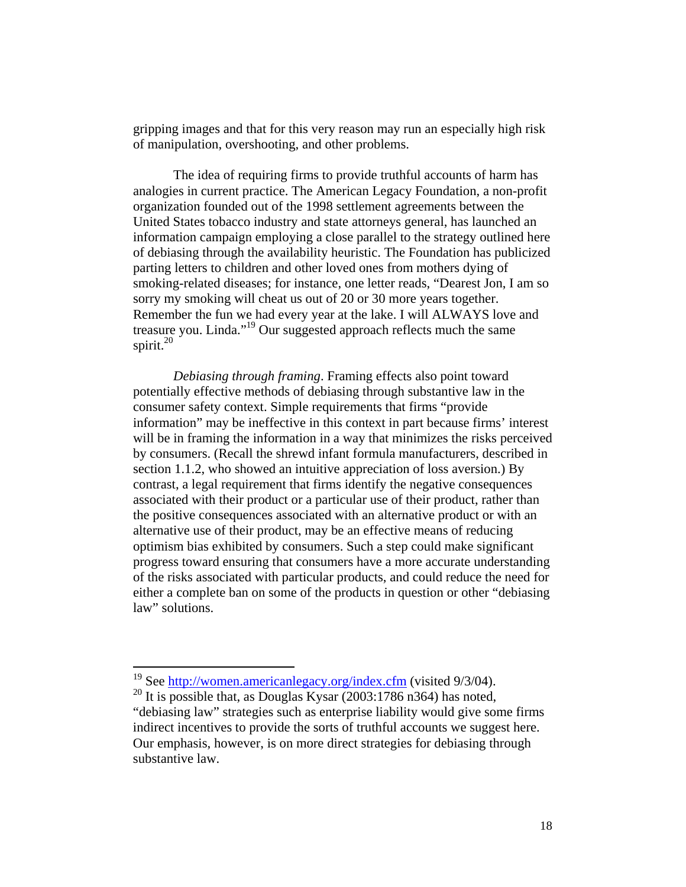gripping images and that for this very reason may run an especially high risk of manipulation, overshooting, and other problems.

The idea of requiring firms to provide truthful accounts of harm has analogies in current practice. The American Legacy Foundation, a non-profit organization founded out of the 1998 settlement agreements between the United States tobacco industry and state attorneys general, has launched an information campaign employing a close parallel to the strategy outlined here of debiasing through the availability heuristic. The Foundation has publicized parting letters to children and other loved ones from mothers dying of smoking-related diseases; for instance, one letter reads, "Dearest Jon, I am so sorry my smoking will cheat us out of 20 or 30 more years together. Remember the fun we had every year at the lake. I will ALWAYS love and treasure you. Linda."[19] Our suggested approach reflects much the same spirit.[20]

*Debiasing through framing*. Framing effects also point toward potentially effective methods of debiasing through substantive law in the consumer safety context. Simple requirements that firms "provide information" may be ineffective in this context in part because firms' interest will be in framing the information in a way that minimizes the risks perceived by consumers. (Recall the shrewd infant formula manufacturers, described in section 1.1.2, who showed an intuitive appreciation of loss aversion.) By contrast, a legal requirement that firms identify the negative consequences associated with their product or a particular use of their product, rather than the positive consequences associated with an alternative product or with an alternative use of their product, may be an effective means of reducing optimism bias exhibited by consumers. Such a step could make significant progress toward ensuring that consumers have a more accurate understanding of the risks associated with particular products, and could reduce the need for either a complete ban on some of the products in question or other "debiasing law" solutions.

---

[19] See http://women.americanlegacy.org/index.cfm (visited 9/3/04).

[20] It is possible that, as Douglas Kysar (2003:1786 n364) has noted, "debiasing law" strategies such as enterprise liability would give some firms indirect incentives to provide the sorts of truthful accounts we suggest here. Our emphasis, however, is on more direct strategies for debiasing through substantive law.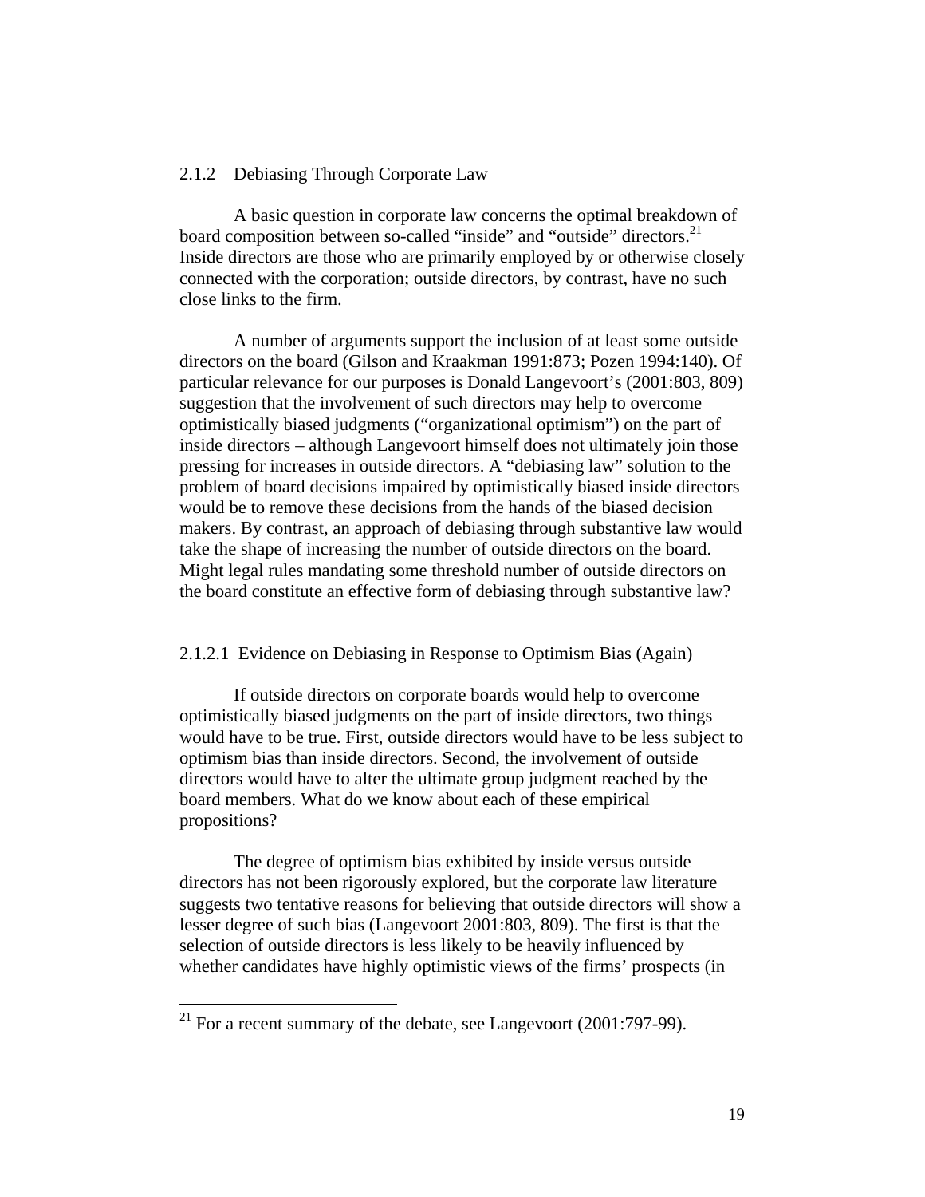### 2.1.2 Debiasing Through Corporate Law

A basic question in corporate law concerns the optimal breakdown of board composition between so-called "inside" and "outside" directors.[21] Inside directors are those who are primarily employed by or otherwise closely connected with the corporation; outside directors, by contrast, have no such close links to the firm.

A number of arguments support the inclusion of at least some outside directors on the board (Gilson and Kraakman 1991:873; Pozen 1994:140). Of particular relevance for our purposes is Donald Langevoort's (2001:803, 809) suggestion that the involvement of such directors may help to overcome optimistically biased judgments ("organizational optimism") on the part of inside directors – although Langevoort himself does not ultimately join those pressing for increases in outside directors. A "debiasing law" solution to the problem of board decisions impaired by optimistically biased inside directors would be to remove these decisions from the hands of the biased decision makers. By contrast, an approach of debiasing through substantive law would take the shape of increasing the number of outside directors on the board. Might legal rules mandating some threshold number of outside directors on the board constitute an effective form of debiasing through substantive law?

#### 2.1.2.1 Evidence on Debiasing in Response to Optimism Bias (Again)

If outside directors on corporate boards would help to overcome optimistically biased judgments on the part of inside directors, two things would have to be true. First, outside directors would have to be less subject to optimism bias than inside directors. Second, the involvement of outside directors would have to alter the ultimate group judgment reached by the board members. What do we know about each of these empirical propositions?

The degree of optimism bias exhibited by inside versus outside directors has not been rigorously explored, but the corporate law literature suggests two tentative reasons for believing that outside directors will show a lesser degree of such bias (Langevoort 2001:803, 809). The first is that the selection of outside directors is less likely to be heavily influenced by whether candidates have highly optimistic views of the firms' prospects (in

[21] For a recent summary of the debate, see Langevoort (2001:797-99).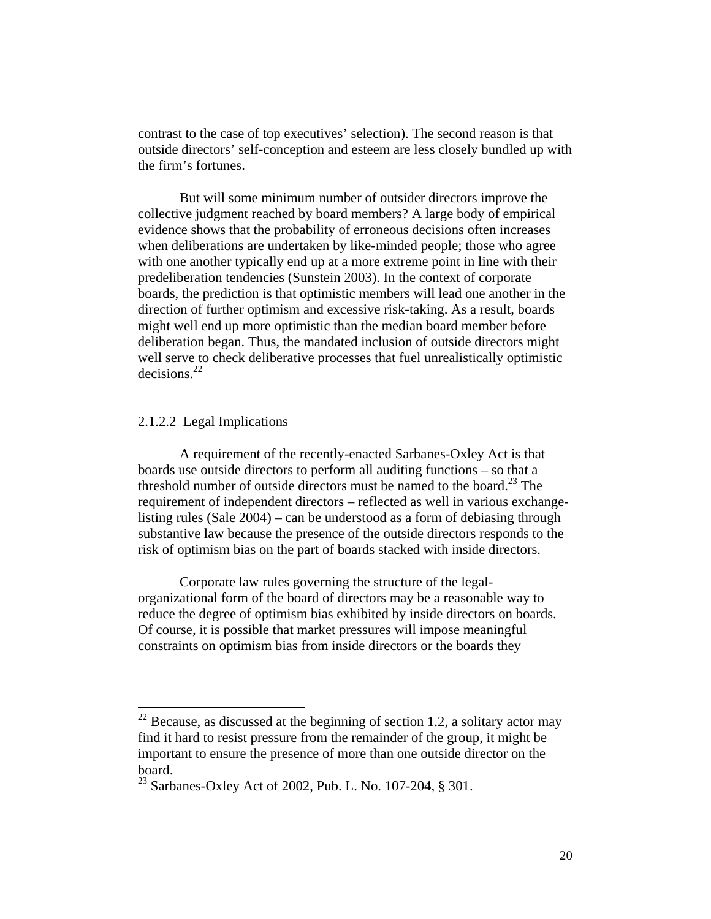contrast to the case of top executives' selection). The second reason is that outside directors' self-conception and esteem are less closely bundled up with the firm's fortunes.

But will some minimum number of outsider directors improve the collective judgment reached by board members? A large body of empirical evidence shows that the probability of erroneous decisions often increases when deliberations are undertaken by like-minded people; those who agree with one another typically end up at a more extreme point in line with their predeliberation tendencies (Sunstein 2003). In the context of corporate boards, the prediction is that optimistic members will lead one another in the direction of further optimism and excessive risk-taking. As a result, boards might well end up more optimistic than the median board member before deliberation began. Thus, the mandated inclusion of outside directors might well serve to check deliberative processes that fuel unrealistically optimistic decisions.[22]

#### 2.1.2.2 Legal Implications

A requirement of the recently-enacted Sarbanes-Oxley Act is that boards use outside directors to perform all auditing functions – so that a threshold number of outside directors must be named to the board.[23] The requirement of independent directors – reflected as well in various exchange-listing rules (Sale 2004) – can be understood as a form of debiasing through substantive law because the presence of the outside directors responds to the risk of optimism bias on the part of boards stacked with inside directors.

Corporate law rules governing the structure of the legal-organizational form of the board of directors may be a reasonable way to reduce the degree of optimism bias exhibited by inside directors on boards. Of course, it is possible that market pressures will impose meaningful constraints on optimism bias from inside directors or the boards they

---

[22] Because, as discussed at the beginning of section 1.2, a solitary actor may find it hard to resist pressure from the remainder of the group, it might be important to ensure the presence of more than one outside director on the board.

[23] Sarbanes-Oxley Act of 2002, Pub. L. No. 107-204, § 301.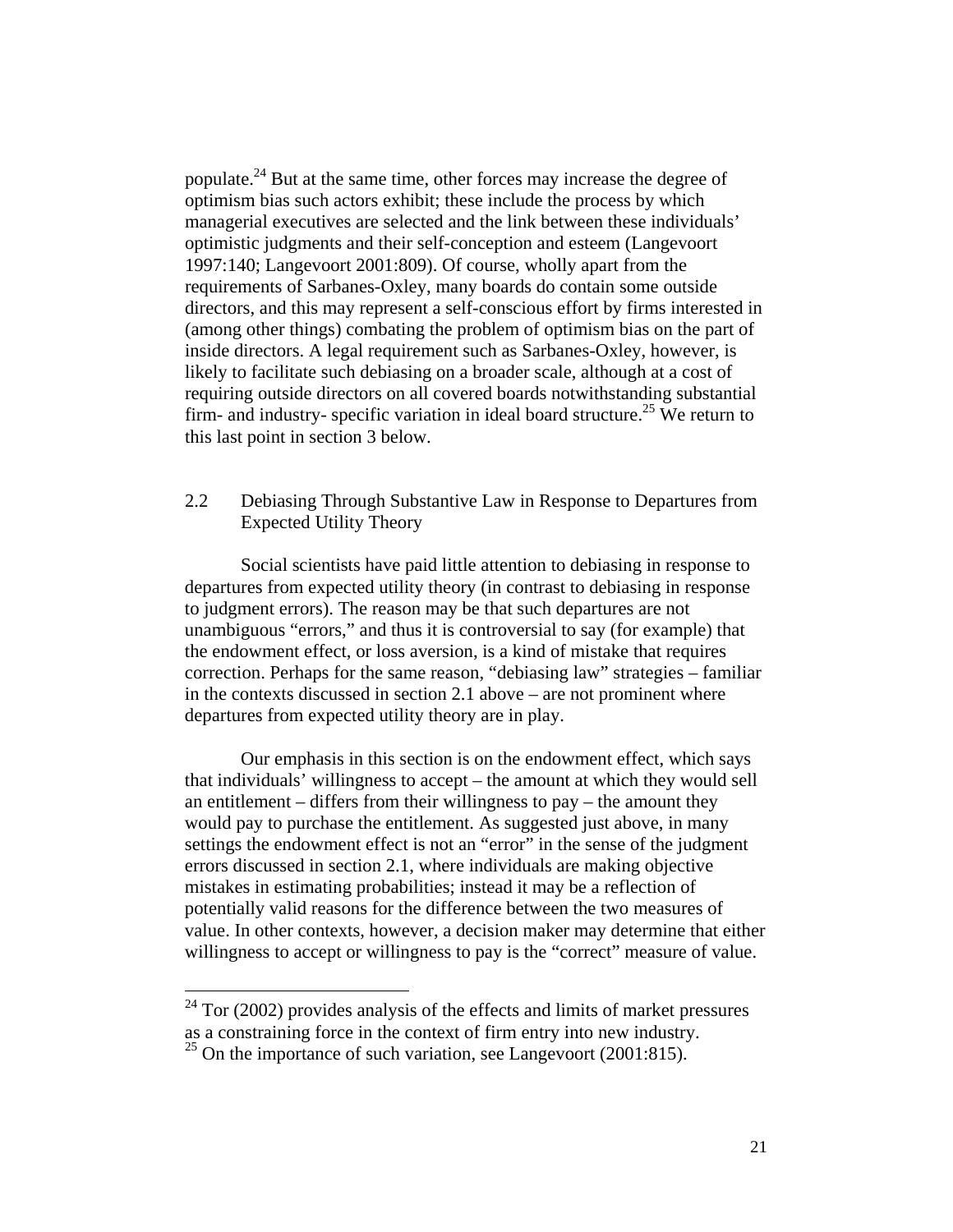populate.[24] But at the same time, other forces may increase the degree of optimism bias such actors exhibit; these include the process by which managerial executives are selected and the link between these individuals' optimistic judgments and their self-conception and esteem (Langevoort 1997:140; Langevoort 2001:809). Of course, wholly apart from the requirements of Sarbanes-Oxley, many boards do contain some outside directors, and this may represent a self-conscious effort by firms interested in (among other things) combating the problem of optimism bias on the part of inside directors. A legal requirement such as Sarbanes-Oxley, however, is likely to facilitate such debiasing on a broader scale, although at a cost of requiring outside directors on all covered boards notwithstanding substantial firm- and industry- specific variation in ideal board structure.[25] We return to this last point in section 3 below.

## 2.2 Debiasing Through Substantive Law in Response to Departures from Expected Utility Theory

Social scientists have paid little attention to debiasing in response to departures from expected utility theory (in contrast to debiasing in response to judgment errors). The reason may be that such departures are not unambiguous "errors," and thus it is controversial to say (for example) that the endowment effect, or loss aversion, is a kind of mistake that requires correction. Perhaps for the same reason, "debiasing law" strategies – familiar in the contexts discussed in section 2.1 above – are not prominent where departures from expected utility theory are in play.

Our emphasis in this section is on the endowment effect, which says that individuals' willingness to accept – the amount at which they would sell an entitlement – differs from their willingness to pay – the amount they would pay to purchase the entitlement. As suggested just above, in many settings the endowment effect is not an "error" in the sense of the judgment errors discussed in section 2.1, where individuals are making objective mistakes in estimating probabilities; instead it may be a reflection of potentially valid reasons for the difference between the two measures of value. In other contexts, however, a decision maker may determine that either willingness to accept or willingness to pay is the "correct" measure of value.

---

[24] Tor (2002) provides analysis of the effects and limits of market pressures as a constraining force in the context of firm entry into new industry.

[25] On the importance of such variation, see Langevoort (2001:815).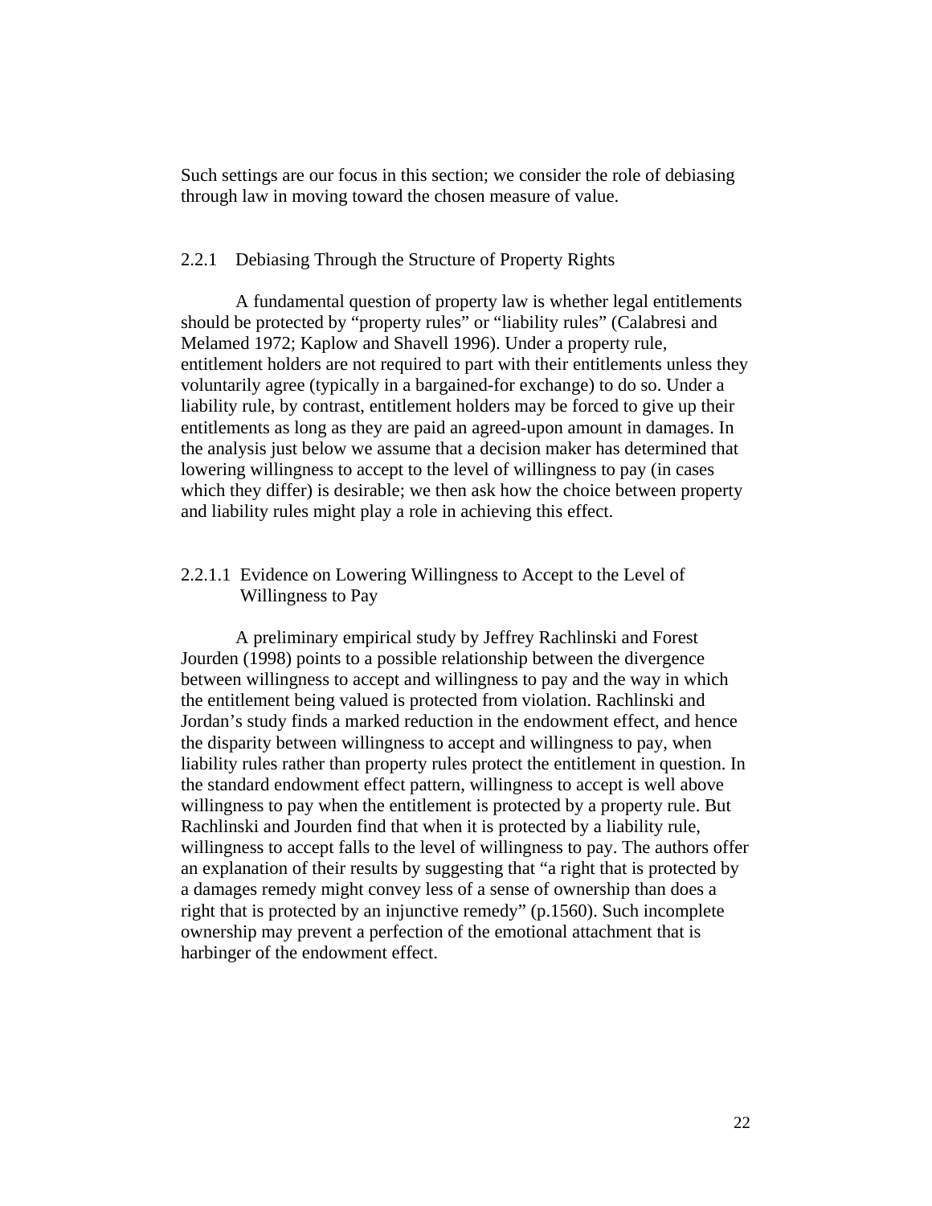Such settings are our focus in this section; we consider the role of debiasing through law in moving toward the chosen measure of value.

### 2.2.1 Debiasing Through the Structure of Property Rights

A fundamental question of property law is whether legal entitlements should be protected by "property rules" or "liability rules" (Calabresi and Melamed 1972; Kaplow and Shavell 1996). Under a property rule, entitlement holders are not required to part with their entitlements unless they voluntarily agree (typically in a bargained-for exchange) to do so. Under a liability rule, by contrast, entitlement holders may be forced to give up their entitlements as long as they are paid an agreed-upon amount in damages. In the analysis just below we assume that a decision maker has determined that lowering willingness to accept to the level of willingness to pay (in cases which they differ) is desirable; we then ask how the choice between property and liability rules might play a role in achieving this effect.

#### 2.2.1.1 Evidence on Lowering Willingness to Accept to the Level of Willingness to Pay

A preliminary empirical study by Jeffrey Rachlinski and Forest Jourden (1998) points to a possible relationship between the divergence between willingness to accept and willingness to pay and the way in which the entitlement being valued is protected from violation. Rachlinski and Jordan's study finds a marked reduction in the endowment effect, and hence the disparity between willingness to accept and willingness to pay, when liability rules rather than property rules protect the entitlement in question. In the standard endowment effect pattern, willingness to accept is well above willingness to pay when the entitlement is protected by a property rule. But Rachlinski and Jourden find that when it is protected by a liability rule, willingness to accept falls to the level of willingness to pay. The authors offer an explanation of their results by suggesting that "a right that is protected by a damages remedy might convey less of a sense of ownership than does a right that is protected by an injunctive remedy" (p.1560). Such incomplete ownership may prevent a perfection of the emotional attachment that is harbinger of the endowment effect.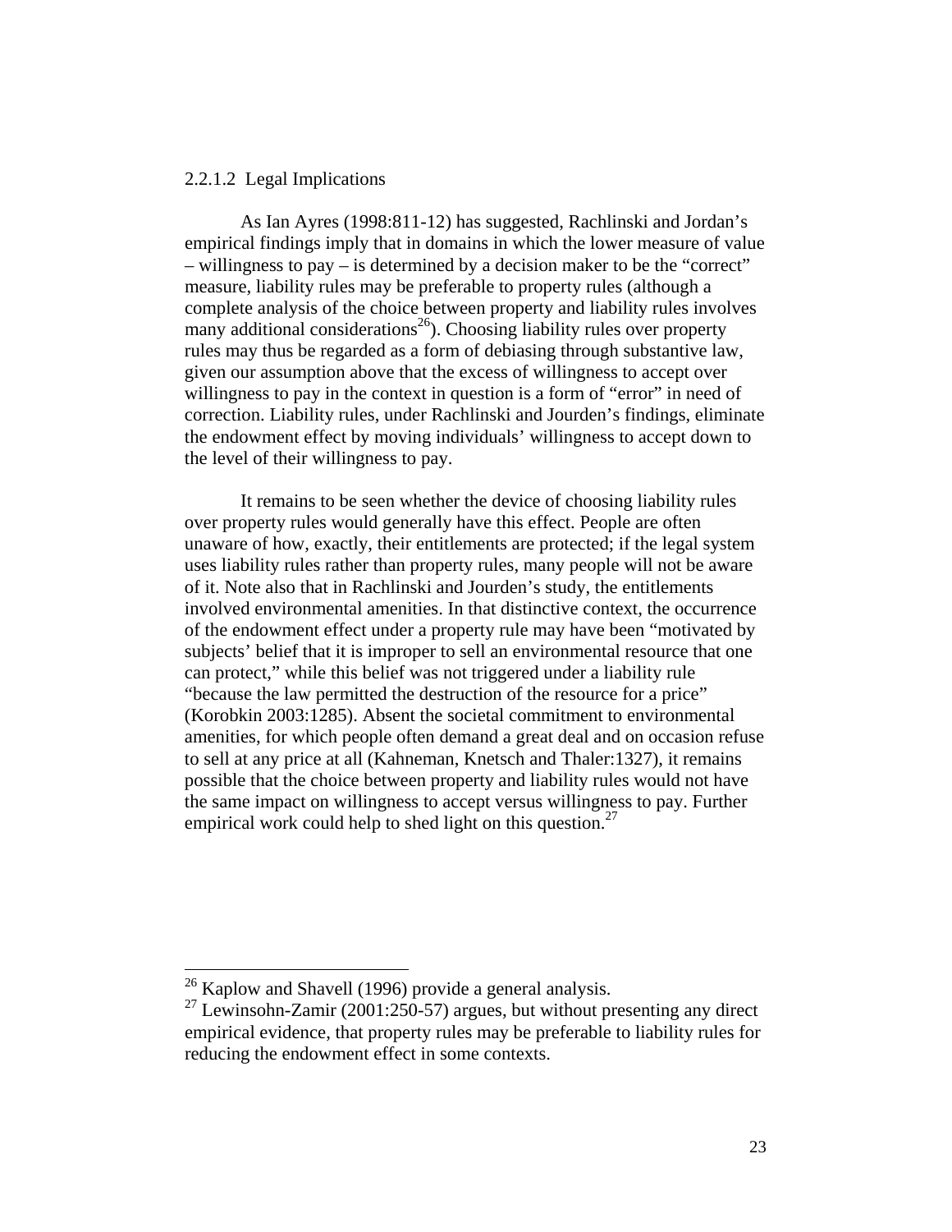### 2.2.1.2 Legal Implications

As Ian Ayres (1998:811-12) has suggested, Rachlinski and Jordan's empirical findings imply that in domains in which the lower measure of value – willingness to pay – is determined by a decision maker to be the "correct" measure, liability rules may be preferable to property rules (although a complete analysis of the choice between property and liability rules involves many additional considerations[26]). Choosing liability rules over property rules may thus be regarded as a form of debiasing through substantive law, given our assumption above that the excess of willingness to accept over willingness to pay in the context in question is a form of "error" in need of correction. Liability rules, under Rachlinski and Jourden's findings, eliminate the endowment effect by moving individuals' willingness to accept down to the level of their willingness to pay.

It remains to be seen whether the device of choosing liability rules over property rules would generally have this effect. People are often unaware of how, exactly, their entitlements are protected; if the legal system uses liability rules rather than property rules, many people will not be aware of it. Note also that in Rachlinski and Jourden's study, the entitlements involved environmental amenities. In that distinctive context, the occurrence of the endowment effect under a property rule may have been "motivated by subjects' belief that it is improper to sell an environmental resource that one can protect," while this belief was not triggered under a liability rule "because the law permitted the destruction of the resource for a price" (Korobkin 2003:1285). Absent the societal commitment to environmental amenities, for which people often demand a great deal and on occasion refuse to sell at any price at all (Kahneman, Knetsch and Thaler:1327), it remains possible that the choice between property and liability rules would not have the same impact on willingness to accept versus willingness to pay. Further empirical work could help to shed light on this question.[27]

---

[26] Kaplow and Shavell (1996) provide a general analysis.

[27] Lewinsohn-Zamir (2001:250-57) argues, but without presenting any direct empirical evidence, that property rules may be preferable to liability rules for reducing the endowment effect in some contexts.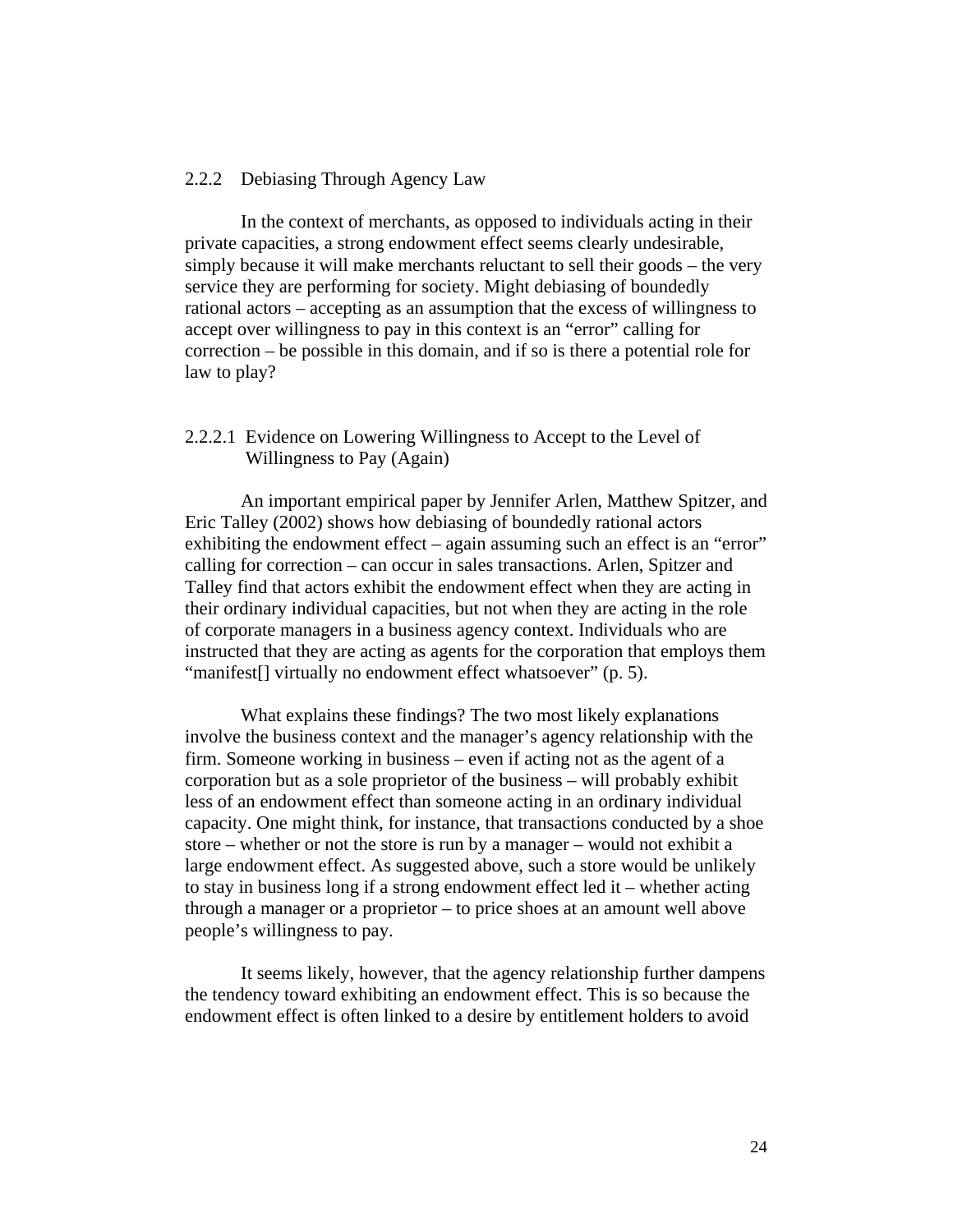### 2.2.2 Debiasing Through Agency Law

In the context of merchants, as opposed to individuals acting in their private capacities, a strong endowment effect seems clearly undesirable, simply because it will make merchants reluctant to sell their goods – the very service they are performing for society. Might debiasing of boundedly rational actors – accepting as an assumption that the excess of willingness to accept over willingness to pay in this context is an "error" calling for correction – be possible in this domain, and if so is there a potential role for law to play?

#### 2.2.2.1 Evidence on Lowering Willingness to Accept to the Level of Willingness to Pay (Again)

An important empirical paper by Jennifer Arlen, Matthew Spitzer, and Eric Talley (2002) shows how debiasing of boundedly rational actors exhibiting the endowment effect – again assuming such an effect is an "error" calling for correction – can occur in sales transactions. Arlen, Spitzer and Talley find that actors exhibit the endowment effect when they are acting in their ordinary individual capacities, but not when they are acting in the role of corporate managers in a business agency context. Individuals who are instructed that they are acting as agents for the corporation that employs them "manifest[] virtually no endowment effect whatsoever" (p. 5).

What explains these findings? The two most likely explanations involve the business context and the manager's agency relationship with the firm. Someone working in business – even if acting not as the agent of a corporation but as a sole proprietor of the business – will probably exhibit less of an endowment effect than someone acting in an ordinary individual capacity. One might think, for instance, that transactions conducted by a shoe store – whether or not the store is run by a manager – would not exhibit a large endowment effect. As suggested above, such a store would be unlikely to stay in business long if a strong endowment effect led it – whether acting through a manager or a proprietor – to price shoes at an amount well above people's willingness to pay.

It seems likely, however, that the agency relationship further dampens the tendency toward exhibiting an endowment effect. This is so because the endowment effect is often linked to a desire by entitlement holders to avoid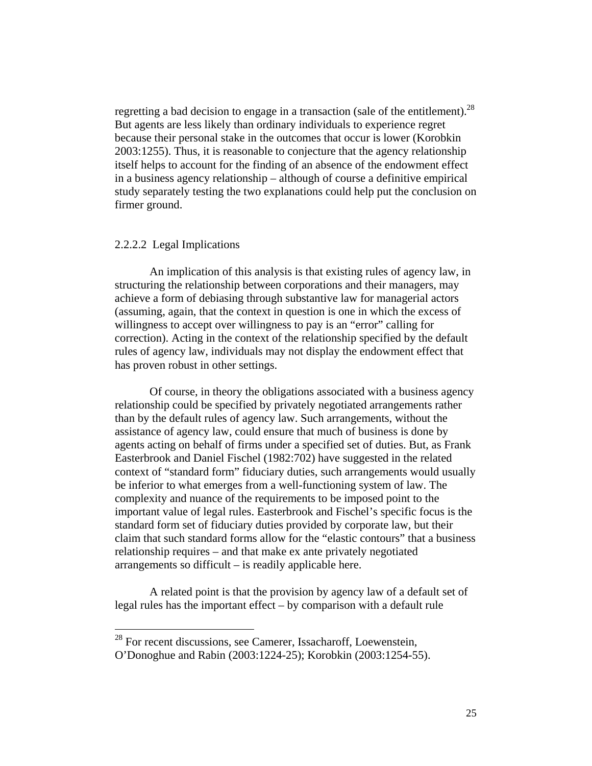regretting a bad decision to engage in a transaction (sale of the entitlement).[28] But agents are less likely than ordinary individuals to experience regret because their personal stake in the outcomes that occur is lower (Korobkin 2003:1255). Thus, it is reasonable to conjecture that the agency relationship itself helps to account for the finding of an absence of the endowment effect in a business agency relationship – although of course a definitive empirical study separately testing the two explanations could help put the conclusion on firmer ground.

#### 2.2.2.2 Legal Implications

An implication of this analysis is that existing rules of agency law, in structuring the relationship between corporations and their managers, may achieve a form of debiasing through substantive law for managerial actors (assuming, again, that the context in question is one in which the excess of willingness to accept over willingness to pay is an "error" calling for correction). Acting in the context of the relationship specified by the default rules of agency law, individuals may not display the endowment effect that has proven robust in other settings.

Of course, in theory the obligations associated with a business agency relationship could be specified by privately negotiated arrangements rather than by the default rules of agency law. Such arrangements, without the assistance of agency law, could ensure that much of business is done by agents acting on behalf of firms under a specified set of duties. But, as Frank Easterbrook and Daniel Fischel (1982:702) have suggested in the related context of "standard form" fiduciary duties, such arrangements would usually be inferior to what emerges from a well-functioning system of law. The complexity and nuance of the requirements to be imposed point to the important value of legal rules. Easterbrook and Fischel's specific focus is the standard form set of fiduciary duties provided by corporate law, but their claim that such standard forms allow for the "elastic contours" that a business relationship requires – and that make ex ante privately negotiated arrangements so difficult – is readily applicable here.

A related point is that the provision by agency law of a default set of legal rules has the important effect – by comparison with a default rule

---

[28] For recent discussions, see Camerer, Issacharoff, Loewenstein, O'Donoghue and Rabin (2003:1224-25); Korobkin (2003:1254-55).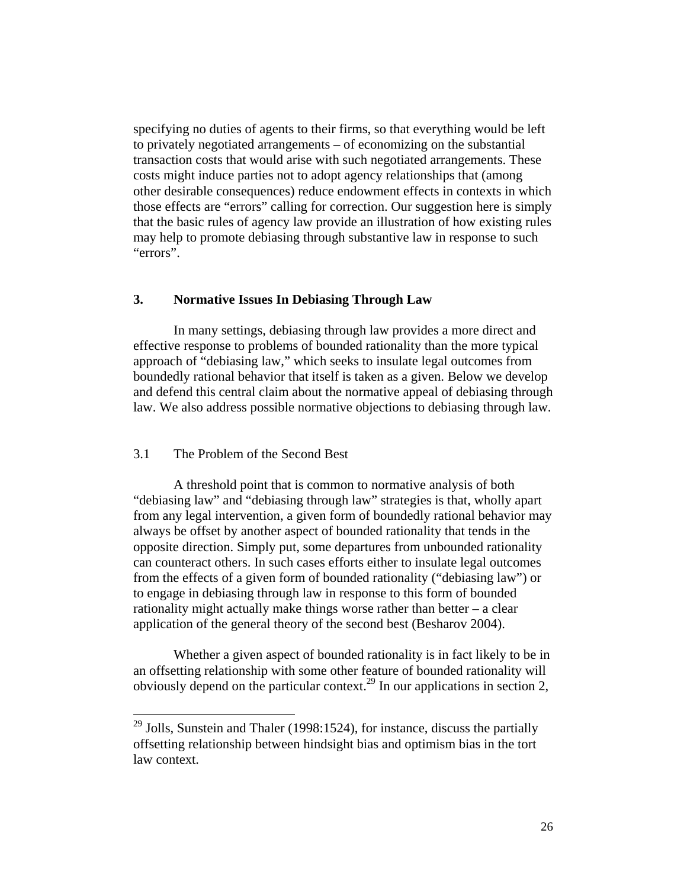specifying no duties of agents to their firms, so that everything would be left to privately negotiated arrangements – of economizing on the substantial transaction costs that would arise with such negotiated arrangements. These costs might induce parties not to adopt agency relationships that (among other desirable consequences) reduce endowment effects in contexts in which those effects are "errors" calling for correction. Our suggestion here is simply that the basic rules of agency law provide an illustration of how existing rules may help to promote debiasing through substantive law in response to such "errors".

## 3. Normative Issues In Debiasing Through Law

In many settings, debiasing through law provides a more direct and effective response to problems of bounded rationality than the more typical approach of "debiasing law," which seeks to insulate legal outcomes from boundedly rational behavior that itself is taken as a given. Below we develop and defend this central claim about the normative appeal of debiasing through law. We also address possible normative objections to debiasing through law.

### 3.1 The Problem of the Second Best

A threshold point that is common to normative analysis of both "debiasing law" and "debiasing through law" strategies is that, wholly apart from any legal intervention, a given form of boundedly rational behavior may always be offset by another aspect of bounded rationality that tends in the opposite direction. Simply put, some departures from unbounded rationality can counteract others. In such cases efforts either to insulate legal outcomes from the effects of a given form of bounded rationality ("debiasing law") or to engage in debiasing through law in response to this form of bounded rationality might actually make things worse rather than better – a clear application of the general theory of the second best (Besharov 2004).

Whether a given aspect of bounded rationality is in fact likely to be in an offsetting relationship with some other feature of bounded rationality will obviously depend on the particular context.[29] In our applications in section 2,

[29] Jolls, Sunstein and Thaler (1998:1524), for instance, discuss the partially offsetting relationship between hindsight bias and optimism bias in the tort law context.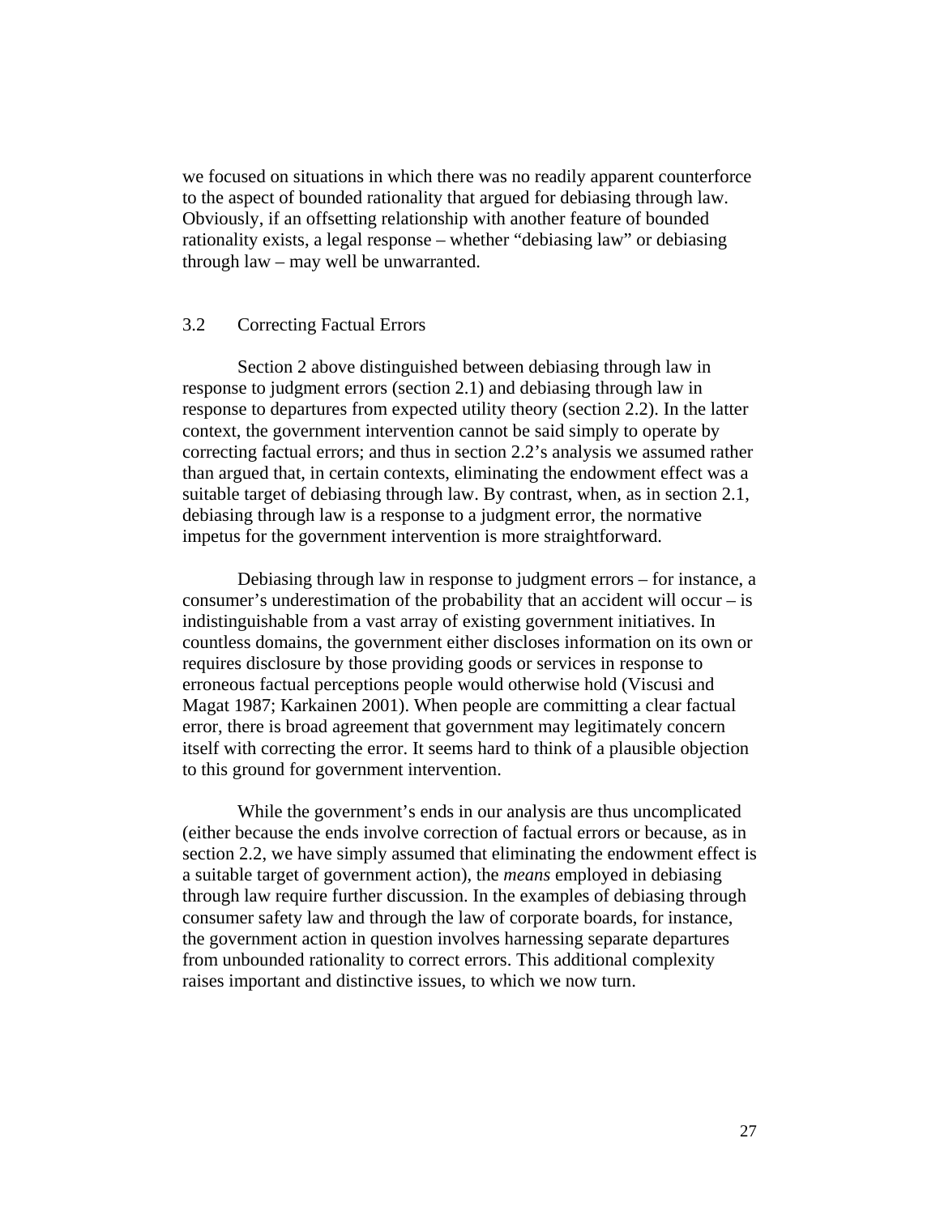we focused on situations in which there was no readily apparent counterforce to the aspect of bounded rationality that argued for debiasing through law. Obviously, if an offsetting relationship with another feature of bounded rationality exists, a legal response – whether "debiasing law" or debiasing through law – may well be unwarranted.

### 3.2 Correcting Factual Errors

Section 2 above distinguished between debiasing through law in response to judgment errors (section 2.1) and debiasing through law in response to departures from expected utility theory (section 2.2). In the latter context, the government intervention cannot be said simply to operate by correcting factual errors; and thus in section 2.2's analysis we assumed rather than argued that, in certain contexts, eliminating the endowment effect was a suitable target of debiasing through law. By contrast, when, as in section 2.1, debiasing through law is a response to a judgment error, the normative impetus for the government intervention is more straightforward.

Debiasing through law in response to judgment errors – for instance, a consumer's underestimation of the probability that an accident will occur – is indistinguishable from a vast array of existing government initiatives. In countless domains, the government either discloses information on its own or requires disclosure by those providing goods or services in response to erroneous factual perceptions people would otherwise hold (Viscusi and Magat 1987; Karkainen 2001). When people are committing a clear factual error, there is broad agreement that government may legitimately concern itself with correcting the error. It seems hard to think of a plausible objection to this ground for government intervention.

While the government's ends in our analysis are thus uncomplicated (either because the ends involve correction of factual errors or because, as in section 2.2, we have simply assumed that eliminating the endowment effect is a suitable target of government action), the *means* employed in debiasing through law require further discussion. In the examples of debiasing through consumer safety law and through the law of corporate boards, for instance, the government action in question involves harnessing separate departures from unbounded rationality to correct errors. This additional complexity raises important and distinctive issues, to which we now turn.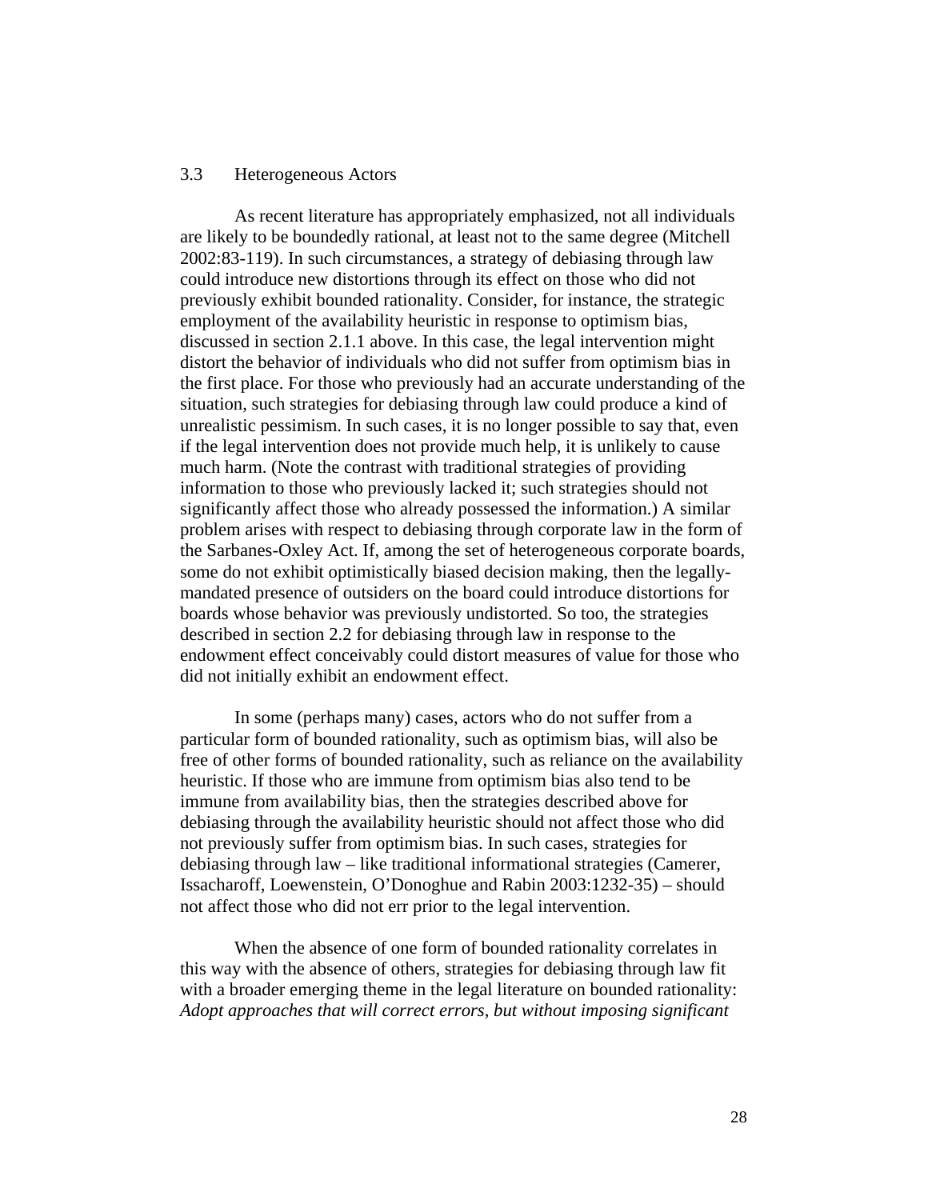### 3.3 Heterogeneous Actors

As recent literature has appropriately emphasized, not all individuals are likely to be boundedly rational, at least not to the same degree (Mitchell 2002:83-119). In such circumstances, a strategy of debiasing through law could introduce new distortions through its effect on those who did not previously exhibit bounded rationality. Consider, for instance, the strategic employment of the availability heuristic in response to optimism bias, discussed in section 2.1.1 above. In this case, the legal intervention might distort the behavior of individuals who did not suffer from optimism bias in the first place. For those who previously had an accurate understanding of the situation, such strategies for debiasing through law could produce a kind of unrealistic pessimism. In such cases, it is no longer possible to say that, even if the legal intervention does not provide much help, it is unlikely to cause much harm. (Note the contrast with traditional strategies of providing information to those who previously lacked it; such strategies should not significantly affect those who already possessed the information.) A similar problem arises with respect to debiasing through corporate law in the form of the Sarbanes-Oxley Act. If, among the set of heterogeneous corporate boards, some do not exhibit optimistically biased decision making, then the legally-mandated presence of outsiders on the board could introduce distortions for boards whose behavior was previously undistorted. So too, the strategies described in section 2.2 for debiasing through law in response to the endowment effect conceivably could distort measures of value for those who did not initially exhibit an endowment effect.

In some (perhaps many) cases, actors who do not suffer from a particular form of bounded rationality, such as optimism bias, will also be free of other forms of bounded rationality, such as reliance on the availability heuristic. If those who are immune from optimism bias also tend to be immune from availability bias, then the strategies described above for debiasing through the availability heuristic should not affect those who did not previously suffer from optimism bias. In such cases, strategies for debiasing through law – like traditional informational strategies (Camerer, Issacharoff, Loewenstein, O'Donoghue and Rabin 2003:1232-35) – should not affect those who did not err prior to the legal intervention.

When the absence of one form of bounded rationality correlates in this way with the absence of others, strategies for debiasing through law fit with a broader emerging theme in the legal literature on bounded rationality: *Adopt approaches that will correct errors, but without imposing significant*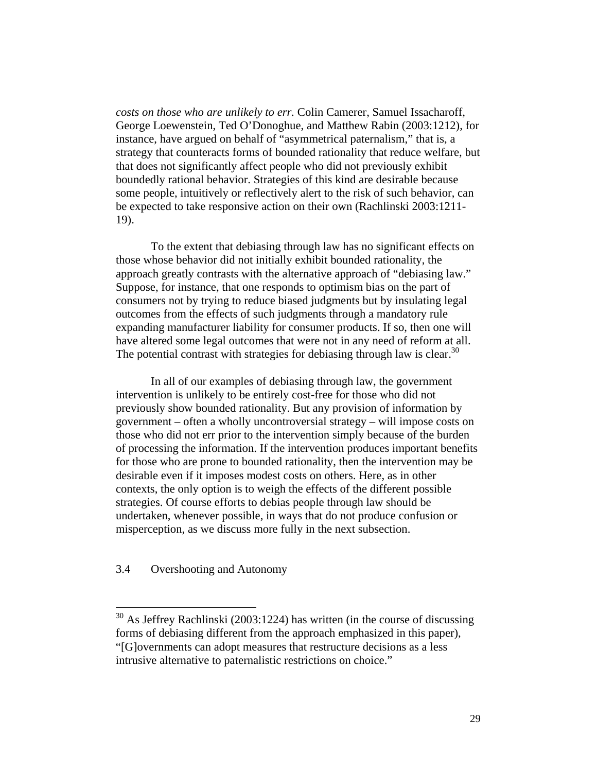*costs on those who are unlikely to err.* Colin Camerer, Samuel Issacharoff, George Loewenstein, Ted O'Donoghue, and Matthew Rabin (2003:1212), for instance, have argued on behalf of "asymmetrical paternalism," that is, a strategy that counteracts forms of bounded rationality that reduce welfare, but that does not significantly affect people who did not previously exhibit boundedly rational behavior. Strategies of this kind are desirable because some people, intuitively or reflectively alert to the risk of such behavior, can be expected to take responsive action on their own (Rachlinski 2003:1211-19).

To the extent that debiasing through law has no significant effects on those whose behavior did not initially exhibit bounded rationality, the approach greatly contrasts with the alternative approach of "debiasing law." Suppose, for instance, that one responds to optimism bias on the part of consumers not by trying to reduce biased judgments but by insulating legal outcomes from the effects of such judgments through a mandatory rule expanding manufacturer liability for consumer products. If so, then one will have altered some legal outcomes that were not in any need of reform at all. The potential contrast with strategies for debiasing through law is clear.[30]

In all of our examples of debiasing through law, the government intervention is unlikely to be entirely cost-free for those who did not previously show bounded rationality. But any provision of information by government – often a wholly uncontroversial strategy – will impose costs on those who did not err prior to the intervention simply because of the burden of processing the information. If the intervention produces important benefits for those who are prone to bounded rationality, then the intervention may be desirable even if it imposes modest costs on others. Here, as in other contexts, the only option is to weigh the effects of the different possible strategies. Of course efforts to debias people through law should be undertaken, whenever possible, in ways that do not produce confusion or misperception, as we discuss more fully in the next subsection.

### 3.4 Overshooting and Autonomy

---

[30] As Jeffrey Rachlinski (2003:1224) has written (in the course of discussing forms of debiasing different from the approach emphasized in this paper), "[G]overnments can adopt measures that restructure decisions as a less intrusive alternative to paternalistic restrictions on choice."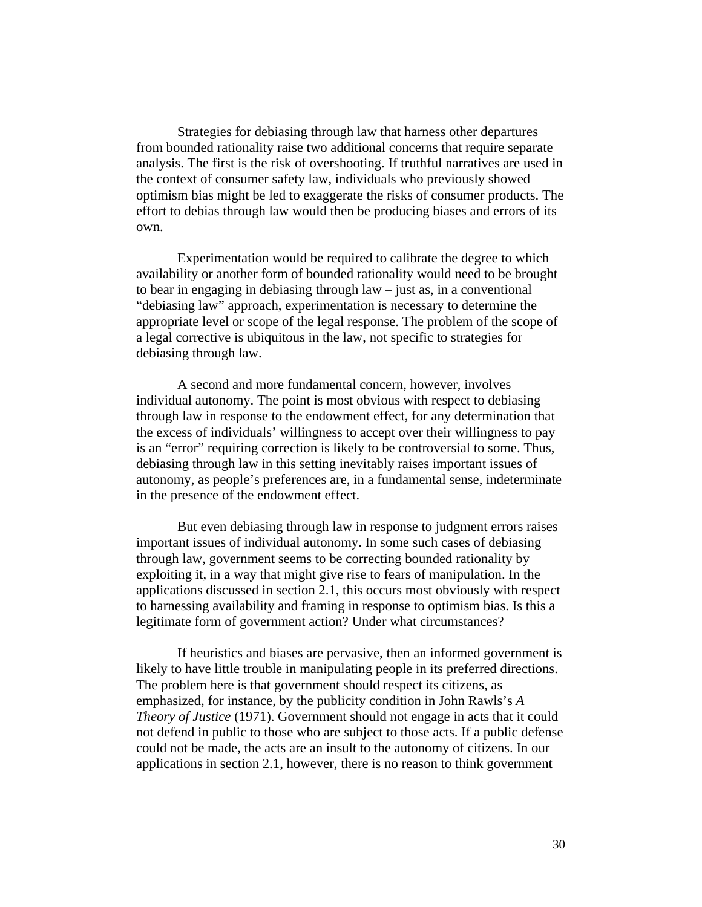Strategies for debiasing through law that harness other departures from bounded rationality raise two additional concerns that require separate analysis. The first is the risk of overshooting. If truthful narratives are used in the context of consumer safety law, individuals who previously showed optimism bias might be led to exaggerate the risks of consumer products. The effort to debias through law would then be producing biases and errors of its own.

Experimentation would be required to calibrate the degree to which availability or another form of bounded rationality would need to be brought to bear in engaging in debiasing through law – just as, in a conventional "debiasing law" approach, experimentation is necessary to determine the appropriate level or scope of the legal response. The problem of the scope of a legal corrective is ubiquitous in the law, not specific to strategies for debiasing through law.

A second and more fundamental concern, however, involves individual autonomy. The point is most obvious with respect to debiasing through law in response to the endowment effect, for any determination that the excess of individuals' willingness to accept over their willingness to pay is an "error" requiring correction is likely to be controversial to some. Thus, debiasing through law in this setting inevitably raises important issues of autonomy, as people's preferences are, in a fundamental sense, indeterminate in the presence of the endowment effect.

But even debiasing through law in response to judgment errors raises important issues of individual autonomy. In some such cases of debiasing through law, government seems to be correcting bounded rationality by exploiting it, in a way that might give rise to fears of manipulation. In the applications discussed in section 2.1, this occurs most obviously with respect to harnessing availability and framing in response to optimism bias. Is this a legitimate form of government action? Under what circumstances?

If heuristics and biases are pervasive, then an informed government is likely to have little trouble in manipulating people in its preferred directions. The problem here is that government should respect its citizens, as emphasized, for instance, by the publicity condition in John Rawls's *A Theory of Justice* (1971). Government should not engage in acts that it could not defend in public to those who are subject to those acts. If a public defense could not be made, the acts are an insult to the autonomy of citizens. In our applications in section 2.1, however, there is no reason to think government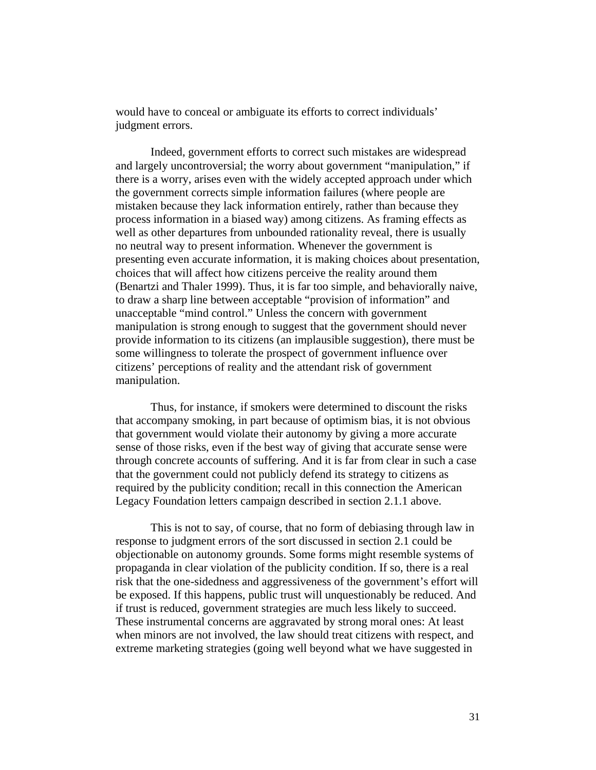would have to conceal or ambiguate its efforts to correct individuals' judgment errors.

Indeed, government efforts to correct such mistakes are widespread and largely uncontroversial; the worry about government "manipulation," if there is a worry, arises even with the widely accepted approach under which the government corrects simple information failures (where people are mistaken because they lack information entirely, rather than because they process information in a biased way) among citizens. As framing effects as well as other departures from unbounded rationality reveal, there is usually no neutral way to present information. Whenever the government is presenting even accurate information, it is making choices about presentation, choices that will affect how citizens perceive the reality around them (Benartzi and Thaler 1999). Thus, it is far too simple, and behaviorally naive, to draw a sharp line between acceptable "provision of information" and unacceptable "mind control." Unless the concern with government manipulation is strong enough to suggest that the government should never provide information to its citizens (an implausible suggestion), there must be some willingness to tolerate the prospect of government influence over citizens' perceptions of reality and the attendant risk of government manipulation.

Thus, for instance, if smokers were determined to discount the risks that accompany smoking, in part because of optimism bias, it is not obvious that government would violate their autonomy by giving a more accurate sense of those risks, even if the best way of giving that accurate sense were through concrete accounts of suffering. And it is far from clear in such a case that the government could not publicly defend its strategy to citizens as required by the publicity condition; recall in this connection the American Legacy Foundation letters campaign described in section 2.1.1 above.

This is not to say, of course, that no form of debiasing through law in response to judgment errors of the sort discussed in section 2.1 could be objectionable on autonomy grounds. Some forms might resemble systems of propaganda in clear violation of the publicity condition. If so, there is a real risk that the one-sidedness and aggressiveness of the government's effort will be exposed. If this happens, public trust will unquestionably be reduced. And if trust is reduced, government strategies are much less likely to succeed. These instrumental concerns are aggravated by strong moral ones: At least when minors are not involved, the law should treat citizens with respect, and extreme marketing strategies (going well beyond what we have suggested in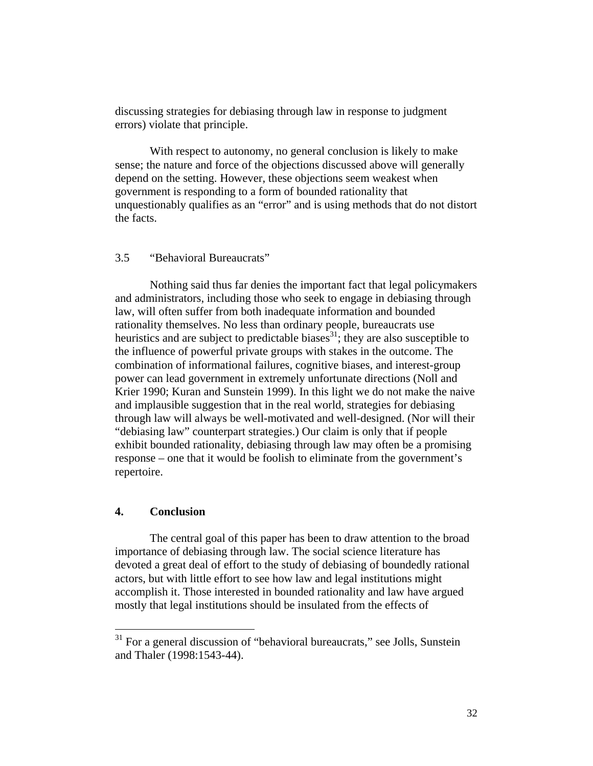discussing strategies for debiasing through law in response to judgment errors) violate that principle.

With respect to autonomy, no general conclusion is likely to make sense; the nature and force of the objections discussed above will generally depend on the setting. However, these objections seem weakest when government is responding to a form of bounded rationality that unquestionably qualifies as an "error" and is using methods that do not distort the facts.

### 3.5 "Behavioral Bureaucrats"

Nothing said thus far denies the important fact that legal policymakers and administrators, including those who seek to engage in debiasing through law, will often suffer from both inadequate information and bounded rationality themselves. No less than ordinary people, bureaucrats use heuristics and are subject to predictable biases[31]; they are also susceptible to the influence of powerful private groups with stakes in the outcome. The combination of informational failures, cognitive biases, and interest-group power can lead government in extremely unfortunate directions (Noll and Krier 1990; Kuran and Sunstein 1999). In this light we do not make the naive and implausible suggestion that in the real world, strategies for debiasing through law will always be well-motivated and well-designed. (Nor will their "debiasing law" counterpart strategies.) Our claim is only that if people exhibit bounded rationality, debiasing through law may often be a promising response – one that it would be foolish to eliminate from the government's repertoire.

## 4. Conclusion

The central goal of this paper has been to draw attention to the broad importance of debiasing through law. The social science literature has devoted a great deal of effort to the study of debiasing of boundedly rational actors, but with little effort to see how law and legal institutions might accomplish it. Those interested in bounded rationality and law have argued mostly that legal institutions should be insulated from the effects of

[31] For a general discussion of "behavioral bureaucrats," see Jolls, Sunstein and Thaler (1998:1543-44).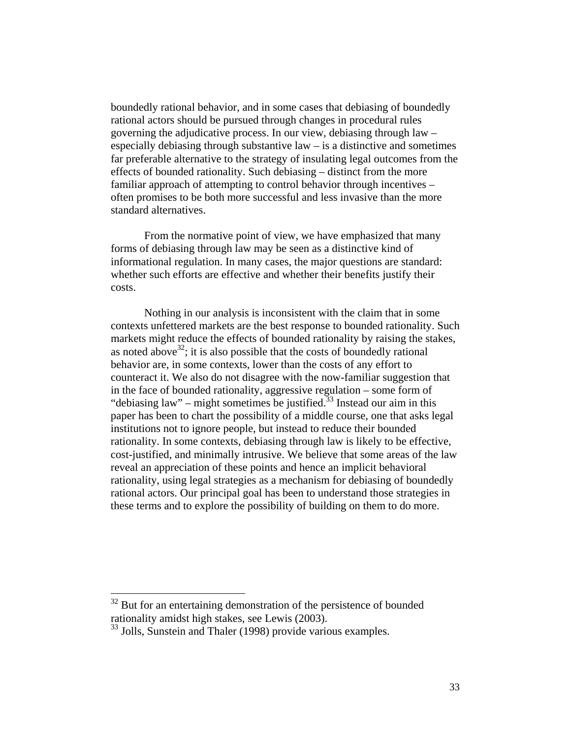boundedly rational behavior, and in some cases that debiasing of boundedly rational actors should be pursued through changes in procedural rules governing the adjudicative process. In our view, debiasing through law – especially debiasing through substantive law – is a distinctive and sometimes far preferable alternative to the strategy of insulating legal outcomes from the effects of bounded rationality. Such debiasing – distinct from the more familiar approach of attempting to control behavior through incentives – often promises to be both more successful and less invasive than the more standard alternatives.

From the normative point of view, we have emphasized that many forms of debiasing through law may be seen as a distinctive kind of informational regulation. In many cases, the major questions are standard: whether such efforts are effective and whether their benefits justify their costs.

Nothing in our analysis is inconsistent with the claim that in some contexts unfettered markets are the best response to bounded rationality. Such markets might reduce the effects of bounded rationality by raising the stakes, as noted above[32]; it is also possible that the costs of boundedly rational behavior are, in some contexts, lower than the costs of any effort to counteract it. We also do not disagree with the now-familiar suggestion that in the face of bounded rationality, aggressive regulation – some form of "debiasing law" – might sometimes be justified.[33] Instead our aim in this paper has been to chart the possibility of a middle course, one that asks legal institutions not to ignore people, but instead to reduce their bounded rationality. In some contexts, debiasing through law is likely to be effective, cost-justified, and minimally intrusive. We believe that some areas of the law reveal an appreciation of these points and hence an implicit behavioral rationality, using legal strategies as a mechanism for debiasing of boundedly rational actors. Our principal goal has been to understand those strategies in these terms and to explore the possibility of building on them to do more.

[32] But for an entertaining demonstration of the persistence of bounded rationality amidst high stakes, see Lewis (2003).

[33] Jolls, Sunstein and Thaler (1998) provide various examples.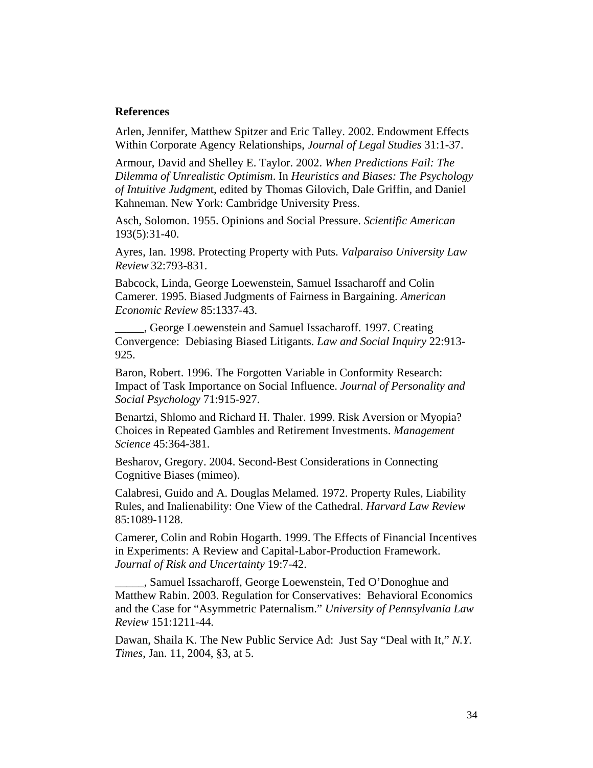**References**

Arlen, Jennifer, Matthew Spitzer and Eric Talley. 2002. Endowment Effects Within Corporate Agency Relationships, *Journal of Legal Studies* 31:1-37.

Armour, David and Shelley E. Taylor. 2002. *When Predictions Fail: The Dilemma of Unrealistic Optimism*. In *Heuristics and Biases: The Psychology of Intuitive Judgmen*t, edited by Thomas Gilovich, Dale Griffin, and Daniel Kahneman. New York: Cambridge University Press.

Asch, Solomon. 1955. Opinions and Social Pressure. *Scientific American* 193(5):31-40.

Ayres, Ian. 1998. Protecting Property with Puts. *Valparaiso University Law Review* 32:793-831.

Babcock, Linda, George Loewenstein, Samuel Issacharoff and Colin Camerer. 1995. Biased Judgments of Fairness in Bargaining. *American Economic Review* 85:1337-43.

_____, George Loewenstein and Samuel Issacharoff. 1997. Creating Convergence: Debiasing Biased Litigants. *Law and Social Inquiry* 22:913-925.

Baron, Robert. 1996. The Forgotten Variable in Conformity Research: Impact of Task Importance on Social Influence. *Journal of Personality and Social Psychology* 71:915-927.

Benartzi, Shlomo and Richard H. Thaler. 1999. Risk Aversion or Myopia? Choices in Repeated Gambles and Retirement Investments. *Management Science* 45:364-381.

Besharov, Gregory. 2004. Second-Best Considerations in Connecting Cognitive Biases (mimeo).

Calabresi, Guido and A. Douglas Melamed. 1972. Property Rules, Liability Rules, and Inalienability: One View of the Cathedral. *Harvard Law Review* 85:1089-1128.

Camerer, Colin and Robin Hogarth. 1999. The Effects of Financial Incentives in Experiments: A Review and Capital-Labor-Production Framework. *Journal of Risk and Uncertainty* 19:7-42.

_____, Samuel Issacharoff, George Loewenstein, Ted O'Donoghue and Matthew Rabin. 2003. Regulation for Conservatives: Behavioral Economics and the Case for "Asymmetric Paternalism." *University of Pennsylvania Law Review* 151:1211-44.

Dawan, Shaila K. The New Public Service Ad: Just Say "Deal with It," *N.Y. Times*, Jan. 11, 2004, §3, at 5.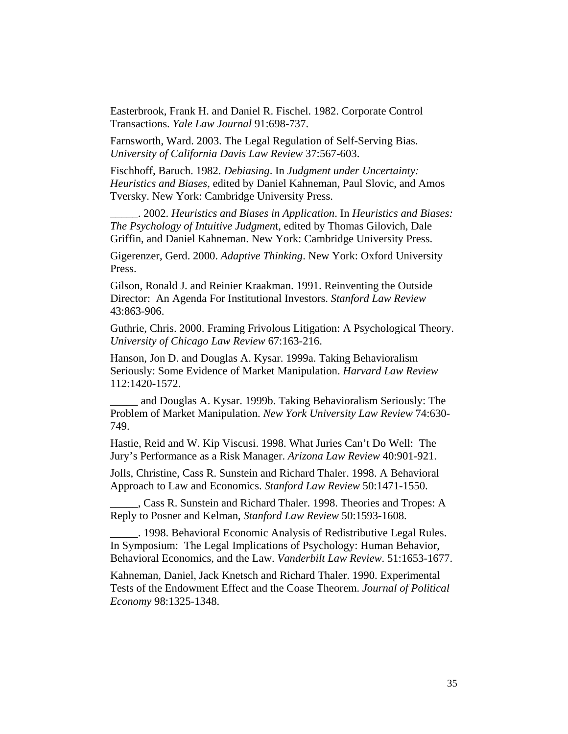Easterbrook, Frank H. and Daniel R. Fischel. 1982. Corporate Control Transactions. *Yale Law Journal* 91:698-737.

Farnsworth, Ward. 2003. The Legal Regulation of Self-Serving Bias. *University of California Davis Law Review* 37:567-603.

Fischhoff, Baruch. 1982. *Debiasing*. In *Judgment under Uncertainty: Heuristics and Biases*, edited by Daniel Kahneman, Paul Slovic, and Amos Tversky. New York: Cambridge University Press.

_____. 2002. *Heuristics and Biases in Application*. In *Heuristics and Biases: The Psychology of Intuitive Judgmen*t, edited by Thomas Gilovich, Dale Griffin, and Daniel Kahneman. New York: Cambridge University Press.

Gigerenzer, Gerd. 2000. *Adaptive Thinking*. New York: Oxford University Press.

Gilson, Ronald J. and Reinier Kraakman. 1991. Reinventing the Outside Director: An Agenda For Institutional Investors. *Stanford Law Review* 43:863-906.

Guthrie, Chris. 2000. Framing Frivolous Litigation: A Psychological Theory. *University of Chicago Law Review* 67:163-216.

Hanson, Jon D. and Douglas A. Kysar. 1999a. Taking Behavioralism Seriously: Some Evidence of Market Manipulation. *Harvard Law Review* 112:1420-1572.

_____ and Douglas A. Kysar. 1999b. Taking Behavioralism Seriously: The Problem of Market Manipulation. *New York University Law Review* 74:630-749.

Hastie, Reid and W. Kip Viscusi. 1998. What Juries Can't Do Well: The Jury's Performance as a Risk Manager. *Arizona Law Review* 40:901-921.

Jolls, Christine, Cass R. Sunstein and Richard Thaler. 1998. A Behavioral Approach to Law and Economics. *Stanford Law Review* 50:1471-1550.

_____, Cass R. Sunstein and Richard Thaler. 1998. Theories and Tropes: A Reply to Posner and Kelman, *Stanford Law Review* 50:1593-1608.

_____. 1998. Behavioral Economic Analysis of Redistributive Legal Rules. In Symposium: The Legal Implications of Psychology: Human Behavior, Behavioral Economics, and the Law. *Vanderbilt Law Review*. 51:1653-1677.

Kahneman, Daniel, Jack Knetsch and Richard Thaler. 1990. Experimental Tests of the Endowment Effect and the Coase Theorem. *Journal of Political Economy* 98:1325-1348.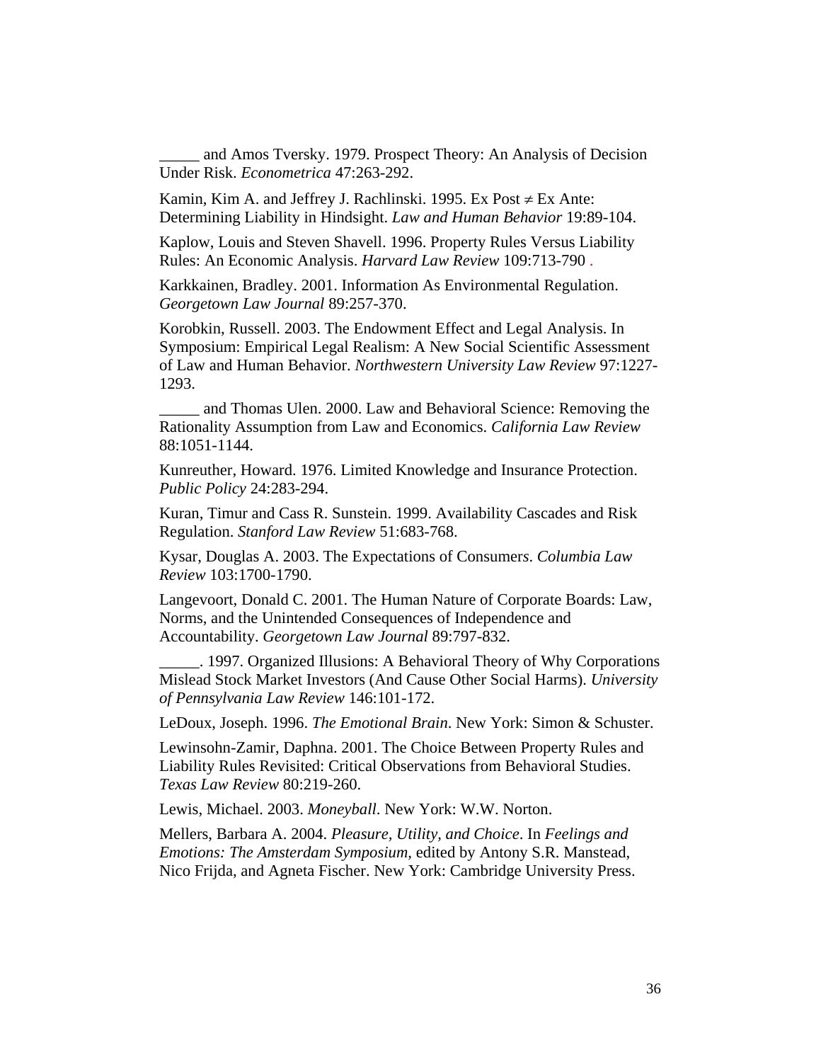_____ and Amos Tversky. 1979. Prospect Theory: An Analysis of Decision Under Risk. *Econometrica* 47:263-292.

Kamin, Kim A. and Jeffrey J. Rachlinski. 1995. Ex Post ≠ Ex Ante: Determining Liability in Hindsight. *Law and Human Behavior* 19:89-104.

Kaplow, Louis and Steven Shavell. 1996. Property Rules Versus Liability Rules: An Economic Analysis. *Harvard Law Review* 109:713-790 .

Karkkainen, Bradley. 2001. Information As Environmental Regulation. *Georgetown Law Journal* 89:257-370.

Korobkin, Russell. 2003. The Endowment Effect and Legal Analysis. In Symposium: Empirical Legal Realism: A New Social Scientific Assessment of Law and Human Behavior. *Northwestern University Law Review* 97:1227-1293.

_____ and Thomas Ulen. 2000. Law and Behavioral Science: Removing the Rationality Assumption from Law and Economics. *California Law Review* 88:1051-1144.

Kunreuther, Howard. 1976. Limited Knowledge and Insurance Protection. *Public Policy* 24:283-294.

Kuran, Timur and Cass R. Sunstein. 1999. Availability Cascades and Risk Regulation. *Stanford Law Review* 51:683-768.

Kysar, Douglas A. 2003. The Expectations of Consumers. *Columbia Law Review* 103:1700-1790.

Langevoort, Donald C. 2001. The Human Nature of Corporate Boards: Law, Norms, and the Unintended Consequences of Independence and Accountability. *Georgetown Law Journal* 89:797-832.

_____. 1997. Organized Illusions: A Behavioral Theory of Why Corporations Mislead Stock Market Investors (And Cause Other Social Harms). *University of Pennsylvania Law Review* 146:101-172.

LeDoux, Joseph. 1996. *The Emotional Brain*. New York: Simon & Schuster.

Lewinsohn-Zamir, Daphna. 2001. The Choice Between Property Rules and Liability Rules Revisited: Critical Observations from Behavioral Studies. *Texas Law Review* 80:219-260.

Lewis, Michael. 2003. *Moneyball*. New York: W.W. Norton.

Mellers, Barbara A. 2004. *Pleasure, Utility, and Choice*. In *Feelings and Emotions: The Amsterdam Symposium*, edited by Antony S.R. Manstead, Nico Frijda, and Agneta Fischer. New York: Cambridge University Press.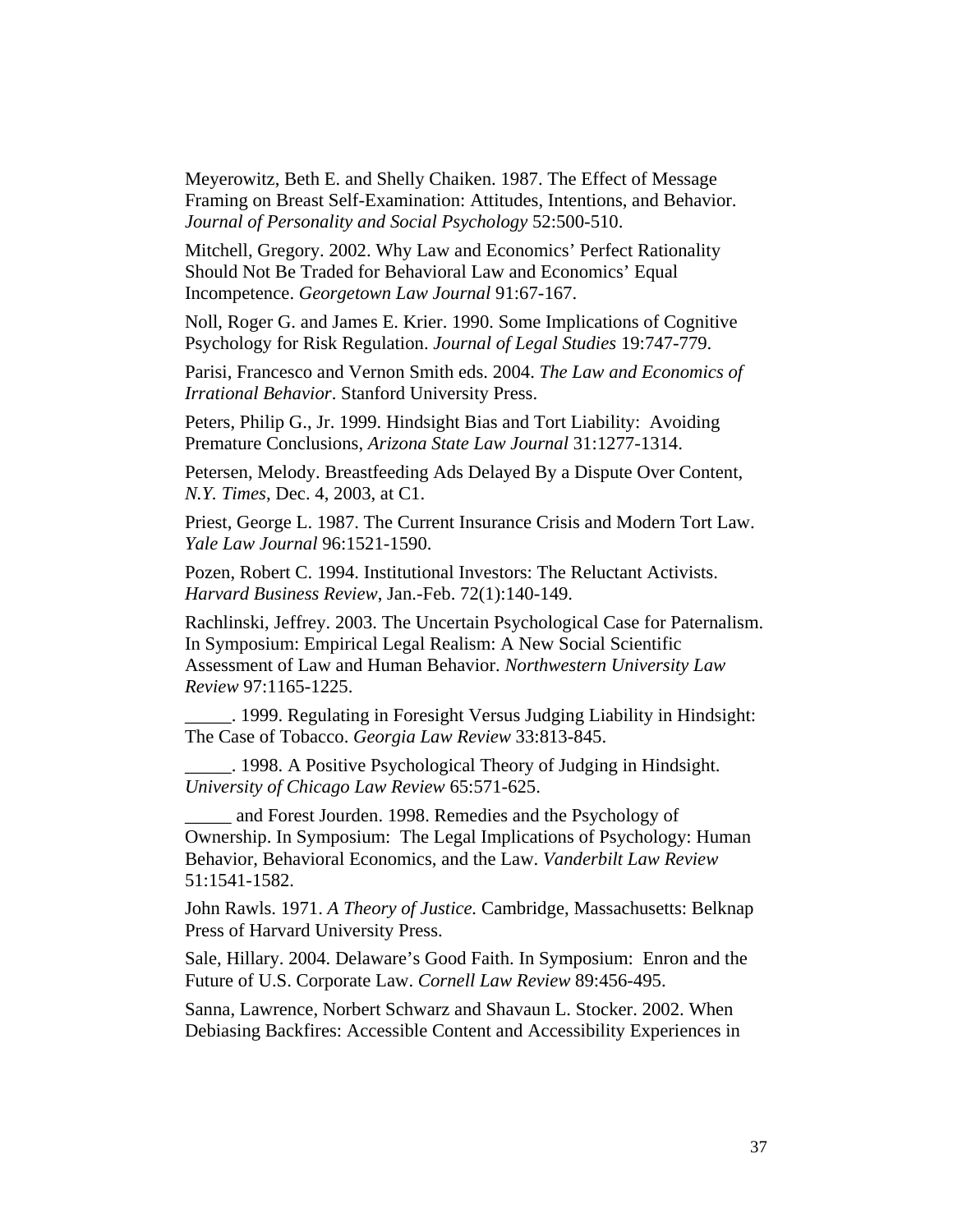Meyerowitz, Beth E. and Shelly Chaiken. 1987. The Effect of Message Framing on Breast Self-Examination: Attitudes, Intentions, and Behavior. *Journal of Personality and Social Psychology* 52:500-510.

Mitchell, Gregory. 2002. Why Law and Economics' Perfect Rationality Should Not Be Traded for Behavioral Law and Economics' Equal Incompetence. *Georgetown Law Journal* 91:67-167.

Noll, Roger G. and James E. Krier. 1990. Some Implications of Cognitive Psychology for Risk Regulation. *Journal of Legal Studies* 19:747-779.

Parisi, Francesco and Vernon Smith eds. 2004. *The Law and Economics of Irrational Behavior*. Stanford University Press.

Peters, Philip G., Jr. 1999. Hindsight Bias and Tort Liability: Avoiding Premature Conclusions, *Arizona State Law Journal* 31:1277-1314.

Petersen, Melody. Breastfeeding Ads Delayed By a Dispute Over Content, *N.Y. Times*, Dec. 4, 2003, at C1.

Priest, George L. 1987. The Current Insurance Crisis and Modern Tort Law. *Yale Law Journal* 96:1521-1590.

Pozen, Robert C. 1994. Institutional Investors: The Reluctant Activists. *Harvard Business Review*, Jan.-Feb. 72(1):140-149.

Rachlinski, Jeffrey. 2003. The Uncertain Psychological Case for Paternalism. In Symposium: Empirical Legal Realism: A New Social Scientific Assessment of Law and Human Behavior. *Northwestern University Law Review* 97:1165-1225.

_____. 1999. Regulating in Foresight Versus Judging Liability in Hindsight: The Case of Tobacco. *Georgia Law Review* 33:813-845.

_____. 1998. A Positive Psychological Theory of Judging in Hindsight. *University of Chicago Law Review* 65:571-625.

_____ and Forest Jourden. 1998. Remedies and the Psychology of Ownership. In Symposium: The Legal Implications of Psychology: Human Behavior, Behavioral Economics, and the Law. *Vanderbilt Law Review* 51:1541-1582.

John Rawls. 1971. *A Theory of Justice*. Cambridge, Massachusetts: Belknap Press of Harvard University Press.

Sale, Hillary. 2004. Delaware's Good Faith. In Symposium: Enron and the Future of U.S. Corporate Law. *Cornell Law Review* 89:456-495.

Sanna, Lawrence, Norbert Schwarz and Shavaun L. Stocker. 2002. When Debiasing Backfires: Accessible Content and Accessibility Experiences in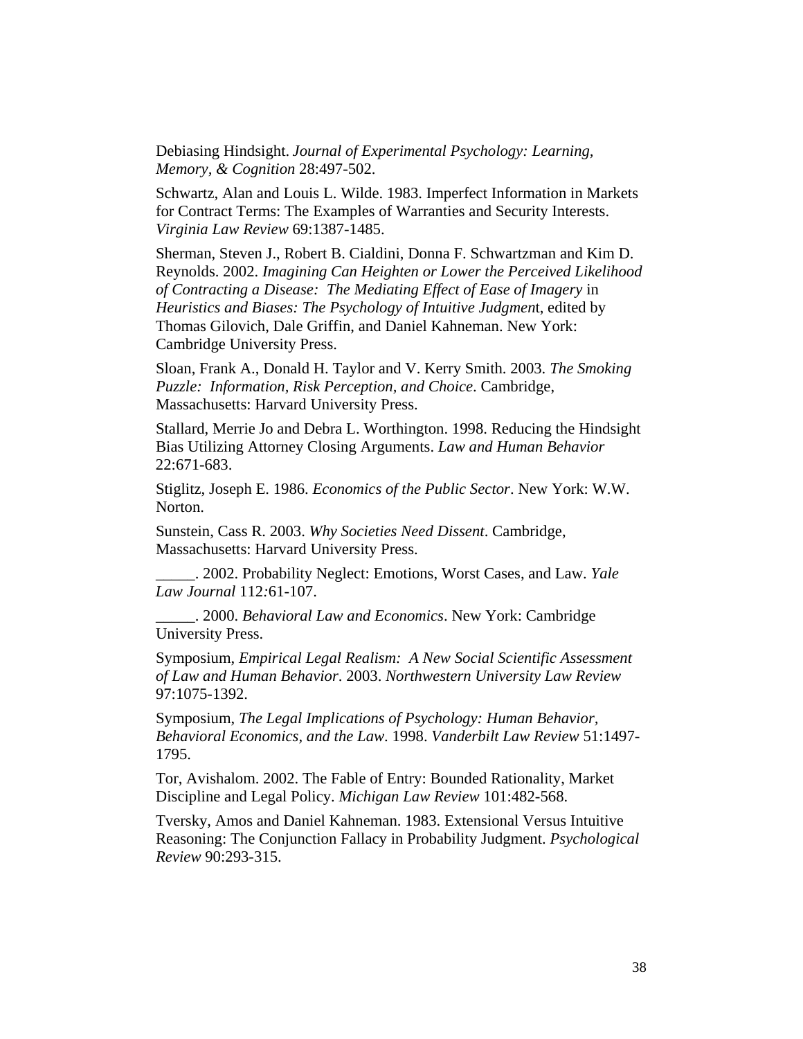Debiasing Hindsight. *Journal of Experimental Psychology: Learning, Memory, & Cognition* 28:497-502.

Schwartz, Alan and Louis L. Wilde. 1983. Imperfect Information in Markets for Contract Terms: The Examples of Warranties and Security Interests. *Virginia Law Review* 69:1387-1485.

Sherman, Steven J., Robert B. Cialdini, Donna F. Schwartzman and Kim D. Reynolds. 2002. *Imagining Can Heighten or Lower the Perceived Likelihood of Contracting a Disease: The Mediating Effect of Ease of Imagery* in *Heuristics and Biases: The Psychology of Intuitive Judgmen*t, edited by Thomas Gilovich, Dale Griffin, and Daniel Kahneman. New York: Cambridge University Press.

Sloan, Frank A., Donald H. Taylor and V. Kerry Smith. 2003. *The Smoking Puzzle: Information, Risk Perception, and Choice*. Cambridge, Massachusetts: Harvard University Press.

Stallard, Merrie Jo and Debra L. Worthington. 1998. Reducing the Hindsight Bias Utilizing Attorney Closing Arguments. *Law and Human Behavior* 22:671-683.

Stiglitz, Joseph E. 1986. *Economics of the Public Sector*. New York: W.W. Norton.

Sunstein, Cass R. 2003. *Why Societies Need Dissent*. Cambridge, Massachusetts: Harvard University Press.

_____. 2002. Probability Neglect: Emotions, Worst Cases, and Law. *Yale Law Journal* 112:61-107.

_____. 2000. *Behavioral Law and Economics*. New York: Cambridge University Press.

Symposium, *Empirical Legal Realism: A New Social Scientific Assessment of Law and Human Behavior*. 2003. *Northwestern University Law Review* 97:1075-1392.

Symposium, *The Legal Implications of Psychology: Human Behavior, Behavioral Economics, and the Law*. 1998. *Vanderbilt Law Review* 51:1497-1795.

Tor, Avishalom. 2002. The Fable of Entry: Bounded Rationality, Market Discipline and Legal Policy. *Michigan Law Review* 101:482-568.

Tversky, Amos and Daniel Kahneman. 1983. Extensional Versus Intuitive Reasoning: The Conjunction Fallacy in Probability Judgment. *Psychological Review* 90:293-315.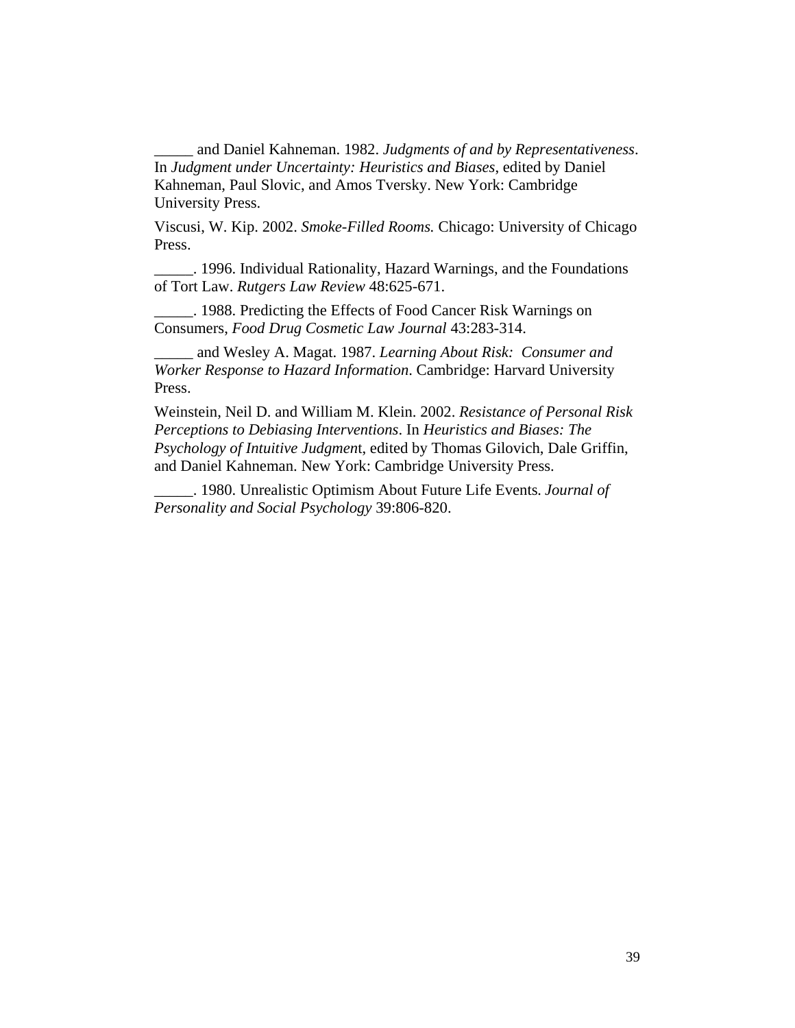_____ and Daniel Kahneman. 1982. *Judgments of and by Representativeness*. In *Judgment under Uncertainty: Heuristics and Biases*, edited by Daniel Kahneman, Paul Slovic, and Amos Tversky. New York: Cambridge University Press.

Viscusi, W. Kip. 2002. *Smoke-Filled Rooms.* Chicago: University of Chicago Press.

_____. 1996. Individual Rationality, Hazard Warnings, and the Foundations of Tort Law. *Rutgers Law Review* 48:625-671.

_____. 1988. Predicting the Effects of Food Cancer Risk Warnings on Consumers, *Food Drug Cosmetic Law Journal* 43:283-314.

_____ and Wesley A. Magat. 1987. *Learning About Risk: Consumer and Worker Response to Hazard Information*. Cambridge: Harvard University Press.

Weinstein, Neil D. and William M. Klein. 2002. *Resistance of Personal Risk Perceptions to Debiasing Interventions*. In *Heuristics and Biases: The Psychology of Intuitive Judgmen*t, edited by Thomas Gilovich, Dale Griffin, and Daniel Kahneman. New York: Cambridge University Press.

_____. 1980. Unrealistic Optimism About Future Life Events. *Journal of Personality and Social Psychology* 39:806-820.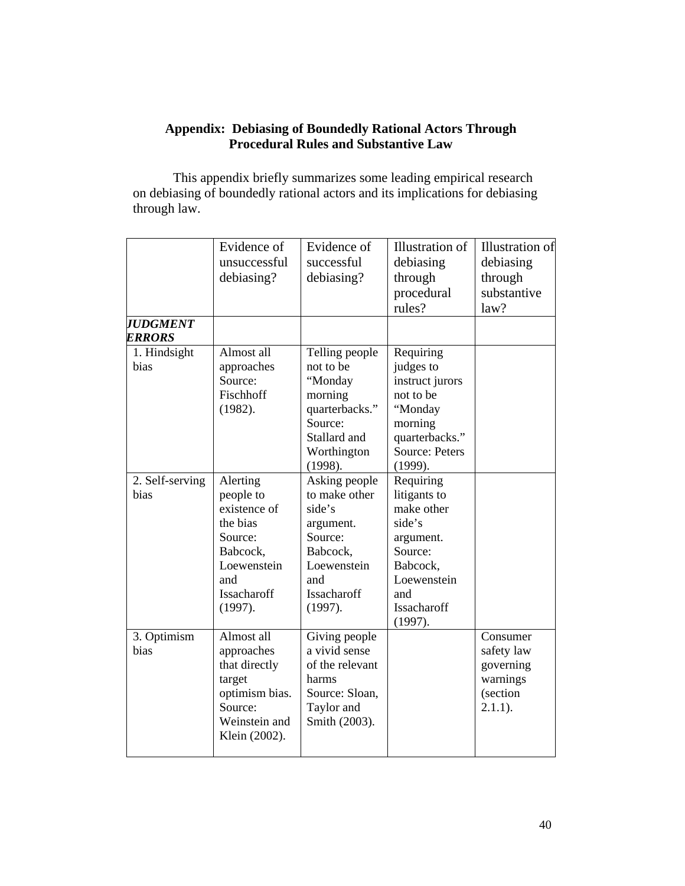## Appendix: Debiasing of Boundedly Rational Actors Through Procedural Rules and Substantive Law

This appendix briefly summarizes some leading empirical research on debiasing of boundedly rational actors and its implications for debiasing through law.

| | Evidence of unsuccessful debiasing? | Evidence of successful debiasing? | Illustration of debiasing through procedural rules? | Illustration of debiasing through substantive law? |
|---|---|---|---|---|
| ***JUDGMENT ERRORS*** | | | | |
| 1. Hindsight bias | Almost all approaches Source: Fischhoff (1982). | Telling people not to be "Monday morning quarterbacks." Source: Stallard and Worthington (1998). | Requiring judges to instruct jurors not to be "Monday morning quarterbacks." Source: Peters (1999). | |
| 2. Self-serving bias | Alerting people to existence of the bias Source: Babcock, Loewenstein and Issacharoff (1997). | Asking people to make other side's argument. Source: Babcock, Loewenstein and Issacharoff (1997). | Requiring litigants to make other side's argument. Source: Babcock, Loewenstein and Issacharoff (1997). | |
| 3. Optimism bias | Almost all approaches that directly target optimism bias. Source: Weinstein and Klein (2002). | Giving people a vivid sense of the relevant harms Source: Sloan, Taylor and Smith (2003). | | Consumer safety law governing warnings (section 2.1.1). |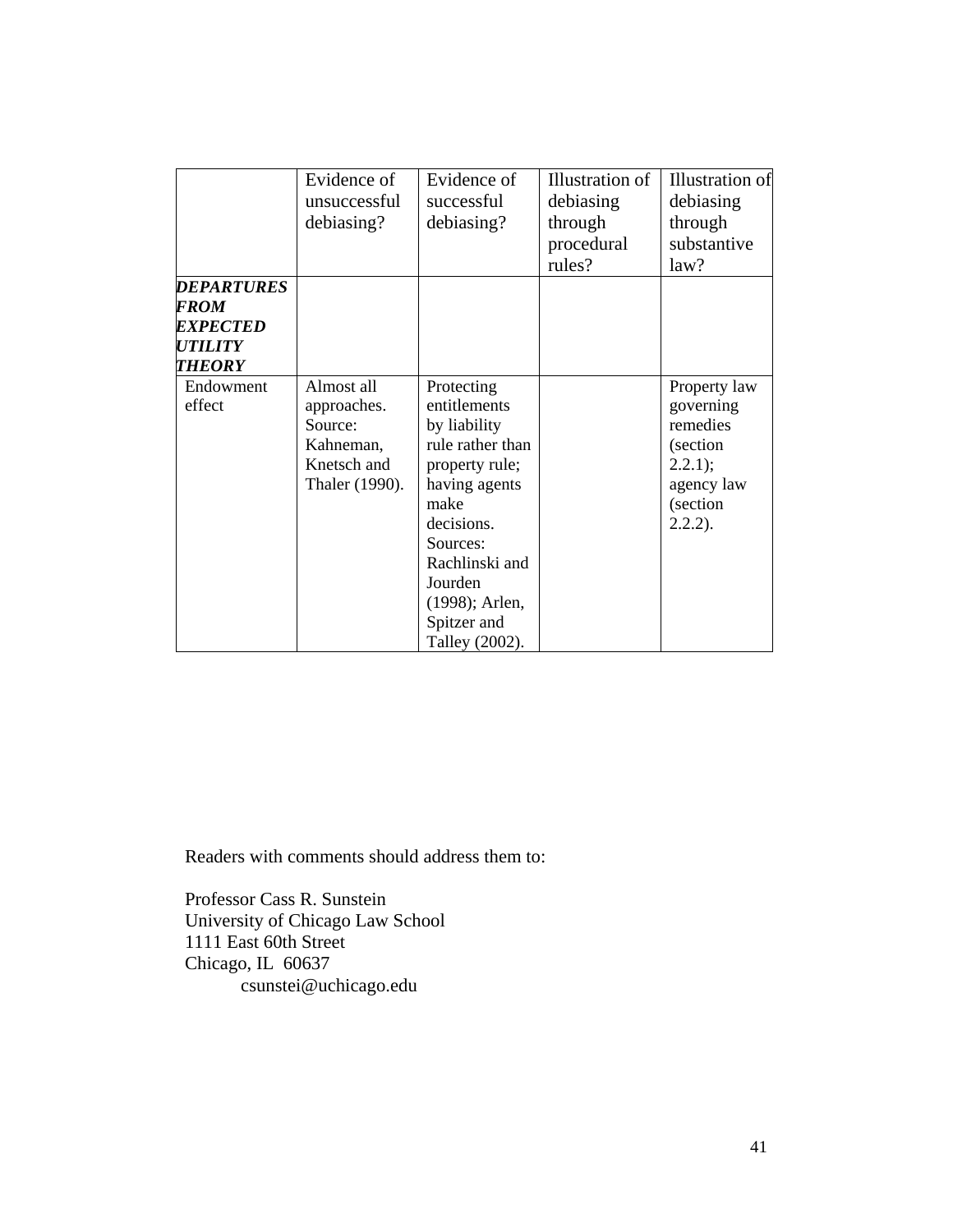| | Evidence of unsuccessful debiasing? | Evidence of successful debiasing? | Illustration of debiasing through procedural rules? | Illustration of debiasing through substantive law? |
|---|---|---|---|---|
| ***DEPARTURES FROM EXPECTED UTILITY THEORY*** | | | | |
| Endowment effect | Almost all approaches. Source: Kahneman, Knetsch and Thaler (1990). | Protecting entitlements by liability rule rather than property rule; having agents make decisions. Sources: Rachlinski and Jourden (1998); Arlen, Spitzer and Talley (2002). | | Property law governing remedies (section 2.2.1); agency law (section 2.2.2). |

Readers with comments should address them to:

Professor Cass R. Sunstein
University of Chicago Law School
1111 East 60th Street
Chicago, IL 60637
csunstei@uchicago.edu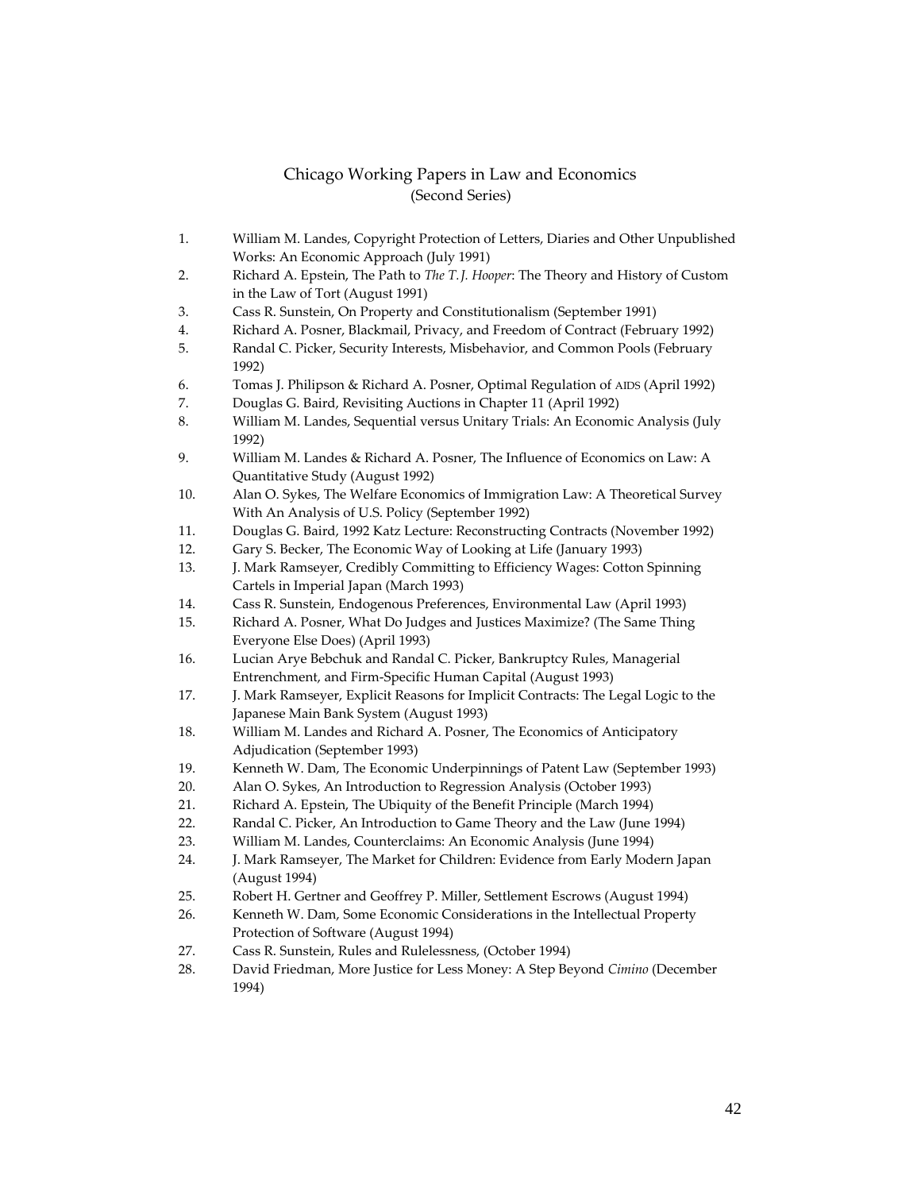# Chicago Working Papers in Law and Economics
(Second Series)

1. William M. Landes, Copyright Protection of Letters, Diaries and Other Unpublished Works: An Economic Approach (July 1991)
2. Richard A. Epstein, The Path to *The T. J. Hooper*: The Theory and History of Custom in the Law of Tort (August 1991)
3. Cass R. Sunstein, On Property and Constitutionalism (September 1991)
4. Richard A. Posner, Blackmail, Privacy, and Freedom of Contract (February 1992)
5. Randal C. Picker, Security Interests, Misbehavior, and Common Pools (February 1992)
6. Tomas J. Philipson & Richard A. Posner, Optimal Regulation of AIDS (April 1992)
7. Douglas G. Baird, Revisiting Auctions in Chapter 11 (April 1992)
8. William M. Landes, Sequential versus Unitary Trials: An Economic Analysis (July 1992)
9. William M. Landes & Richard A. Posner, The Influence of Economics on Law: A Quantitative Study (August 1992)
10. Alan O. Sykes, The Welfare Economics of Immigration Law: A Theoretical Survey With An Analysis of U.S. Policy (September 1992)
11. Douglas G. Baird, 1992 Katz Lecture: Reconstructing Contracts (November 1992)
12. Gary S. Becker, The Economic Way of Looking at Life (January 1993)
13. J. Mark Ramseyer, Credibly Committing to Efficiency Wages: Cotton Spinning Cartels in Imperial Japan (March 1993)
14. Cass R. Sunstein, Endogenous Preferences, Environmental Law (April 1993)
15. Richard A. Posner, What Do Judges and Justices Maximize? (The Same Thing Everyone Else Does) (April 1993)
16. Lucian Arye Bebchuk and Randal C. Picker, Bankruptcy Rules, Managerial Entrenchment, and Firm-Specific Human Capital (August 1993)
17. J. Mark Ramseyer, Explicit Reasons for Implicit Contracts: The Legal Logic to the Japanese Main Bank System (August 1993)
18. William M. Landes and Richard A. Posner, The Economics of Anticipatory Adjudication (September 1993)
19. Kenneth W. Dam, The Economic Underpinnings of Patent Law (September 1993)
20. Alan O. Sykes, An Introduction to Regression Analysis (October 1993)
21. Richard A. Epstein, The Ubiquity of the Benefit Principle (March 1994)
22. Randal C. Picker, An Introduction to Game Theory and the Law (June 1994)
23. William M. Landes, Counterclaims: An Economic Analysis (June 1994)
24. J. Mark Ramseyer, The Market for Children: Evidence from Early Modern Japan (August 1994)
25. Robert H. Gertner and Geoffrey P. Miller, Settlement Escrows (August 1994)
26. Kenneth W. Dam, Some Economic Considerations in the Intellectual Property Protection of Software (August 1994)
27. Cass R. Sunstein, Rules and Rulelessness, (October 1994)
28. David Friedman, More Justice for Less Money: A Step Beyond *Cimino* (December 1994)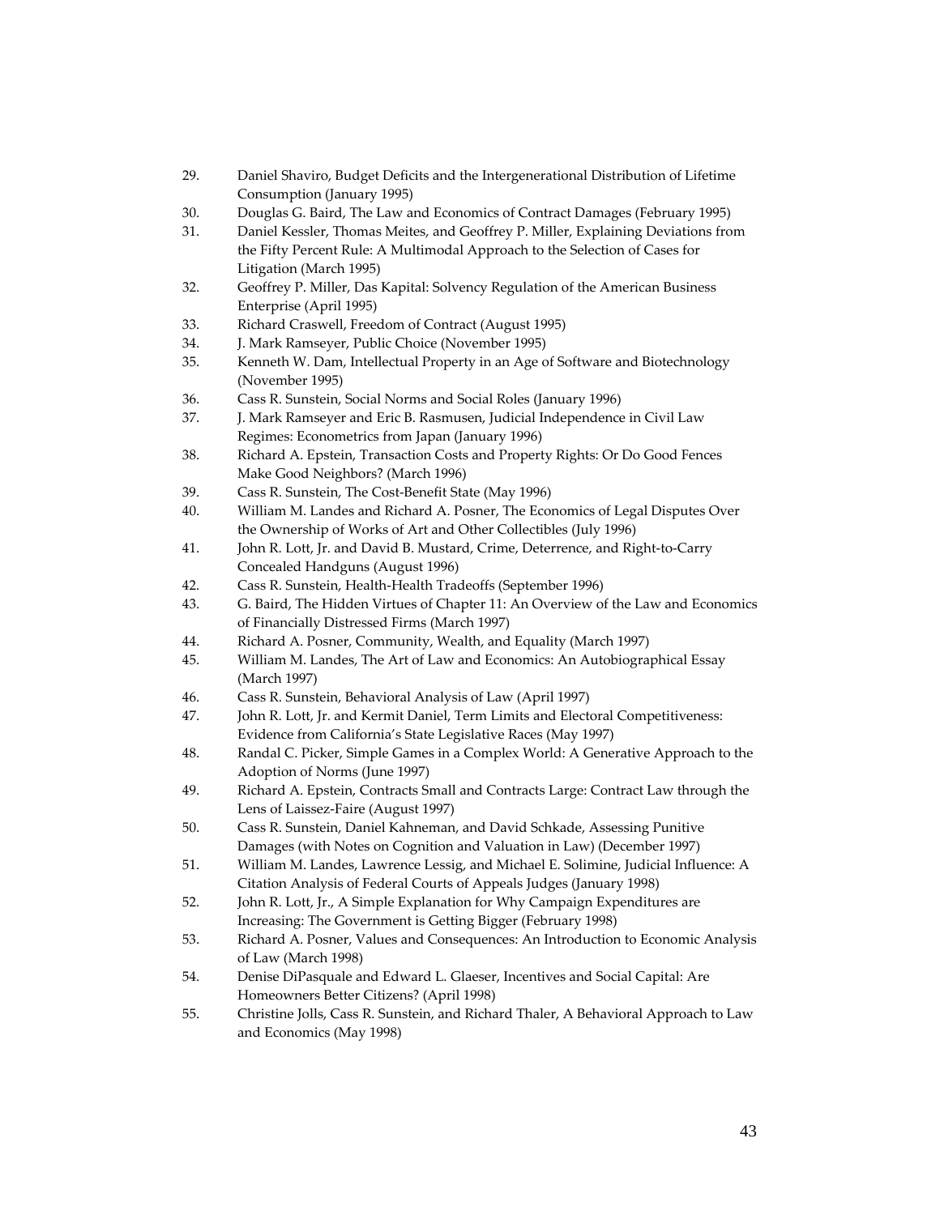29. Daniel Shaviro, Budget Deficits and the Intergenerational Distribution of Lifetime Consumption (January 1995)
30. Douglas G. Baird, The Law and Economics of Contract Damages (February 1995)
31. Daniel Kessler, Thomas Meites, and Geoffrey P. Miller, Explaining Deviations from the Fifty Percent Rule: A Multimodal Approach to the Selection of Cases for Litigation (March 1995)
32. Geoffrey P. Miller, Das Kapital: Solvency Regulation of the American Business Enterprise (April 1995)
33. Richard Craswell, Freedom of Contract (August 1995)
34. J. Mark Ramseyer, Public Choice (November 1995)
35. Kenneth W. Dam, Intellectual Property in an Age of Software and Biotechnology (November 1995)
36. Cass R. Sunstein, Social Norms and Social Roles (January 1996)
37. J. Mark Ramseyer and Eric B. Rasmusen, Judicial Independence in Civil Law Regimes: Econometrics from Japan (January 1996)
38. Richard A. Epstein, Transaction Costs and Property Rights: Or Do Good Fences Make Good Neighbors? (March 1996)
39. Cass R. Sunstein, The Cost-Benefit State (May 1996)
40. William M. Landes and Richard A. Posner, The Economics of Legal Disputes Over the Ownership of Works of Art and Other Collectibles (July 1996)
41. John R. Lott, Jr. and David B. Mustard, Crime, Deterrence, and Right-to-Carry Concealed Handguns (August 1996)
42. Cass R. Sunstein, Health-Health Tradeoffs (September 1996)
43. G. Baird, The Hidden Virtues of Chapter 11: An Overview of the Law and Economics of Financially Distressed Firms (March 1997)
44. Richard A. Posner, Community, Wealth, and Equality (March 1997)
45. William M. Landes, The Art of Law and Economics: An Autobiographical Essay (March 1997)
46. Cass R. Sunstein, Behavioral Analysis of Law (April 1997)
47. John R. Lott, Jr. and Kermit Daniel, Term Limits and Electoral Competitiveness: Evidence from California's State Legislative Races (May 1997)
48. Randal C. Picker, Simple Games in a Complex World: A Generative Approach to the Adoption of Norms (June 1997)
49. Richard A. Epstein, Contracts Small and Contracts Large: Contract Law through the Lens of Laissez-Faire (August 1997)
50. Cass R. Sunstein, Daniel Kahneman, and David Schkade, Assessing Punitive Damages (with Notes on Cognition and Valuation in Law) (December 1997)
51. William M. Landes, Lawrence Lessig, and Michael E. Solimine, Judicial Influence: A Citation Analysis of Federal Courts of Appeals Judges (January 1998)
52. John R. Lott, Jr., A Simple Explanation for Why Campaign Expenditures are Increasing: The Government is Getting Bigger (February 1998)
53. Richard A. Posner, Values and Consequences: An Introduction to Economic Analysis of Law (March 1998)
54. Denise DiPasquale and Edward L. Glaeser, Incentives and Social Capital: Are Homeowners Better Citizens? (April 1998)
55. Christine Jolls, Cass R. Sunstein, and Richard Thaler, A Behavioral Approach to Law and Economics (May 1998)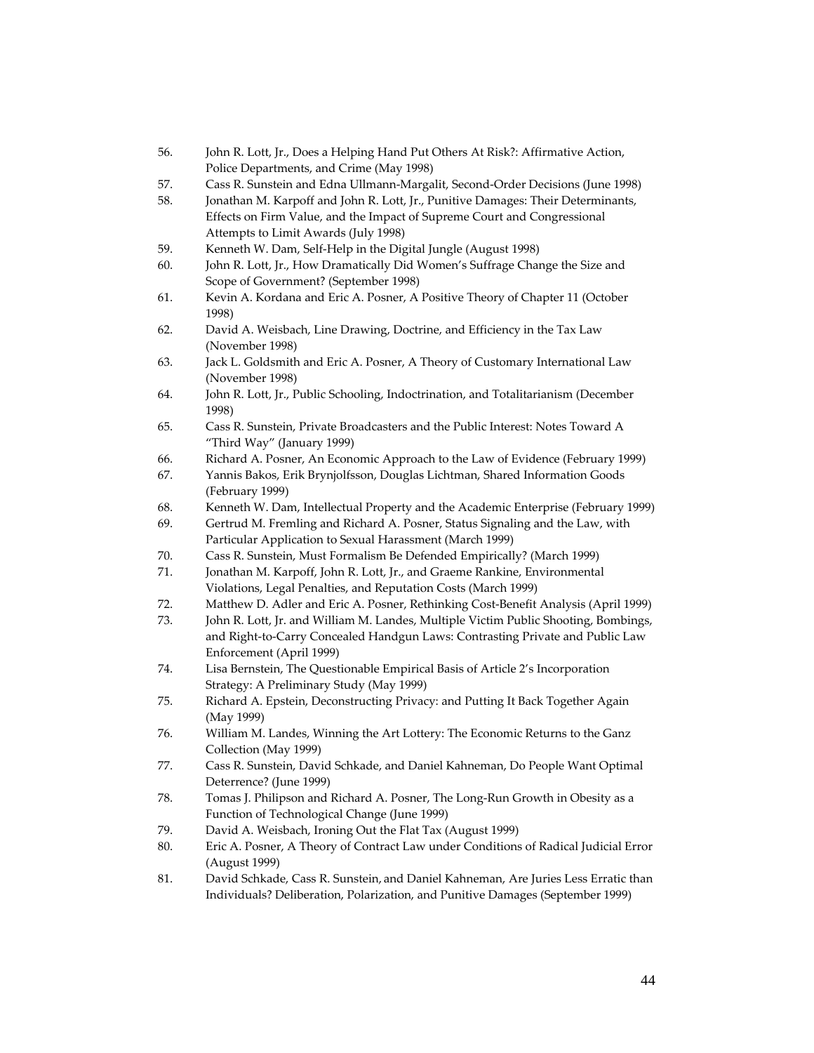56. John R. Lott, Jr., Does a Helping Hand Put Others At Risk?: Affirmative Action, Police Departments, and Crime (May 1998)
57. Cass R. Sunstein and Edna Ullmann-Margalit, Second-Order Decisions (June 1998)
58. Jonathan M. Karpoff and John R. Lott, Jr., Punitive Damages: Their Determinants, Effects on Firm Value, and the Impact of Supreme Court and Congressional Attempts to Limit Awards (July 1998)
59. Kenneth W. Dam, Self-Help in the Digital Jungle (August 1998)
60. John R. Lott, Jr., How Dramatically Did Women's Suffrage Change the Size and Scope of Government? (September 1998)
61. Kevin A. Kordana and Eric A. Posner, A Positive Theory of Chapter 11 (October 1998)
62. David A. Weisbach, Line Drawing, Doctrine, and Efficiency in the Tax Law (November 1998)
63. Jack L. Goldsmith and Eric A. Posner, A Theory of Customary International Law (November 1998)
64. John R. Lott, Jr., Public Schooling, Indoctrination, and Totalitarianism (December 1998)
65. Cass R. Sunstein, Private Broadcasters and the Public Interest: Notes Toward A "Third Way" (January 1999)
66. Richard A. Posner, An Economic Approach to the Law of Evidence (February 1999)
67. Yannis Bakos, Erik Brynjolfsson, Douglas Lichtman, Shared Information Goods (February 1999)
68. Kenneth W. Dam, Intellectual Property and the Academic Enterprise (February 1999)
69. Gertrud M. Fremling and Richard A. Posner, Status Signaling and the Law, with Particular Application to Sexual Harassment (March 1999)
70. Cass R. Sunstein, Must Formalism Be Defended Empirically? (March 1999)
71. Jonathan M. Karpoff, John R. Lott, Jr., and Graeme Rankine, Environmental Violations, Legal Penalties, and Reputation Costs (March 1999)
72. Matthew D. Adler and Eric A. Posner, Rethinking Cost-Benefit Analysis (April 1999)
73. John R. Lott, Jr. and William M. Landes, Multiple Victim Public Shooting, Bombings, and Right-to-Carry Concealed Handgun Laws: Contrasting Private and Public Law Enforcement (April 1999)
74. Lisa Bernstein, The Questionable Empirical Basis of Article 2's Incorporation Strategy: A Preliminary Study (May 1999)
75. Richard A. Epstein, Deconstructing Privacy: and Putting It Back Together Again (May 1999)
76. William M. Landes, Winning the Art Lottery: The Economic Returns to the Ganz Collection (May 1999)
77. Cass R. Sunstein, David Schkade, and Daniel Kahneman, Do People Want Optimal Deterrence? (June 1999)
78. Tomas J. Philipson and Richard A. Posner, The Long-Run Growth in Obesity as a Function of Technological Change (June 1999)
79. David A. Weisbach, Ironing Out the Flat Tax (August 1999)
80. Eric A. Posner, A Theory of Contract Law under Conditions of Radical Judicial Error (August 1999)
81. David Schkade, Cass R. Sunstein, and Daniel Kahneman, Are Juries Less Erratic than Individuals? Deliberation, Polarization, and Punitive Damages (September 1999)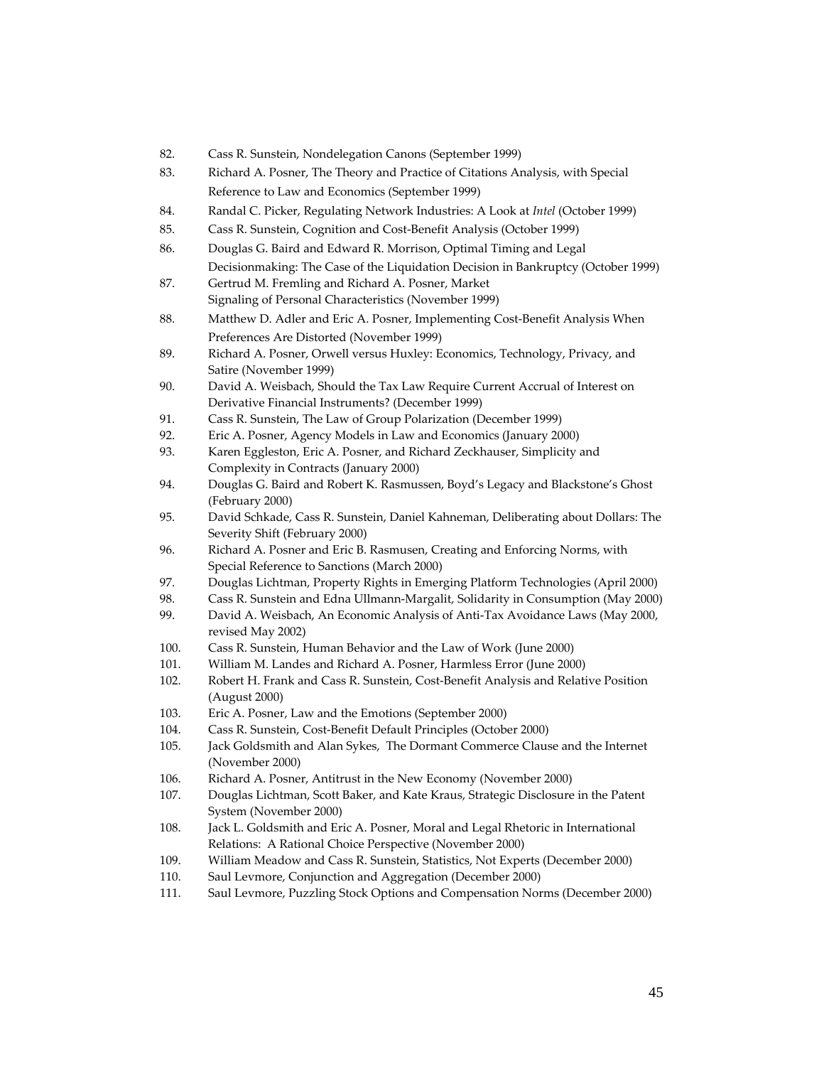82. Cass R. Sunstein, Nondelegation Canons (September 1999)
83. Richard A. Posner, The Theory and Practice of Citations Analysis, with Special Reference to Law and Economics (September 1999)
84. Randal C. Picker, Regulating Network Industries: A Look at *Intel* (October 1999)
85. Cass R. Sunstein, Cognition and Cost-Benefit Analysis (October 1999)
86. Douglas G. Baird and Edward R. Morrison, Optimal Timing and Legal Decisionmaking: The Case of the Liquidation Decision in Bankruptcy (October 1999)
87. Gertrud M. Fremling and Richard A. Posner, Market Signaling of Personal Characteristics (November 1999)
88. Matthew D. Adler and Eric A. Posner, Implementing Cost-Benefit Analysis When Preferences Are Distorted (November 1999)
89. Richard A. Posner, Orwell versus Huxley: Economics, Technology, Privacy, and Satire (November 1999)
90. David A. Weisbach, Should the Tax Law Require Current Accrual of Interest on Derivative Financial Instruments? (December 1999)
91. Cass R. Sunstein, The Law of Group Polarization (December 1999)
92. Eric A. Posner, Agency Models in Law and Economics (January 2000)
93. Karen Eggleston, Eric A. Posner, and Richard Zeckhauser, Simplicity and Complexity in Contracts (January 2000)
94. Douglas G. Baird and Robert K. Rasmussen, Boyd's Legacy and Blackstone's Ghost (February 2000)
95. David Schkade, Cass R. Sunstein, Daniel Kahneman, Deliberating about Dollars: The Severity Shift (February 2000)
96. Richard A. Posner and Eric B. Rasmusen, Creating and Enforcing Norms, with Special Reference to Sanctions (March 2000)
97. Douglas Lichtman, Property Rights in Emerging Platform Technologies (April 2000)
98. Cass R. Sunstein and Edna Ullmann-Margalit, Solidarity in Consumption (May 2000)
99. David A. Weisbach, An Economic Analysis of Anti-Tax Avoidance Laws (May 2000, revised May 2002)
100. Cass R. Sunstein, Human Behavior and the Law of Work (June 2000)
101. William M. Landes and Richard A. Posner, Harmless Error (June 2000)
102. Robert H. Frank and Cass R. Sunstein, Cost-Benefit Analysis and Relative Position (August 2000)
103. Eric A. Posner, Law and the Emotions (September 2000)
104. Cass R. Sunstein, Cost-Benefit Default Principles (October 2000)
105. Jack Goldsmith and Alan Sykes, The Dormant Commerce Clause and the Internet (November 2000)
106. Richard A. Posner, Antitrust in the New Economy (November 2000)
107. Douglas Lichtman, Scott Baker, and Kate Kraus, Strategic Disclosure in the Patent System (November 2000)
108. Jack L. Goldsmith and Eric A. Posner, Moral and Legal Rhetoric in International Relations: A Rational Choice Perspective (November 2000)
109. William Meadow and Cass R. Sunstein, Statistics, Not Experts (December 2000)
110. Saul Levmore, Conjunction and Aggregation (December 2000)
111. Saul Levmore, Puzzling Stock Options and Compensation Norms (December 2000)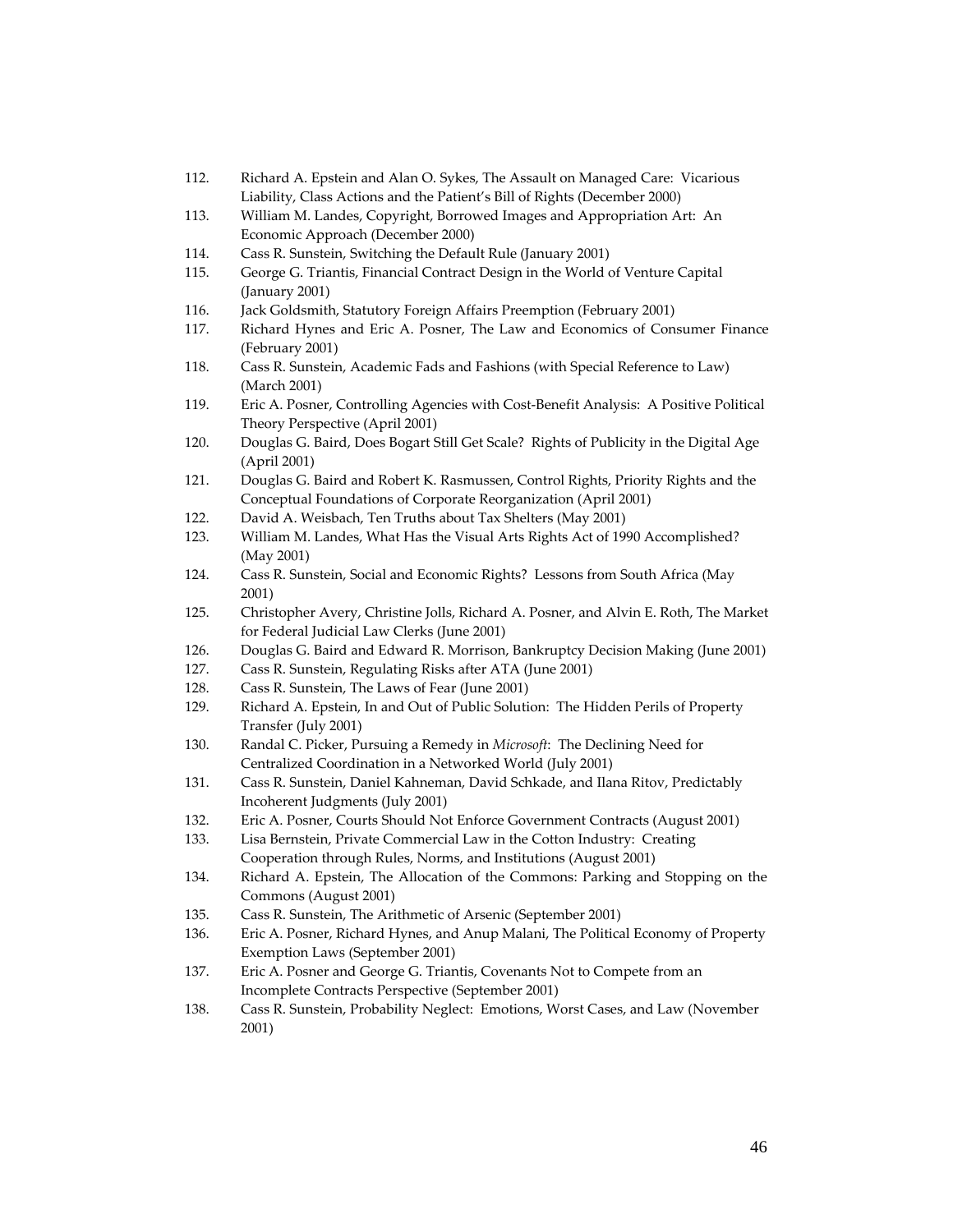112. Richard A. Epstein and Alan O. Sykes, The Assault on Managed Care: Vicarious Liability, Class Actions and the Patient's Bill of Rights (December 2000)
113. William M. Landes, Copyright, Borrowed Images and Appropriation Art: An Economic Approach (December 2000)
114. Cass R. Sunstein, Switching the Default Rule (January 2001)
115. George G. Triantis, Financial Contract Design in the World of Venture Capital (January 2001)
116. Jack Goldsmith, Statutory Foreign Affairs Preemption (February 2001)
117. Richard Hynes and Eric A. Posner, The Law and Economics of Consumer Finance (February 2001)
118. Cass R. Sunstein, Academic Fads and Fashions (with Special Reference to Law) (March 2001)
119. Eric A. Posner, Controlling Agencies with Cost-Benefit Analysis: A Positive Political Theory Perspective (April 2001)
120. Douglas G. Baird, Does Bogart Still Get Scale? Rights of Publicity in the Digital Age (April 2001)
121. Douglas G. Baird and Robert K. Rasmussen, Control Rights, Priority Rights and the Conceptual Foundations of Corporate Reorganization (April 2001)
122. David A. Weisbach, Ten Truths about Tax Shelters (May 2001)
123. William M. Landes, What Has the Visual Arts Rights Act of 1990 Accomplished? (May 2001)
124. Cass R. Sunstein, Social and Economic Rights? Lessons from South Africa (May 2001)
125. Christopher Avery, Christine Jolls, Richard A. Posner, and Alvin E. Roth, The Market for Federal Judicial Law Clerks (June 2001)
126. Douglas G. Baird and Edward R. Morrison, Bankruptcy Decision Making (June 2001)
127. Cass R. Sunstein, Regulating Risks after ATA (June 2001)
128. Cass R. Sunstein, The Laws of Fear (June 2001)
129. Richard A. Epstein, In and Out of Public Solution: The Hidden Perils of Property Transfer (July 2001)
130. Randal C. Picker, Pursuing a Remedy in *Microsoft*: The Declining Need for Centralized Coordination in a Networked World (July 2001)
131. Cass R. Sunstein, Daniel Kahneman, David Schkade, and Ilana Ritov, Predictably Incoherent Judgments (July 2001)
132. Eric A. Posner, Courts Should Not Enforce Government Contracts (August 2001)
133. Lisa Bernstein, Private Commercial Law in the Cotton Industry: Creating Cooperation through Rules, Norms, and Institutions (August 2001)
134. Richard A. Epstein, The Allocation of the Commons: Parking and Stopping on the Commons (August 2001)
135. Cass R. Sunstein, The Arithmetic of Arsenic (September 2001)
136. Eric A. Posner, Richard Hynes, and Anup Malani, The Political Economy of Property Exemption Laws (September 2001)
137. Eric A. Posner and George G. Triantis, Covenants Not to Compete from an Incomplete Contracts Perspective (September 2001)
138. Cass R. Sunstein, Probability Neglect: Emotions, Worst Cases, and Law (November 2001)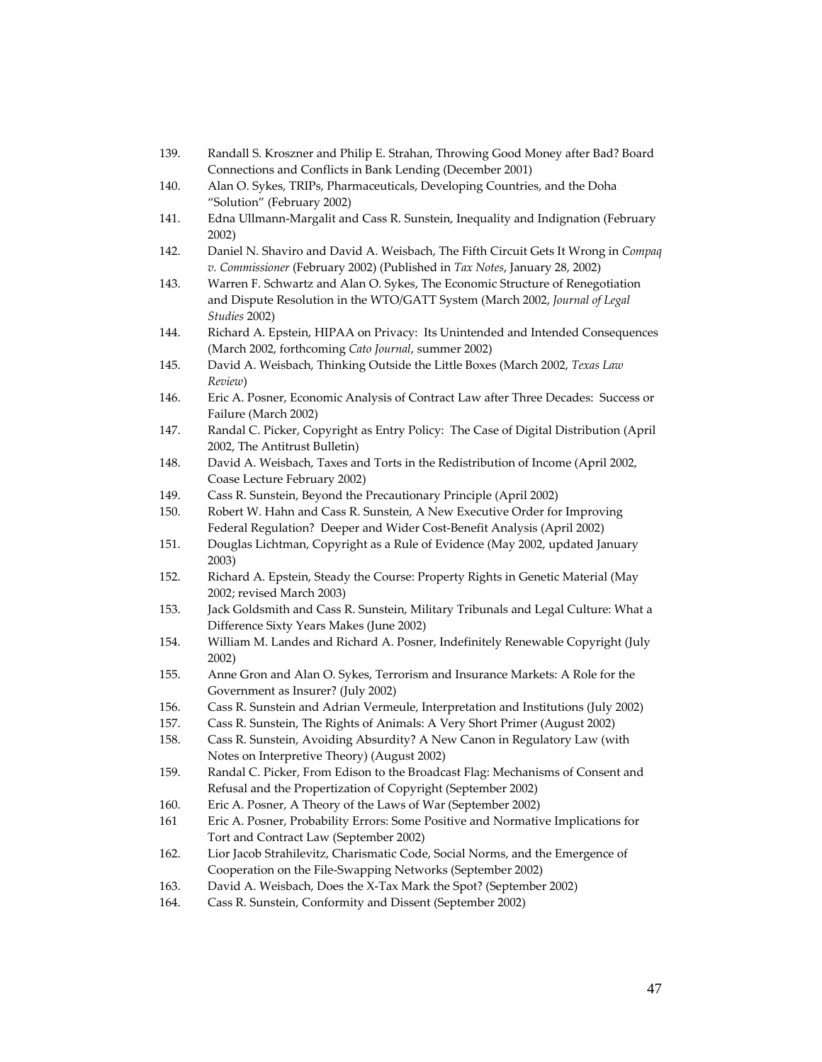139. Randall S. Kroszner and Philip E. Strahan, Throwing Good Money after Bad? Board Connections and Conflicts in Bank Lending (December 2001)
140. Alan O. Sykes, TRIPs, Pharmaceuticals, Developing Countries, and the Doha "Solution" (February 2002)
141. Edna Ullmann-Margalit and Cass R. Sunstein, Inequality and Indignation (February 2002)
142. Daniel N. Shaviro and David A. Weisbach, The Fifth Circuit Gets It Wrong in *Compaq v. Commissioner* (February 2002) (Published in *Tax Notes*, January 28, 2002)
143. Warren F. Schwartz and Alan O. Sykes, The Economic Structure of Renegotiation and Dispute Resolution in the WTO/GATT System (March 2002, *Journal of Legal Studies* 2002)
144. Richard A. Epstein, HIPAA on Privacy: Its Unintended and Intended Consequences (March 2002, forthcoming *Cato Journal*, summer 2002)
145. David A. Weisbach, Thinking Outside the Little Boxes (March 2002, *Texas Law Review*)
146. Eric A. Posner, Economic Analysis of Contract Law after Three Decades: Success or Failure (March 2002)
147. Randal C. Picker, Copyright as Entry Policy: The Case of Digital Distribution (April 2002, The Antitrust Bulletin)
148. David A. Weisbach, Taxes and Torts in the Redistribution of Income (April 2002, Coase Lecture February 2002)
149. Cass R. Sunstein, Beyond the Precautionary Principle (April 2002)
150. Robert W. Hahn and Cass R. Sunstein, A New Executive Order for Improving Federal Regulation? Deeper and Wider Cost-Benefit Analysis (April 2002)
151. Douglas Lichtman, Copyright as a Rule of Evidence (May 2002, updated January 2003)
152. Richard A. Epstein, Steady the Course: Property Rights in Genetic Material (May 2002; revised March 2003)
153. Jack Goldsmith and Cass R. Sunstein, Military Tribunals and Legal Culture: What a Difference Sixty Years Makes (June 2002)
154. William M. Landes and Richard A. Posner, Indefinitely Renewable Copyright (July 2002)
155. Anne Gron and Alan O. Sykes, Terrorism and Insurance Markets: A Role for the Government as Insurer? (July 2002)
156. Cass R. Sunstein and Adrian Vermeule, Interpretation and Institutions (July 2002)
157. Cass R. Sunstein, The Rights of Animals: A Very Short Primer (August 2002)
158. Cass R. Sunstein, Avoiding Absurdity? A New Canon in Regulatory Law (with Notes on Interpretive Theory) (August 2002)
159. Randal C. Picker, From Edison to the Broadcast Flag: Mechanisms of Consent and Refusal and the Propertization of Copyright (September 2002)
160. Eric A. Posner, A Theory of the Laws of War (September 2002)
161 Eric A. Posner, Probability Errors: Some Positive and Normative Implications for Tort and Contract Law (September 2002)
162. Lior Jacob Strahilevitz, Charismatic Code, Social Norms, and the Emergence of Cooperation on the File-Swapping Networks (September 2002)
163. David A. Weisbach, Does the X-Tax Mark the Spot? (September 2002)
164. Cass R. Sunstein, Conformity and Dissent (September 2002)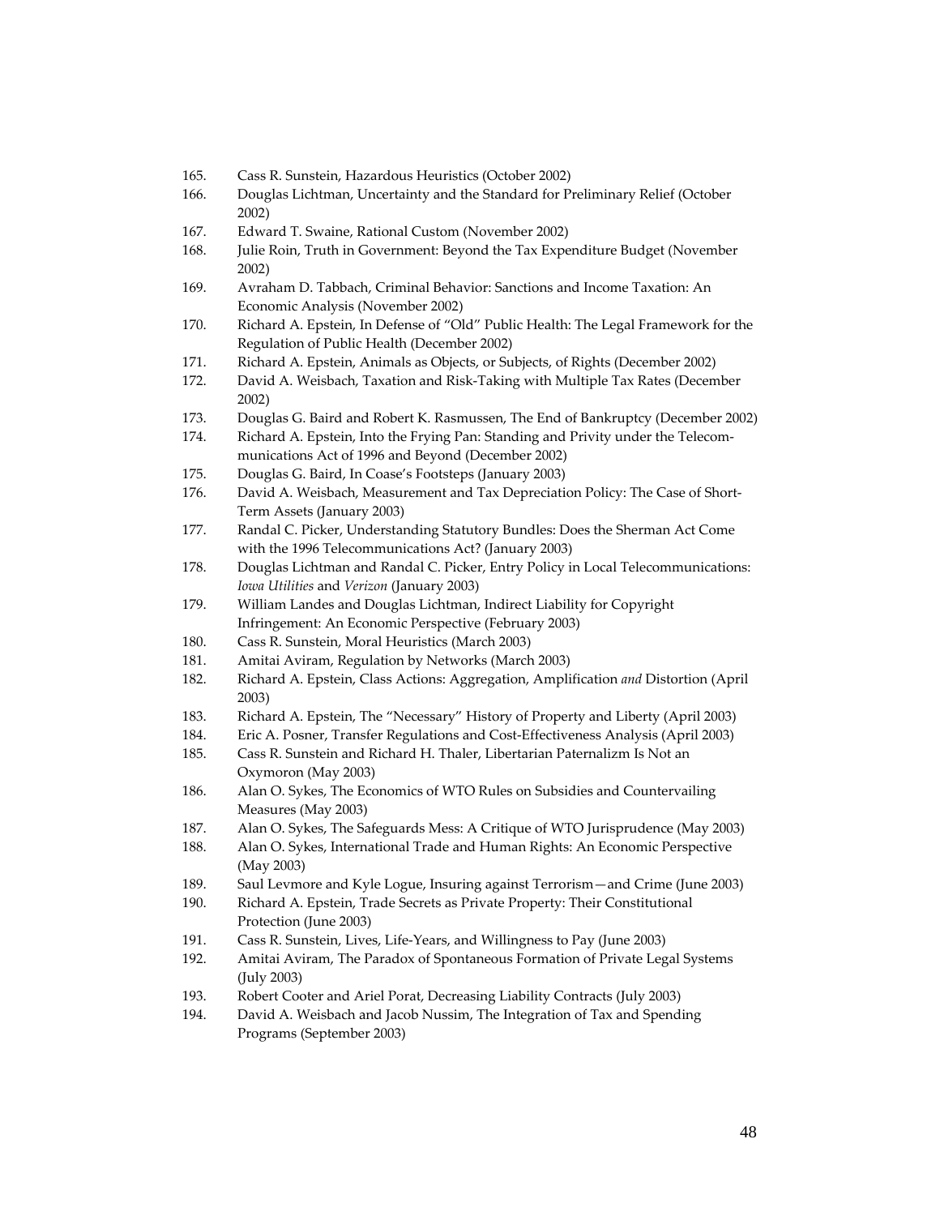165. Cass R. Sunstein, Hazardous Heuristics (October 2002)
166. Douglas Lichtman, Uncertainty and the Standard for Preliminary Relief (October 2002)
167. Edward T. Swaine, Rational Custom (November 2002)
168. Julie Roin, Truth in Government: Beyond the Tax Expenditure Budget (November 2002)
169. Avraham D. Tabbach, Criminal Behavior: Sanctions and Income Taxation: An Economic Analysis (November 2002)
170. Richard A. Epstein, In Defense of "Old" Public Health: The Legal Framework for the Regulation of Public Health (December 2002)
171. Richard A. Epstein, Animals as Objects, or Subjects, of Rights (December 2002)
172. David A. Weisbach, Taxation and Risk-Taking with Multiple Tax Rates (December 2002)
173. Douglas G. Baird and Robert K. Rasmussen, The End of Bankruptcy (December 2002)
174. Richard A. Epstein, Into the Frying Pan: Standing and Privity under the Telecommunications Act of 1996 and Beyond (December 2002)
175. Douglas G. Baird, In Coase's Footsteps (January 2003)
176. David A. Weisbach, Measurement and Tax Depreciation Policy: The Case of Short-Term Assets (January 2003)
177. Randal C. Picker, Understanding Statutory Bundles: Does the Sherman Act Come with the 1996 Telecommunications Act? (January 2003)
178. Douglas Lichtman and Randal C. Picker, Entry Policy in Local Telecommunications: *Iowa Utilities* and *Verizon* (January 2003)
179. William Landes and Douglas Lichtman, Indirect Liability for Copyright Infringement: An Economic Perspective (February 2003)
180. Cass R. Sunstein, Moral Heuristics (March 2003)
181. Amitai Aviram, Regulation by Networks (March 2003)
182. Richard A. Epstein, Class Actions: Aggregation, Amplification *and* Distortion (April 2003)
183. Richard A. Epstein, The "Necessary" History of Property and Liberty (April 2003)
184. Eric A. Posner, Transfer Regulations and Cost-Effectiveness Analysis (April 2003)
185. Cass R. Sunstein and Richard H. Thaler, Libertarian Paternalizm Is Not an Oxymoron (May 2003)
186. Alan O. Sykes, The Economics of WTO Rules on Subsidies and Countervailing Measures (May 2003)
187. Alan O. Sykes, The Safeguards Mess: A Critique of WTO Jurisprudence (May 2003)
188. Alan O. Sykes, International Trade and Human Rights: An Economic Perspective (May 2003)
189. Saul Levmore and Kyle Logue, Insuring against Terrorism—and Crime (June 2003)
190. Richard A. Epstein, Trade Secrets as Private Property: Their Constitutional Protection (June 2003)
191. Cass R. Sunstein, Lives, Life-Years, and Willingness to Pay (June 2003)
192. Amitai Aviram, The Paradox of Spontaneous Formation of Private Legal Systems (July 2003)
193. Robert Cooter and Ariel Porat, Decreasing Liability Contracts (July 2003)
194. David A. Weisbach and Jacob Nussim, The Integration of Tax and Spending Programs (September 2003)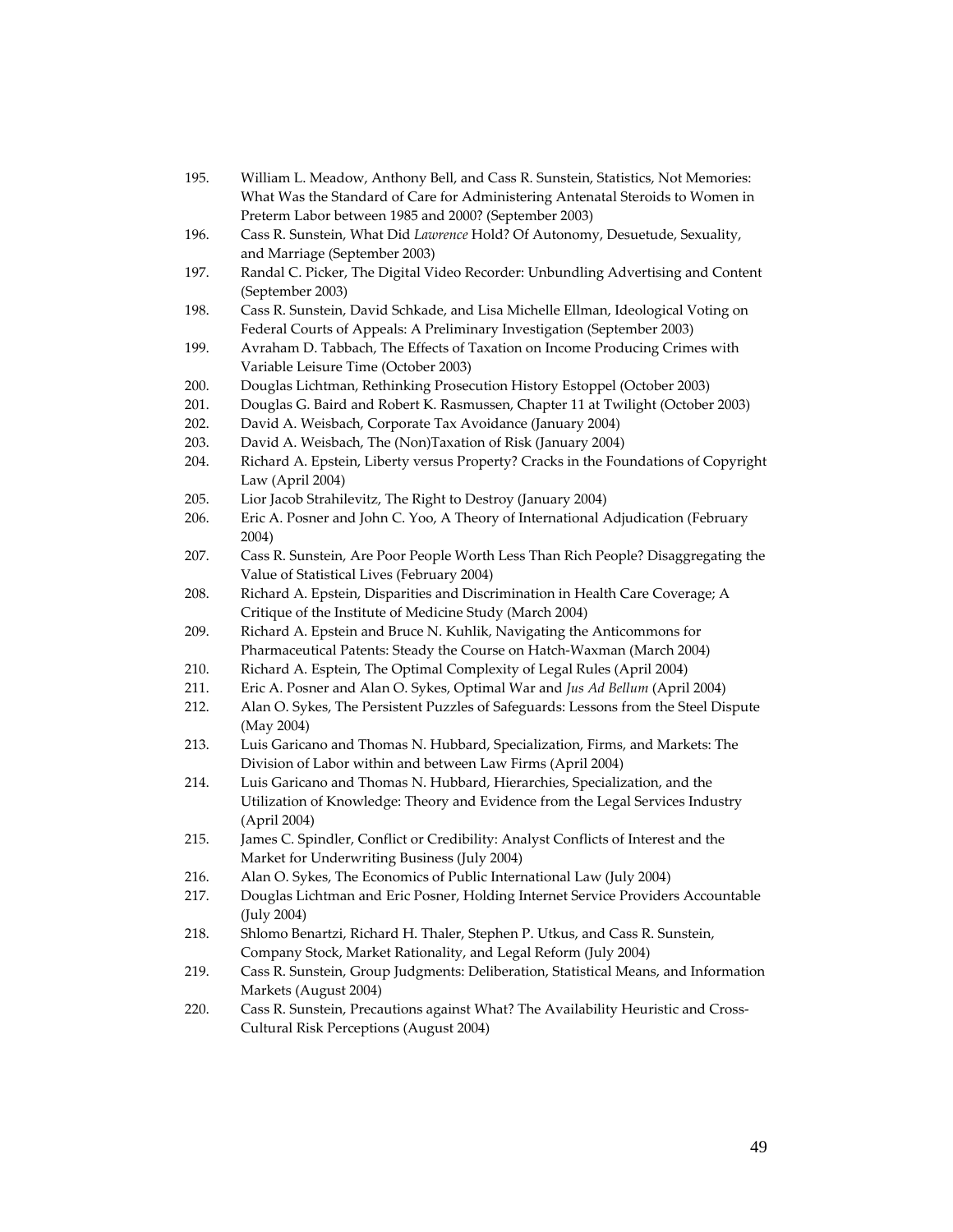195. William L. Meadow, Anthony Bell, and Cass R. Sunstein, Statistics, Not Memories: What Was the Standard of Care for Administering Antenatal Steroids to Women in Preterm Labor between 1985 and 2000? (September 2003)
196. Cass R. Sunstein, What Did *Lawrence* Hold? Of Autonomy, Desuetude, Sexuality, and Marriage (September 2003)
197. Randal C. Picker, The Digital Video Recorder: Unbundling Advertising and Content (September 2003)
198. Cass R. Sunstein, David Schkade, and Lisa Michelle Ellman, Ideological Voting on Federal Courts of Appeals: A Preliminary Investigation (September 2003)
199. Avraham D. Tabbach, The Effects of Taxation on Income Producing Crimes with Variable Leisure Time (October 2003)
200. Douglas Lichtman, Rethinking Prosecution History Estoppel (October 2003)
201. Douglas G. Baird and Robert K. Rasmussen, Chapter 11 at Twilight (October 2003)
202. David A. Weisbach, Corporate Tax Avoidance (January 2004)
203. David A. Weisbach, The (Non)Taxation of Risk (January 2004)
204. Richard A. Epstein, Liberty versus Property? Cracks in the Foundations of Copyright Law (April 2004)
205. Lior Jacob Strahilevitz, The Right to Destroy (January 2004)
206. Eric A. Posner and John C. Yoo, A Theory of International Adjudication (February 2004)
207. Cass R. Sunstein, Are Poor People Worth Less Than Rich People? Disaggregating the Value of Statistical Lives (February 2004)
208. Richard A. Epstein, Disparities and Discrimination in Health Care Coverage; A Critique of the Institute of Medicine Study (March 2004)
209. Richard A. Epstein and Bruce N. Kuhlik, Navigating the Anticommons for Pharmaceutical Patents: Steady the Course on Hatch-Waxman (March 2004)
210. Richard A. Esptein, The Optimal Complexity of Legal Rules (April 2004)
211. Eric A. Posner and Alan O. Sykes, Optimal War and *Jus Ad Bellum* (April 2004)
212. Alan O. Sykes, The Persistent Puzzles of Safeguards: Lessons from the Steel Dispute (May 2004)
213. Luis Garicano and Thomas N. Hubbard, Specialization, Firms, and Markets: The Division of Labor within and between Law Firms (April 2004)
214. Luis Garicano and Thomas N. Hubbard, Hierarchies, Specialization, and the Utilization of Knowledge: Theory and Evidence from the Legal Services Industry (April 2004)
215. James C. Spindler, Conflict or Credibility: Analyst Conflicts of Interest and the Market for Underwriting Business (July 2004)
216. Alan O. Sykes, The Economics of Public International Law (July 2004)
217. Douglas Lichtman and Eric Posner, Holding Internet Service Providers Accountable (July 2004)
218. Shlomo Benartzi, Richard H. Thaler, Stephen P. Utkus, and Cass R. Sunstein, Company Stock, Market Rationality, and Legal Reform (July 2004)
219. Cass R. Sunstein, Group Judgments: Deliberation, Statistical Means, and Information Markets (August 2004)
220. Cass R. Sunstein, Precautions against What? The Availability Heuristic and Cross-Cultural Risk Perceptions (August 2004)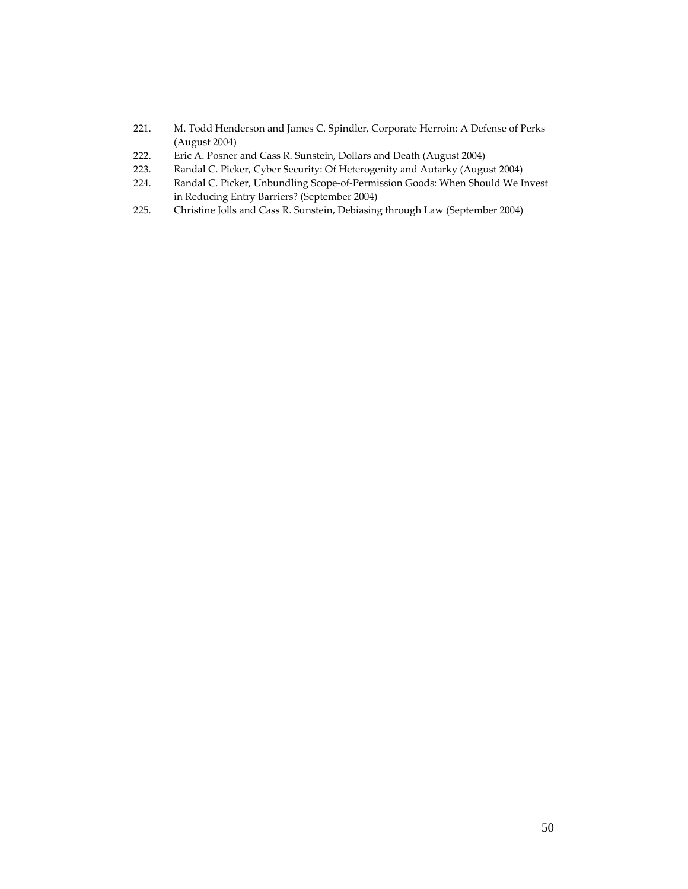221. M. Todd Henderson and James C. Spindler, Corporate Herroin: A Defense of Perks (August 2004)
222. Eric A. Posner and Cass R. Sunstein, Dollars and Death (August 2004)
223. Randal C. Picker, Cyber Security: Of Heterogenity and Autarky (August 2004)
224. Randal C. Picker, Unbundling Scope-of-Permission Goods: When Should We Invest in Reducing Entry Barriers? (September 2004)
225. Christine Jolls and Cass R. Sunstein, Debiasing through Law (September 2004)